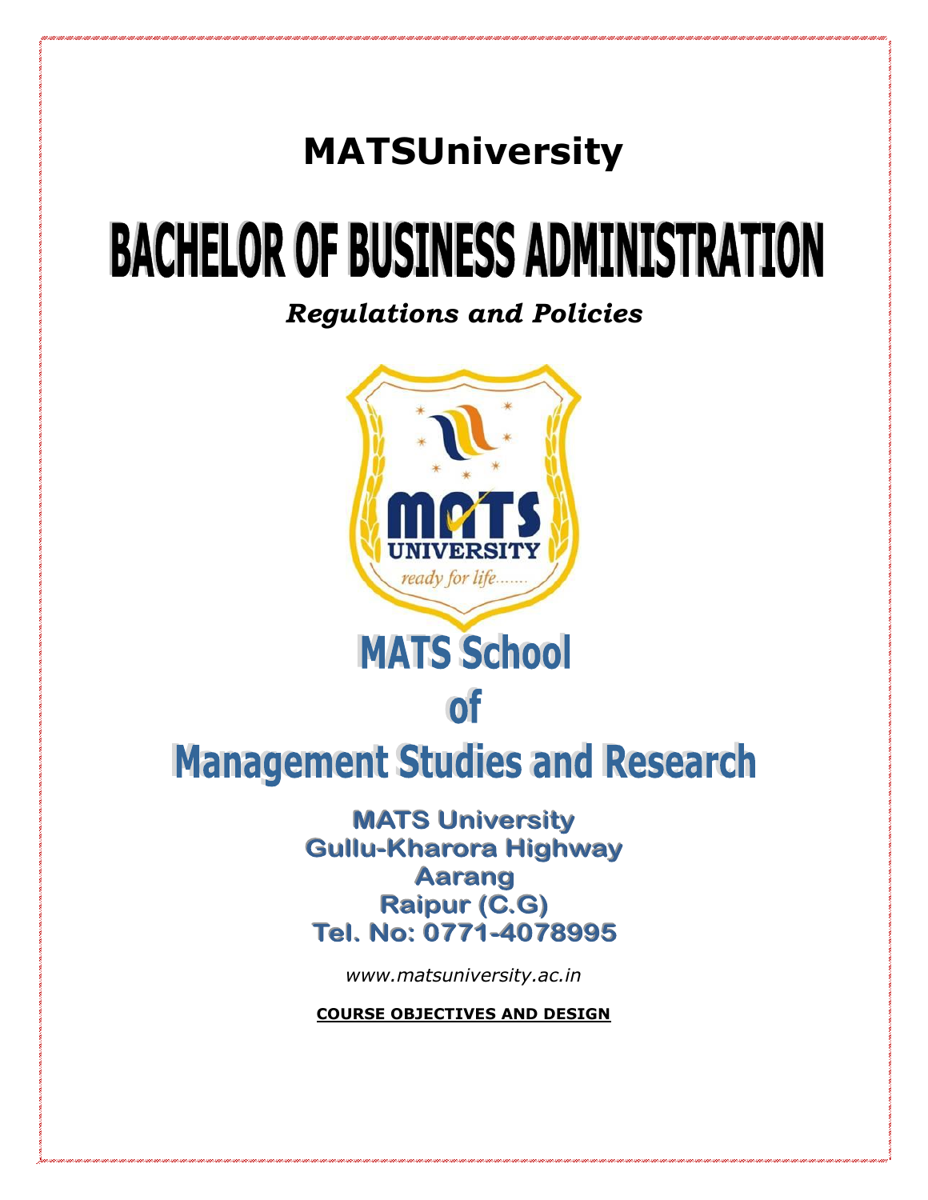# MATSUniversity

# BACHELOR OF BUSINESS ADMINISTRATION

***Regulations and Policies***

# MATS School of Management Studies and Research

**MATS University**
**Gullu-Kharora Highway**
**Aarang**
**Raipur (C.G)**
**Tel. No: 0771-4078995**

*www.matsuniversity.ac.in*

**COURSE OBJECTIVES AND DESIGN**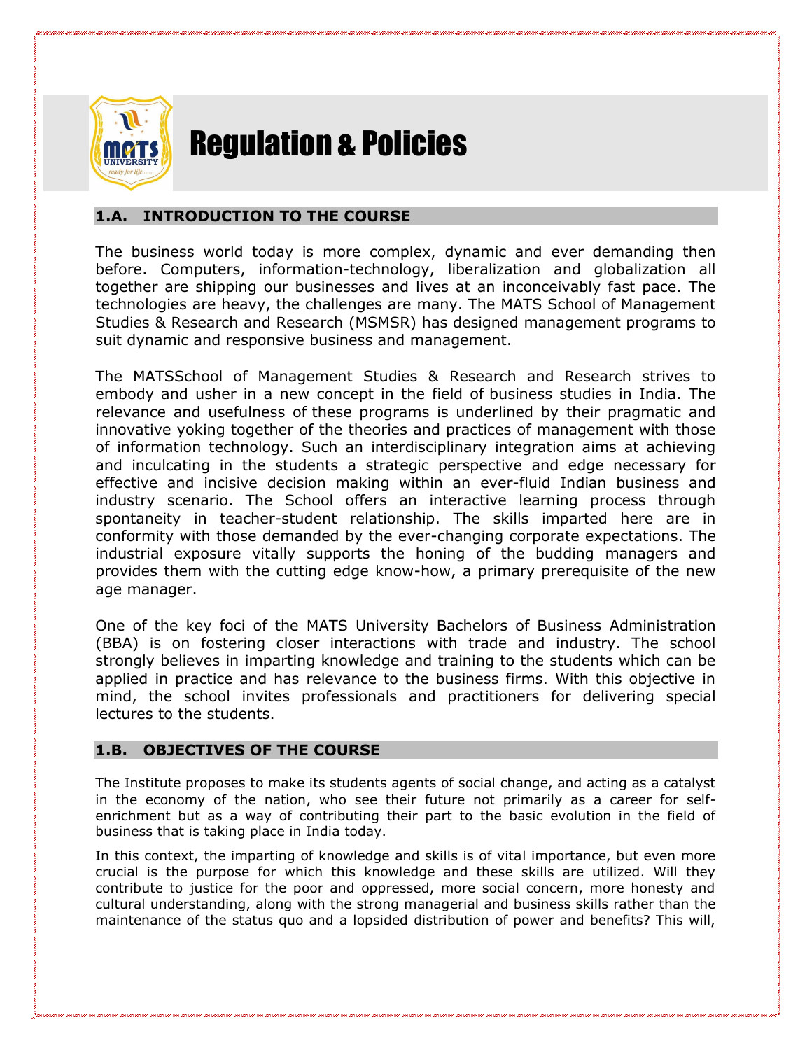# Regulation & Policies

## 1.A. INTRODUCTION TO THE COURSE

The business world today is more complex, dynamic and ever demanding then before. Computers, information-technology, liberalization and globalization all together are shipping our businesses and lives at an inconceivably fast pace. The technologies are heavy, the challenges are many. The MATS School of Management Studies & Research and Research (MSMSR) has designed management programs to suit dynamic and responsive business and management.

The MATSSchool of Management Studies & Research and Research strives to embody and usher in a new concept in the field of business studies in India. The relevance and usefulness of these programs is underlined by their pragmatic and innovative yoking together of the theories and practices of management with those of information technology. Such an interdisciplinary integration aims at achieving and inculcating in the students a strategic perspective and edge necessary for effective and incisive decision making within an ever-fluid Indian business and industry scenario. The School offers an interactive learning process through spontaneity in teacher-student relationship. The skills imparted here are in conformity with those demanded by the ever-changing corporate expectations. The industrial exposure vitally supports the honing of the budding managers and provides them with the cutting edge know-how, a primary prerequisite of the new age manager.

One of the key foci of the MATS University Bachelors of Business Administration (BBA) is on fostering closer interactions with trade and industry. The school strongly believes in imparting knowledge and training to the students which can be applied in practice and has relevance to the business firms. With this objective in mind, the school invites professionals and practitioners for delivering special lectures to the students.

## 1.B. OBJECTIVES OF THE COURSE

The Institute proposes to make its students agents of social change, and acting as a catalyst in the economy of the nation, who see their future not primarily as a career for self-enrichment but as a way of contributing their part to the basic evolution in the field of business that is taking place in India today.

In this context, the imparting of knowledge and skills is of vital importance, but even more crucial is the purpose for which this knowledge and these skills are utilized. Will they contribute to justice for the poor and oppressed, more social concern, more honesty and cultural understanding, along with the strong managerial and business skills rather than the maintenance of the status quo and a lopsided distribution of power and benefits? This will,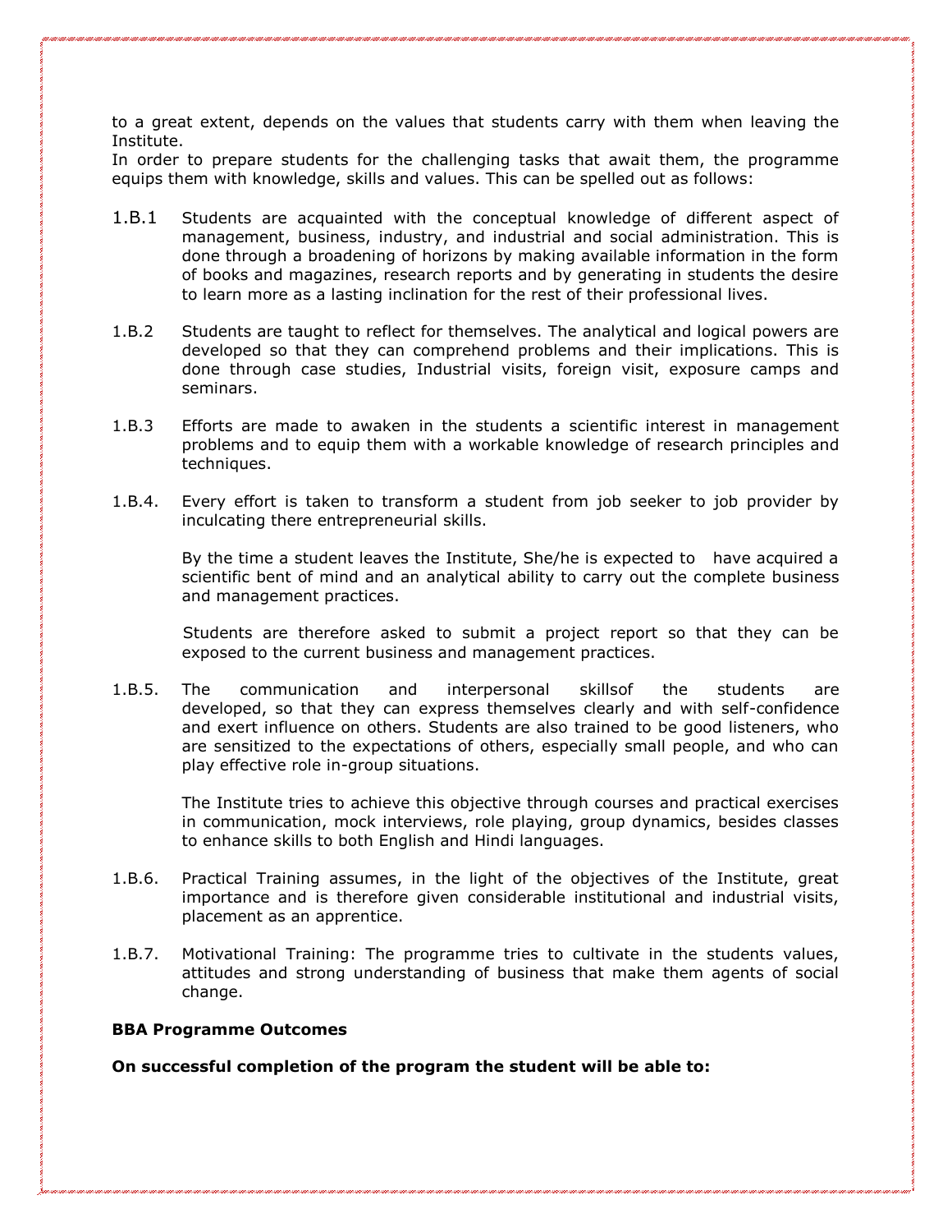to a great extent, depends on the values that students carry with them when leaving the Institute.

In order to prepare students for the challenging tasks that await them, the programme equips them with knowledge, skills and values. This can be spelled out as follows:

1.B.1 Students are acquainted with the conceptual knowledge of different aspect of management, business, industry, and industrial and social administration. This is done through a broadening of horizons by making available information in the form of books and magazines, research reports and by generating in students the desire to learn more as a lasting inclination for the rest of their professional lives.

1.B.2 Students are taught to reflect for themselves. The analytical and logical powers are developed so that they can comprehend problems and their implications. This is done through case studies, Industrial visits, foreign visit, exposure camps and seminars.

1.B.3 Efforts are made to awaken in the students a scientific interest in management problems and to equip them with a workable knowledge of research principles and techniques.

1.B.4. Every effort is taken to transform a student from job seeker to job provider by inculcating there entrepreneurial skills.

By the time a student leaves the Institute, She/he is expected to have acquired a scientific bent of mind and an analytical ability to carry out the complete business and management practices.

Students are therefore asked to submit a project report so that they can be exposed to the current business and management practices.

1.B.5. The communication and interpersonal skillsof the students are developed, so that they can express themselves clearly and with self-confidence and exert influence on others. Students are also trained to be good listeners, who are sensitized to the expectations of others, especially small people, and who can play effective role in-group situations.

The Institute tries to achieve this objective through courses and practical exercises in communication, mock interviews, role playing, group dynamics, besides classes to enhance skills to both English and Hindi languages.

1.B.6. Practical Training assumes, in the light of the objectives of the Institute, great importance and is therefore given considerable institutional and industrial visits, placement as an apprentice.

1.B.7. Motivational Training: The programme tries to cultivate in the students values, attitudes and strong understanding of business that make them agents of social change.

**BBA Programme Outcomes**

**On successful completion of the program the student will be able to:**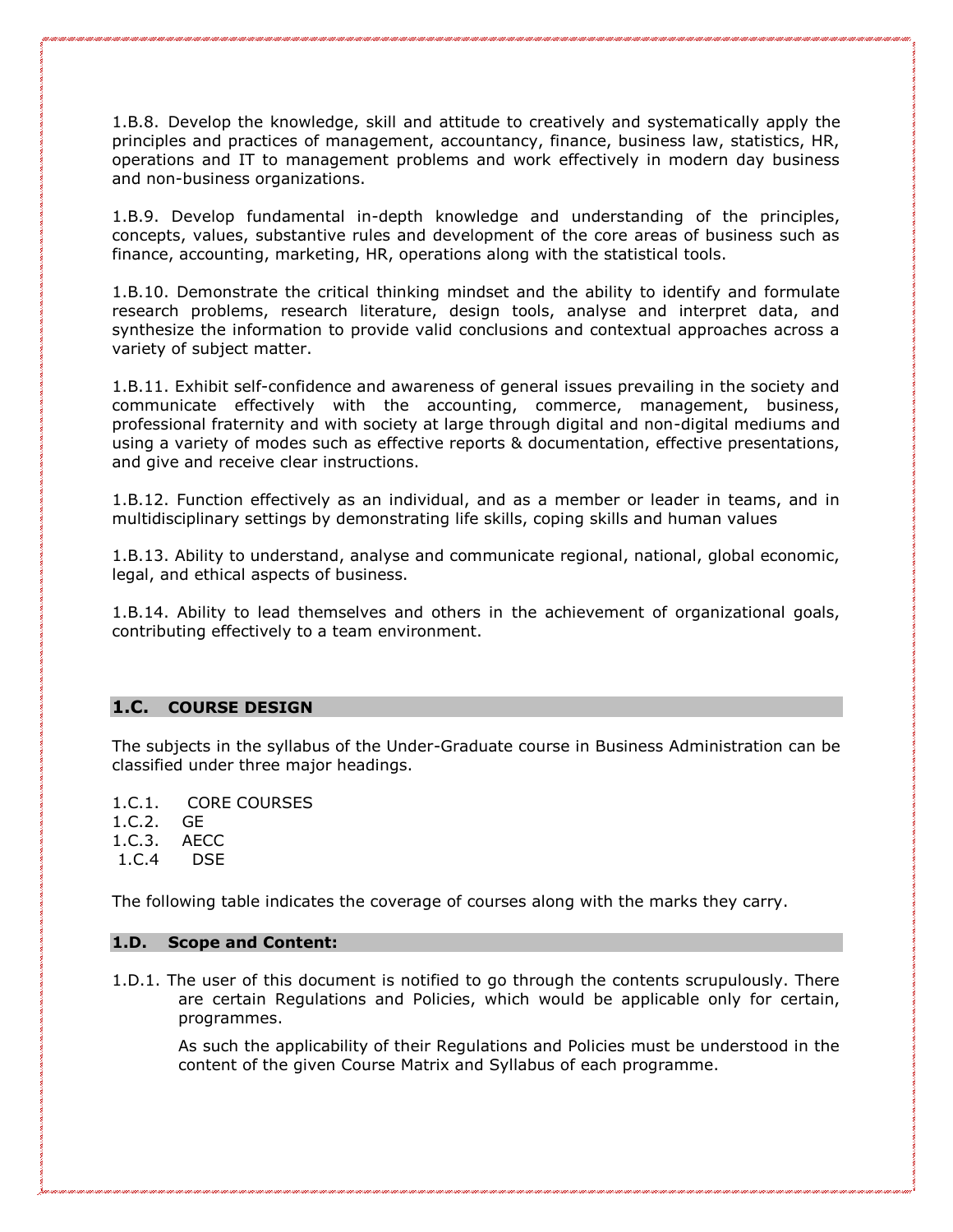1.B.8. Develop the knowledge, skill and attitude to creatively and systematically apply the principles and practices of management, accountancy, finance, business law, statistics, HR, operations and IT to management problems and work effectively in modern day business and non-business organizations.

1.B.9. Develop fundamental in-depth knowledge and understanding of the principles, concepts, values, substantive rules and development of the core areas of business such as finance, accounting, marketing, HR, operations along with the statistical tools.

1.B.10. Demonstrate the critical thinking mindset and the ability to identify and formulate research problems, research literature, design tools, analyse and interpret data, and synthesize the information to provide valid conclusions and contextual approaches across a variety of subject matter.

1.B.11. Exhibit self-confidence and awareness of general issues prevailing in the society and communicate effectively with the accounting, commerce, management, business, professional fraternity and with society at large through digital and non-digital mediums and using a variety of modes such as effective reports & documentation, effective presentations, and give and receive clear instructions.

1.B.12. Function effectively as an individual, and as a member or leader in teams, and in multidisciplinary settings by demonstrating life skills, coping skills and human values

1.B.13. Ability to understand, analyse and communicate regional, national, global economic, legal, and ethical aspects of business.

1.B.14. Ability to lead themselves and others in the achievement of organizational goals, contributing effectively to a team environment.

## 1.C. COURSE DESIGN

The subjects in the syllabus of the Under-Graduate course in Business Administration can be classified under three major headings.

1.C.1. CORE COURSES
1.C.2. GE
1.C.3. AECC
1.C.4 DSE

The following table indicates the coverage of courses along with the marks they carry.

## 1.D. Scope and Content:

1.D.1. The user of this document is notified to go through the contents scrupulously. There are certain Regulations and Policies, which would be applicable only for certain, programmes.

As such the applicability of their Regulations and Policies must be understood in the content of the given Course Matrix and Syllabus of each programme.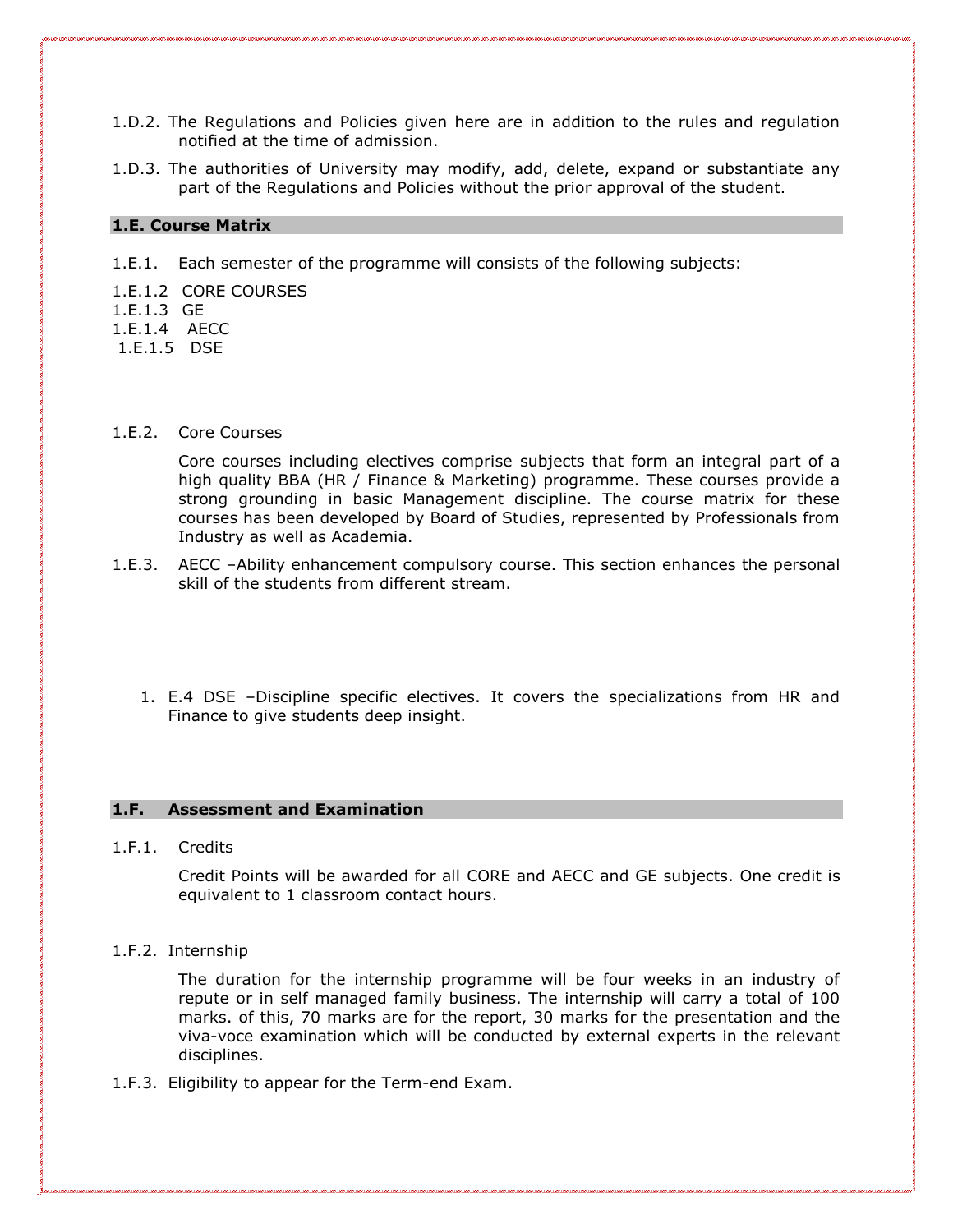1.D.2. The Regulations and Policies given here are in addition to the rules and regulation notified at the time of admission.

1.D.3. The authorities of University may modify, add, delete, expand or substantiate any part of the Regulations and Policies without the prior approval of the student.

## 1.E. Course Matrix

1.E.1. Each semester of the programme will consists of the following subjects:

1.E.1.2 CORE COURSES

1.E.1.3 GE

1.E.1.4 AECC

1.E.1.5 DSE

1.E.2. Core Courses

Core courses including electives comprise subjects that form an integral part of a high quality BBA (HR / Finance & Marketing) programme. These courses provide a strong grounding in basic Management discipline. The course matrix for these courses has been developed by Board of Studies, represented by Professionals from Industry as well as Academia.

1.E.3. AECC –Ability enhancement compulsory course. This section enhances the personal skill of the students from different stream.

1. E.4 DSE –Discipline specific electives. It covers the specializations from HR and Finance to give students deep insight.

## 1.F. Assessment and Examination

1.F.1. Credits

Credit Points will be awarded for all CORE and AECC and GE subjects. One credit is equivalent to 1 classroom contact hours.

1.F.2. Internship

The duration for the internship programme will be four weeks in an industry of repute or in self managed family business. The internship will carry a total of 100 marks. of this, 70 marks are for the report, 30 marks for the presentation and the viva-voce examination which will be conducted by external experts in the relevant disciplines.

1.F.3. Eligibility to appear for the Term-end Exam.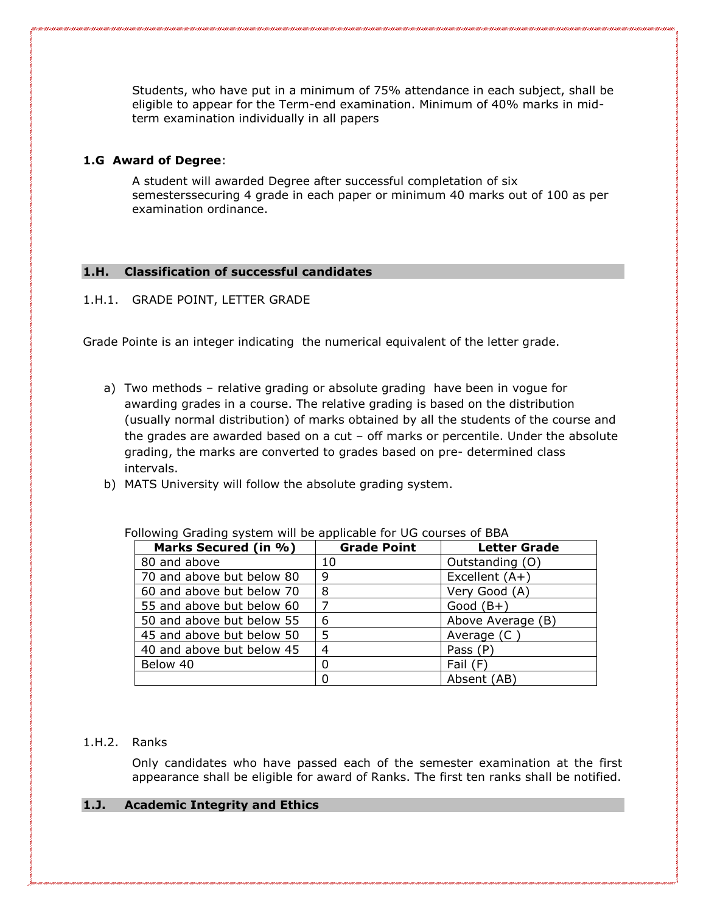Students, who have put in a minimum of 75% attendance in each subject, shall be eligible to appear for the Term-end examination. Minimum of 40% marks in mid-term examination individually in all papers

**1.G Award of Degree**:

A student will awarded Degree after successful completation of six semesterssecuring 4 grade in each paper or minimum 40 marks out of 100 as per examination ordinance.

## 1.H. Classification of successful candidates

1.H.1. GRADE POINT, LETTER GRADE

Grade Pointe is an integer indicating the numerical equivalent of the letter grade.

a) Two methods – relative grading or absolute grading have been in vogue for awarding grades in a course. The relative grading is based on the distribution (usually normal distribution) of marks obtained by all the students of the course and the grades are awarded based on a cut – off marks or percentile. Under the absolute grading, the marks are converted to grades based on pre- determined class intervals.
b) MATS University will follow the absolute grading system.

Following Grading system will be applicable for UG courses of BBA

| Marks Secured (in %) | Grade Point | Letter Grade |
|---|---|---|
| 80 and above | 10 | Outstanding (O) |
| 70 and above but below 80 | 9 | Excellent (A+) |
| 60 and above but below 70 | 8 | Very Good (A) |
| 55 and above but below 60 | 7 | Good (B+) |
| 50 and above but below 55 | 6 | Above Average (B) |
| 45 and above but below 50 | 5 | Average (C ) |
| 40 and above but below 45 | 4 | Pass (P) |
| Below 40 | 0 | Fail (F) |
| | 0 | Absent (AB) |

1.H.2. Ranks

Only candidates who have passed each of the semester examination at the first appearance shall be eligible for award of Ranks. The first ten ranks shall be notified.

## 1.J. Academic Integrity and Ethics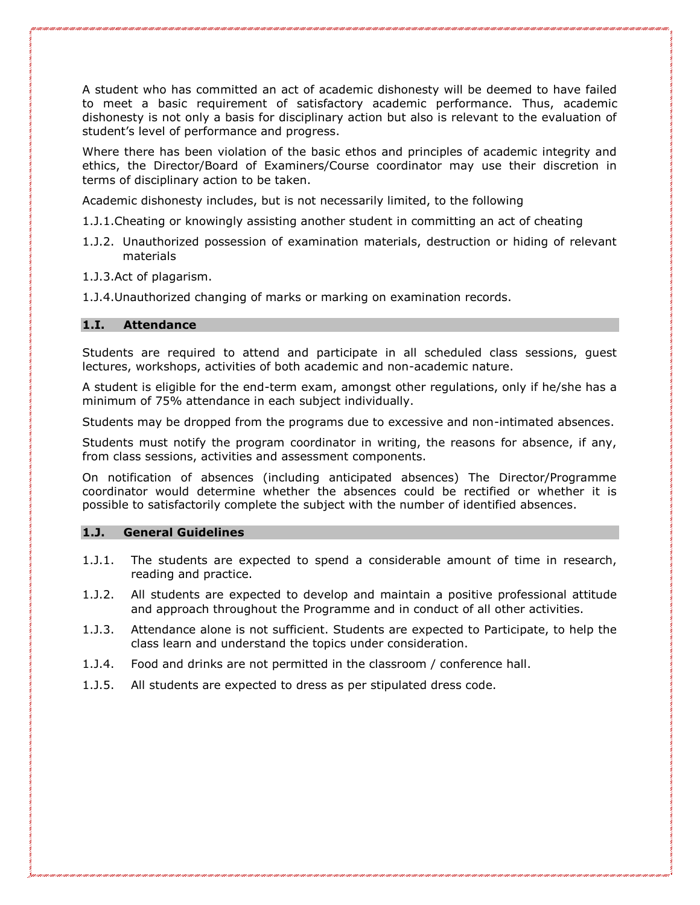A student who has committed an act of academic dishonesty will be deemed to have failed to meet a basic requirement of satisfactory academic performance. Thus, academic dishonesty is not only a basis for disciplinary action but also is relevant to the evaluation of student's level of performance and progress.

Where there has been violation of the basic ethos and principles of academic integrity and ethics, the Director/Board of Examiners/Course coordinator may use their discretion in terms of disciplinary action to be taken.

Academic dishonesty includes, but is not necessarily limited, to the following

1.J.1. Cheating or knowingly assisting another student in committing an act of cheating

1.J.2. Unauthorized possession of examination materials, destruction or hiding of relevant materials

1.J.3. Act of plagarism.

1.J.4. Unauthorized changing of marks or marking on examination records.

### 1.I. Attendance

Students are required to attend and participate in all scheduled class sessions, guest lectures, workshops, activities of both academic and non-academic nature.

A student is eligible for the end-term exam, amongst other regulations, only if he/she has a minimum of 75% attendance in each subject individually.

Students may be dropped from the programs due to excessive and non-intimated absences.

Students must notify the program coordinator in writing, the reasons for absence, if any, from class sessions, activities and assessment components.

On notification of absences (including anticipated absences) The Director/Programme coordinator would determine whether the absences could be rectified or whether it is possible to satisfactorily complete the subject with the number of identified absences.

### 1.J. General Guidelines

1.J.1. The students are expected to spend a considerable amount of time in research, reading and practice.

1.J.2. All students are expected to develop and maintain a positive professional attitude and approach throughout the Programme and in conduct of all other activities.

1.J.3. Attendance alone is not sufficient. Students are expected to Participate, to help the class learn and understand the topics under consideration.

1.J.4. Food and drinks are not permitted in the classroom / conference hall.

1.J.5. All students are expected to dress as per stipulated dress code.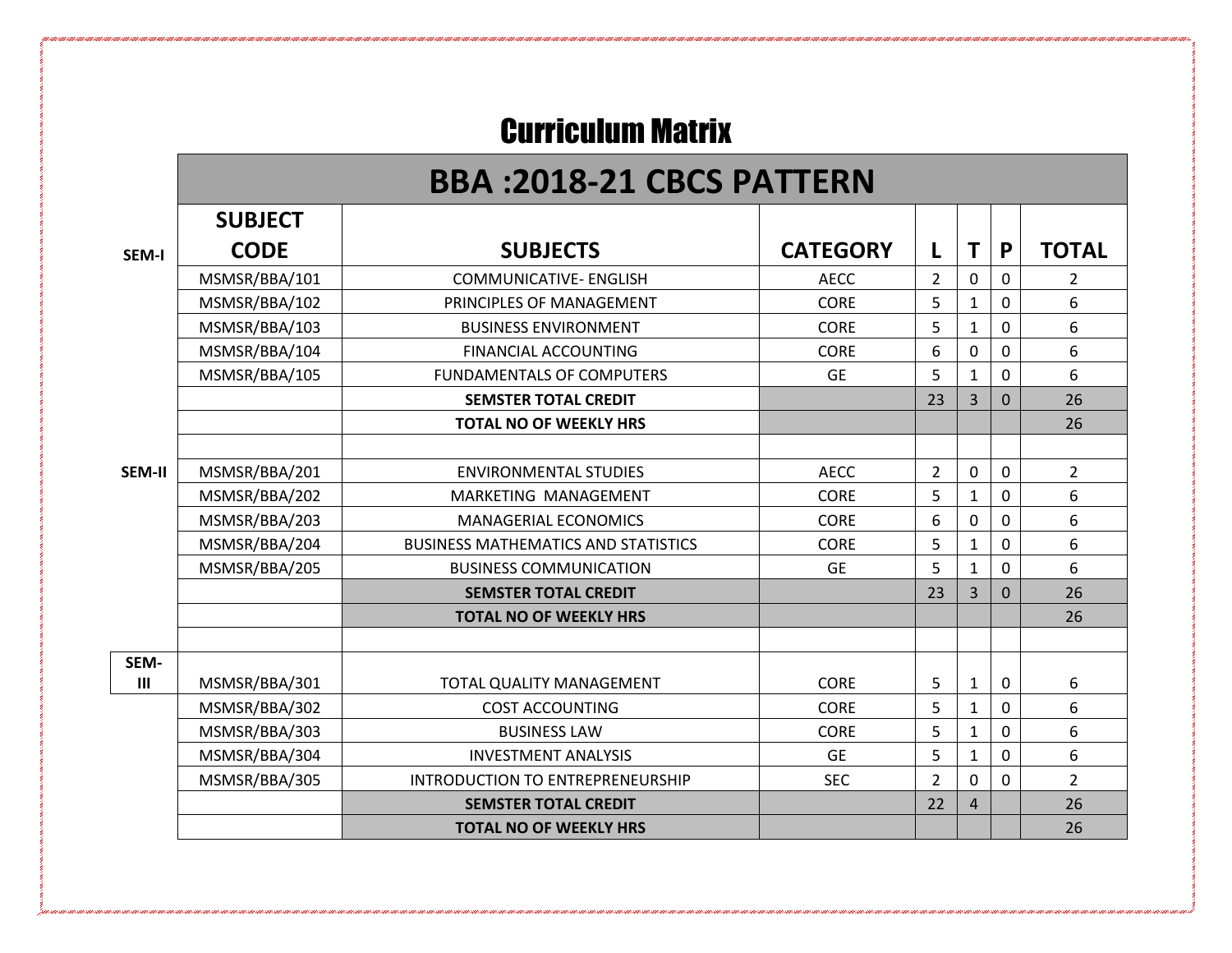# Curriculum Matrix

## BBA :2018-21 CBCS PATTERN

| | SUBJECT CODE | SUBJECTS | CATEGORY | L | T | P | TOTAL |
|---|---|---|---|---|---|---|---|
| SEM-I | MSMSR/BBA/101 | COMMUNICATIVE- ENGLISH | AECC | 2 | 0 | 0 | 2 |
| | MSMSR/BBA/102 | PRINCIPLES OF MANAGEMENT | CORE | 5 | 1 | 0 | 6 |
| | MSMSR/BBA/103 | BUSINESS ENVIRONMENT | CORE | 5 | 1 | 0 | 6 |
| | MSMSR/BBA/104 | FINANCIAL ACCOUNTING | CORE | 6 | 0 | 0 | 6 |
| | MSMSR/BBA/105 | FUNDAMENTALS OF COMPUTERS | GE | 5 | 1 | 0 | 6 |
| | | **SEMSTER TOTAL CREDIT** | | 23 | 3 | 0 | 26 |
| | | **TOTAL NO OF WEEKLY HRS** | | | | | 26 |
| | | | | | | | |
| SEM-II | MSMSR/BBA/201 | ENVIRONMENTAL STUDIES | AECC | 2 | 0 | 0 | 2 |
| | MSMSR/BBA/202 | MARKETING MANAGEMENT | CORE | 5 | 1 | 0 | 6 |
| | MSMSR/BBA/203 | MANAGERIAL ECONOMICS | CORE | 6 | 0 | 0 | 6 |
| | MSMSR/BBA/204 | BUSINESS MATHEMATICS AND STATISTICS | CORE | 5 | 1 | 0 | 6 |
| | MSMSR/BBA/205 | BUSINESS COMMUNICATION | GE | 5 | 1 | 0 | 6 |
| | | **SEMSTER TOTAL CREDIT** | | 23 | 3 | 0 | 26 |
| | | **TOTAL NO OF WEEKLY HRS** | | | | | 26 |
| | | | | | | | |
| SEM-III | MSMSR/BBA/301 | TOTAL QUALITY MANAGEMENT | CORE | 5 | 1 | 0 | 6 |
| | MSMSR/BBA/302 | COST ACCOUNTING | CORE | 5 | 1 | 0 | 6 |
| | MSMSR/BBA/303 | BUSINESS LAW | CORE | 5 | 1 | 0 | 6 |
| | MSMSR/BBA/304 | INVESTMENT ANALYSIS | GE | 5 | 1 | 0 | 6 |
| | MSMSR/BBA/305 | INTRODUCTION TO ENTREPRENEURSHIP | SEC | 2 | 0 | 0 | 2 |
| | | **SEMSTER TOTAL CREDIT** | | 22 | 4 | | 26 |
| | | **TOTAL NO OF WEEKLY HRS** | | | | | 26 |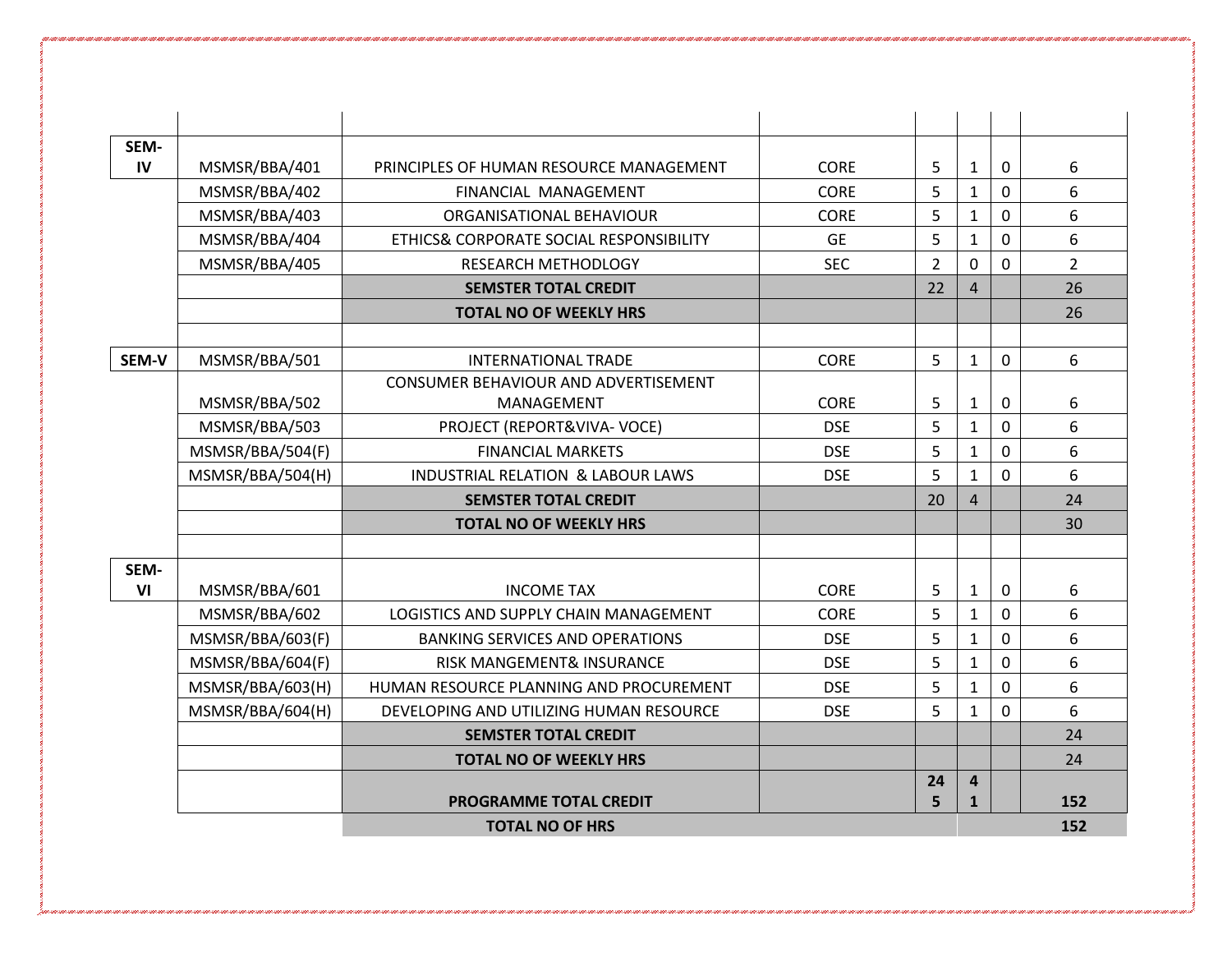| | | | | | | | |
|---|---|---|---|---|---|---|---|
| SEM-IV | MSMSR/BBA/401 | PRINCIPLES OF HUMAN RESOURCE MANAGEMENT | CORE | 5 | 1 | 0 | 6 |
| | MSMSR/BBA/402 | FINANCIAL MANAGEMENT | CORE | 5 | 1 | 0 | 6 |
| | MSMSR/BBA/403 | ORGANISATIONAL BEHAVIOUR | CORE | 5 | 1 | 0 | 6 |
| | MSMSR/BBA/404 | ETHICS& CORPORATE SOCIAL RESPONSIBILITY | GE | 5 | 1 | 0 | 6 |
| | MSMSR/BBA/405 | RESEARCH METHODLOGY | SEC | 2 | 0 | 0 | 2 |
| | | **SEMSTER TOTAL CREDIT** | | 22 | 4 | | 26 |
| | | **TOTAL NO OF WEEKLY HRS** | | | | | 26 |
| | | | | | | | |
| **SEM-V** | MSMSR/BBA/501 | INTERNATIONAL TRADE | CORE | 5 | 1 | 0 | 6 |
| | MSMSR/BBA/502 | CONSUMER BEHAVIOUR AND ADVERTISEMENT MANAGEMENT | CORE | 5 | 1 | 0 | 6 |
| | MSMSR/BBA/503 | PROJECT (REPORT&VIVA- VOCE) | DSE | 5 | 1 | 0 | 6 |
| | MSMSR/BBA/504(F) | FINANCIAL MARKETS | DSE | 5 | 1 | 0 | 6 |
| | MSMSR/BBA/504(H) | INDUSTRIAL RELATION & LABOUR LAWS | DSE | 5 | 1 | 0 | 6 |
| | | **SEMSTER TOTAL CREDIT** | | 20 | 4 | | 24 |
| | | **TOTAL NO OF WEEKLY HRS** | | | | | 30 |
| | | | | | | | |
| **SEM-VI** | MSMSR/BBA/601 | INCOME TAX | CORE | 5 | 1 | 0 | 6 |
| | MSMSR/BBA/602 | LOGISTICS AND SUPPLY CHAIN MANAGEMENT | CORE | 5 | 1 | 0 | 6 |
| | MSMSR/BBA/603(F) | BANKING SERVICES AND OPERATIONS | DSE | 5 | 1 | 0 | 6 |
| | MSMSR/BBA/604(F) | RISK MANGEMENT& INSURANCE | DSE | 5 | 1 | 0 | 6 |
| | MSMSR/BBA/603(H) | HUMAN RESOURCE PLANNING AND PROCUREMENT | DSE | 5 | 1 | 0 | 6 |
| | MSMSR/BBA/604(H) | DEVELOPING AND UTILIZING HUMAN RESOURCE | DSE | 5 | 1 | 0 | 6 |
| | | **SEMSTER TOTAL CREDIT** | | | | | 24 |
| | | **TOTAL NO OF WEEKLY HRS** | | | | | 24 |
| | | **PROGRAMME TOTAL CREDIT** | | **245** | **41** | | **152** |
| | | **TOTAL NO OF HRS** | | | | | **152** |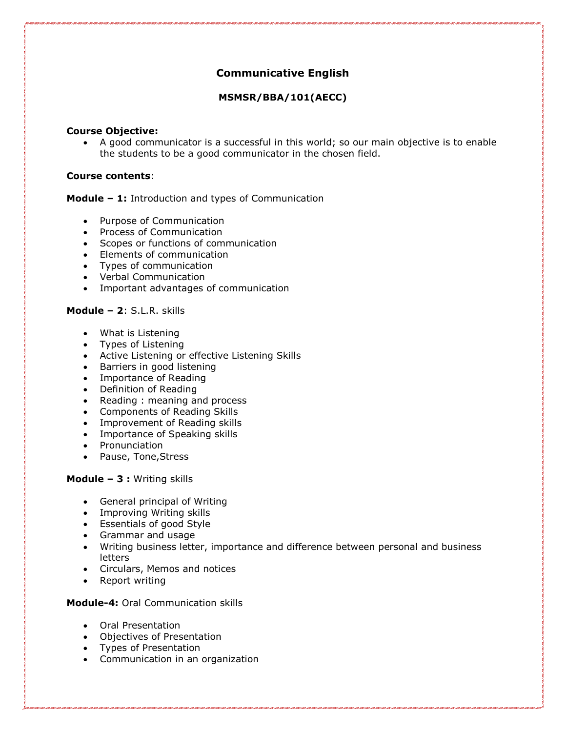# Communicative English

## MSMSR/BBA/101(AECC)

**Course Objective:**

- A good communicator is a successful in this world; so our main objective is to enable the students to be a good communicator in the chosen field.

**Course contents**:

**Module – 1:** Introduction and types of Communication

- Purpose of Communication
- Process of Communication
- Scopes or functions of communication
- Elements of communication
- Types of communication
- Verbal Communication
- Important advantages of communication

**Module – 2**: S.L.R. skills

- What is Listening
- Types of Listening
- Active Listening or effective Listening Skills
- Barriers in good listening
- Importance of Reading
- Definition of Reading
- Reading : meaning and process
- Components of Reading Skills
- Improvement of Reading skills
- Importance of Speaking skills
- Pronunciation
- Pause, Tone,Stress

**Module – 3 :** Writing skills

- General principal of Writing
- Improving Writing skills
- Essentials of good Style
- Grammar and usage
- Writing business letter, importance and difference between personal and business letters
- Circulars, Memos and notices
- Report writing

**Module-4:** Oral Communication skills

- Oral Presentation
- Objectives of Presentation
- Types of Presentation
- Communication in an organization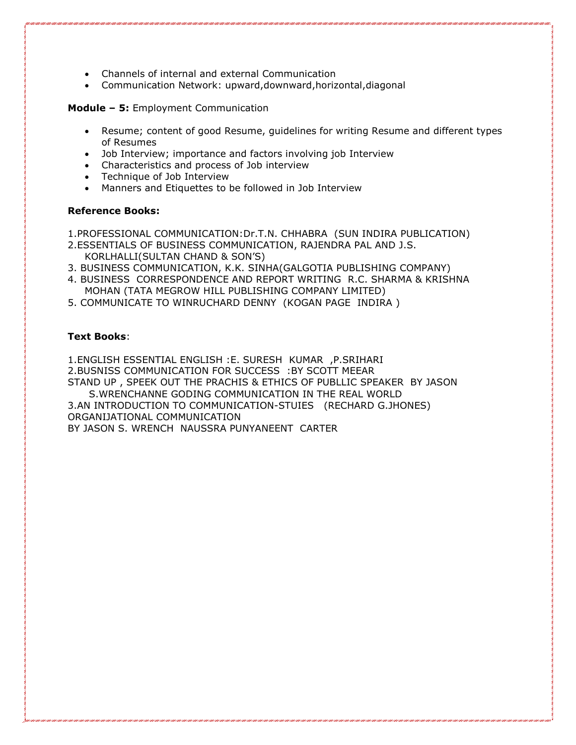- Channels of internal and external Communication
- Communication Network: upward,downward,horizontal,diagonal

**Module – 5:** Employment Communication

- Resume; content of good Resume, guidelines for writing Resume and different types of Resumes
- Job Interview; importance and factors involving job Interview
- Characteristics and process of Job interview
- Technique of Job Interview
- Manners and Etiquettes to be followed in Job Interview

**Reference Books:**

1.PROFESSIONAL COMMUNICATION:Dr.T.N. CHHABRA (SUN INDIRA PUBLICATION)
2.ESSENTIALS OF BUSINESS COMMUNICATION, RAJENDRA PAL AND J.S. KORLHALLI(SULTAN CHAND & SON'S)
3. BUSINESS COMMUNICATION, K.K. SINHA(GALGOTIA PUBLISHING COMPANY)
4. BUSINESS CORRESPONDENCE AND REPORT WRITING R.C. SHARMA & KRISHNA MOHAN (TATA MEGROW HILL PUBLISHING COMPANY LIMITED)
5. COMMUNICATE TO WINRUCHARD DENNY (KOGAN PAGE INDIRA )

**Text Books**:

1.ENGLISH ESSENTIAL ENGLISH :E. SURESH KUMAR ,P.SRIHARI
2.BUSNISS COMMUNICATION FOR SUCCESS :BY SCOTT MEEAR
STAND UP , SPEEK OUT THE PRACHIS & ETHICS OF PUBLLIC SPEAKER BY JASON S.WRENCHANNE GODING COMMUNICATION IN THE REAL WORLD
3.AN INTRODUCTION TO COMMUNICATION-STUIES (RECHARD G.JHONES)
ORGANIJATIONAL COMMUNICATION
BY JASON S. WRENCH NAUSSRA PUNYANEENT CARTER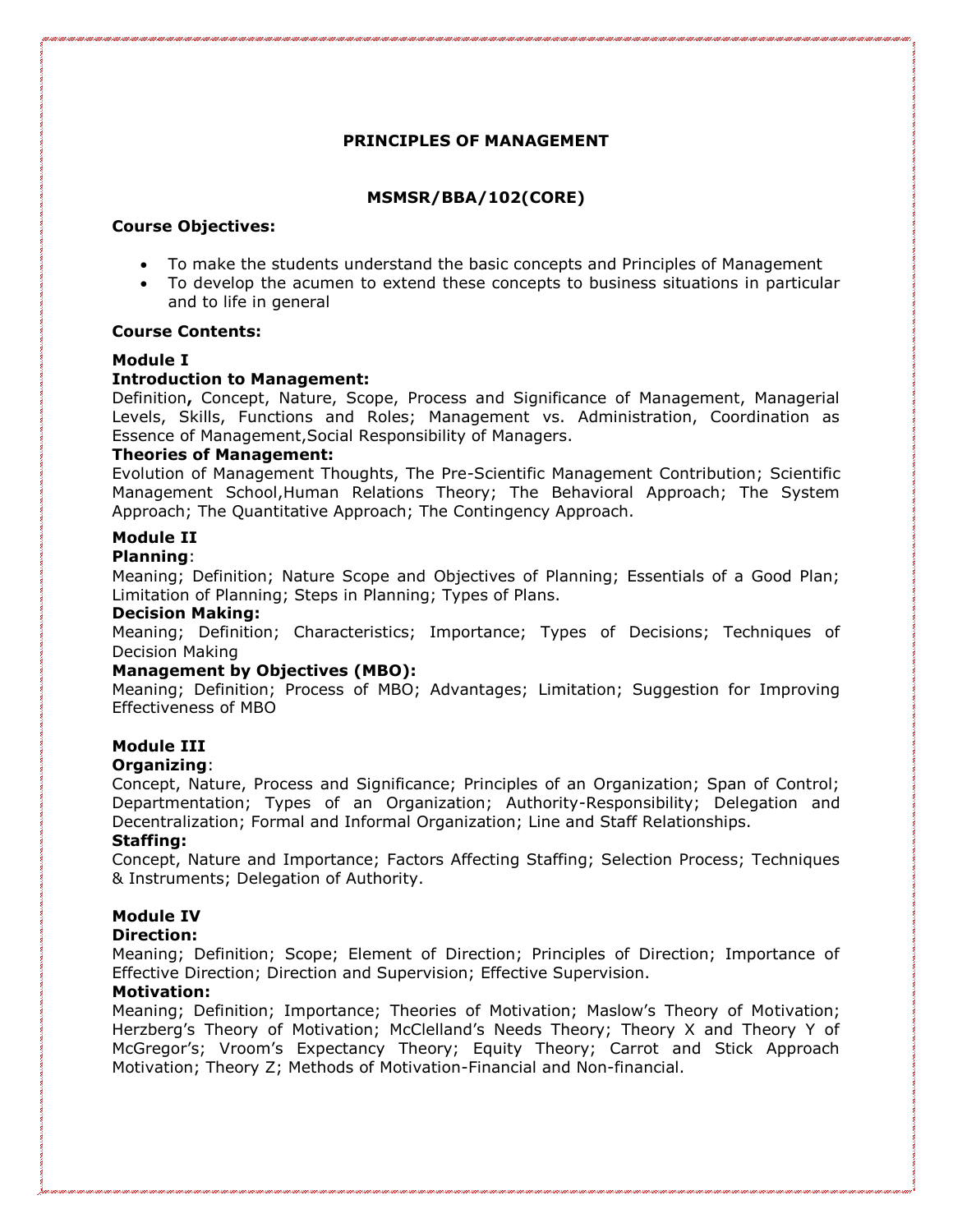## PRINCIPLES OF MANAGEMENT

### MSMSR/BBA/102(CORE)

**Course Objectives:**

- To make the students understand the basic concepts and Principles of Management
- To develop the acumen to extend these concepts to business situations in particular and to life in general

**Course Contents:**

**Module I**

**Introduction to Management:**

Definition**,** Concept, Nature, Scope, Process and Significance of Management, Managerial Levels, Skills, Functions and Roles; Management vs. Administration, Coordination as Essence of Management,Social Responsibility of Managers.

**Theories of Management:**

Evolution of Management Thoughts, The Pre-Scientific Management Contribution; Scientific Management School,Human Relations Theory; The Behavioral Approach; The System Approach; The Quantitative Approach; The Contingency Approach.

**Module II**

**Planning**:

Meaning; Definition; Nature Scope and Objectives of Planning; Essentials of a Good Plan; Limitation of Planning; Steps in Planning; Types of Plans.

**Decision Making:**

Meaning; Definition; Characteristics; Importance; Types of Decisions; Techniques of Decision Making

**Management by Objectives (MBO):**

Meaning; Definition; Process of MBO; Advantages; Limitation; Suggestion for Improving Effectiveness of MBO

**Module III**

**Organizing**:

Concept, Nature, Process and Significance; Principles of an Organization; Span of Control; Departmentation; Types of an Organization; Authority-Responsibility; Delegation and Decentralization; Formal and Informal Organization; Line and Staff Relationships.

**Staffing:**

Concept, Nature and Importance; Factors Affecting Staffing; Selection Process; Techniques & Instruments; Delegation of Authority.

**Module IV**

**Direction:**

Meaning; Definition; Scope; Element of Direction; Principles of Direction; Importance of Effective Direction; Direction and Supervision; Effective Supervision.

**Motivation:**

Meaning; Definition; Importance; Theories of Motivation; Maslow's Theory of Motivation; Herzberg's Theory of Motivation; McClelland's Needs Theory; Theory X and Theory Y of McGregor's; Vroom's Expectancy Theory; Equity Theory; Carrot and Stick Approach Motivation; Theory Z; Methods of Motivation-Financial and Non-financial.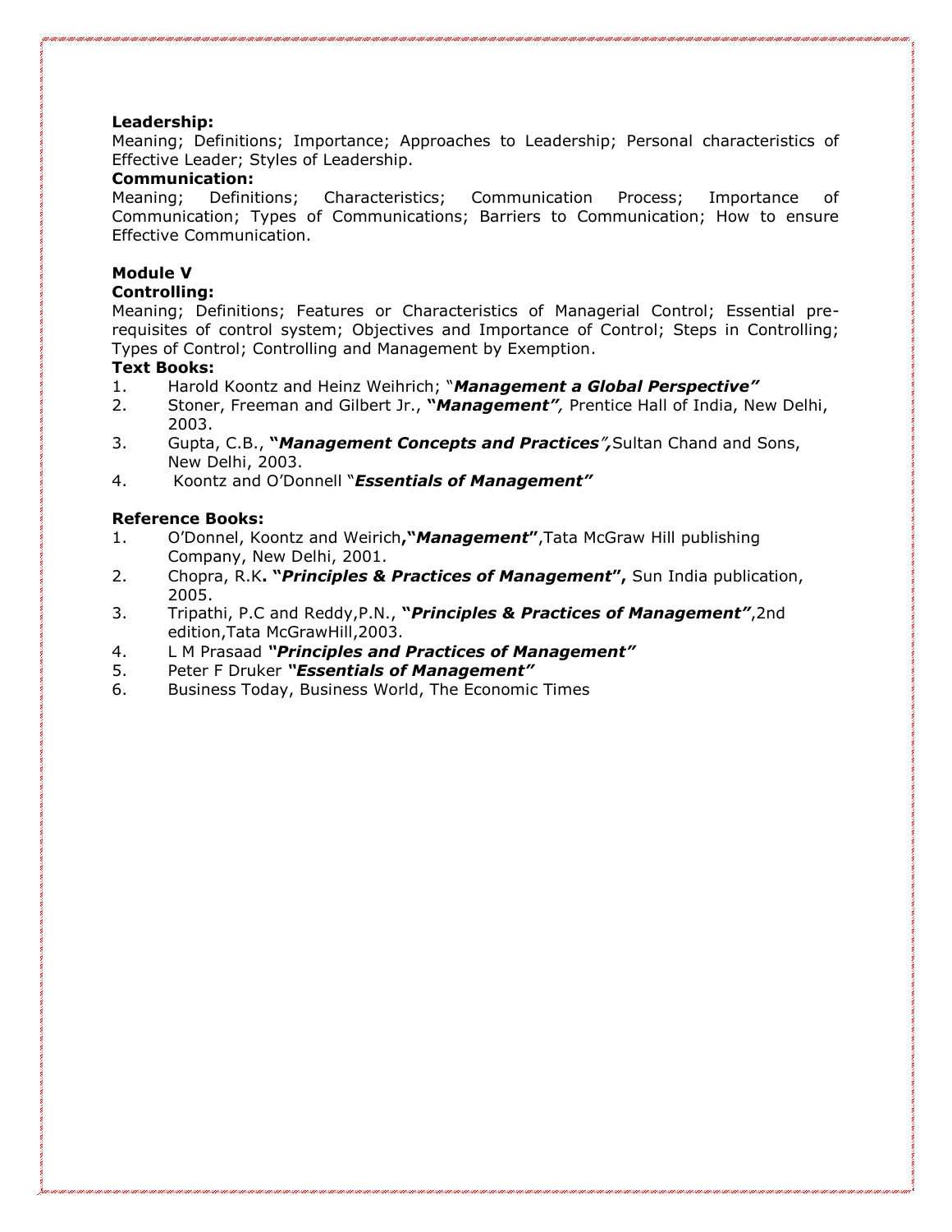**Leadership:**

Meaning; Definitions; Importance; Approaches to Leadership; Personal characteristics of Effective Leader; Styles of Leadership.

**Communication:**

Meaning; Definitions; Characteristics; Communication Process; Importance of Communication; Types of Communications; Barriers to Communication; How to ensure Effective Communication.

**Module V**

**Controlling:**

Meaning; Definitions; Features or Characteristics of Managerial Control; Essential pre-requisites of control system; Objectives and Importance of Control; Steps in Controlling; Types of Control; Controlling and Management by Exemption.

**Text Books:**

1. Harold Koontz and Heinz Weihrich; "***Management a Global Perspective"***
2. Stoner, Freeman and Gilbert Jr., **"*Management"*,** Prentice Hall of India, New Delhi, 2003.
3. Gupta, C.B., **"*Management Concepts and Practices",*** Sultan Chand and Sons, New Delhi, 2003.
4. Koontz and O'Donnell "***Essentials of Management"***

**Reference Books:**

1. O'Donnel, Koontz and Weirich**,"*Management*"**,Tata McGraw Hill publishing Company, New Delhi, 2001.
2. Chopra, R.K**. "*Principles & Practices of Management*",** Sun India publication, 2005.
3. Tripathi, P.C and Reddy,P.N., **"*Principles & Practices of Management"***,2nd edition,Tata McGrawHill,2003.
4. L M Prasaad ***"Principles and Practices of Management"***
5. Peter F Druker ***"Essentials of Management"***
6. Business Today, Business World, The Economic Times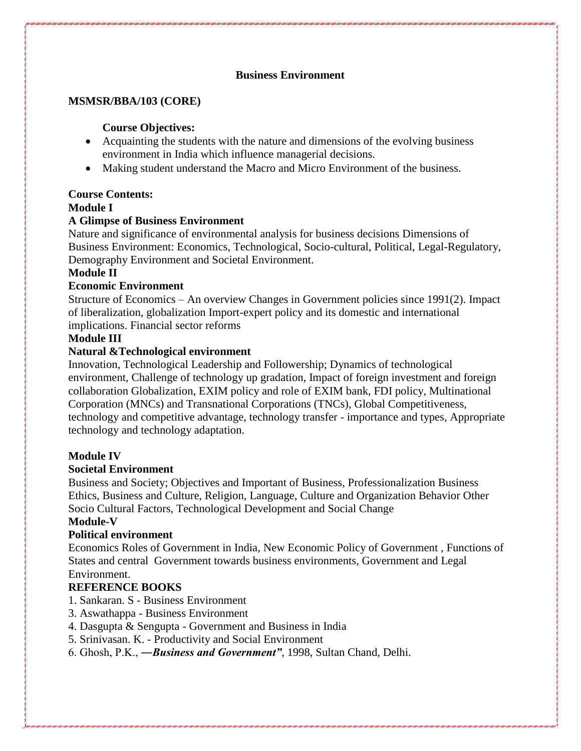# Business Environment

**MSMSR/BBA/103 (CORE)**

**Course Objectives:**

- Acquainting the students with the nature and dimensions of the evolving business environment in India which influence managerial decisions.
- Making student understand the Macro and Micro Environment of the business.

**Course Contents:**

**Module I**

**A Glimpse of Business Environment**

Nature and significance of environmental analysis for business decisions Dimensions of Business Environment: Economics, Technological, Socio-cultural, Political, Legal-Regulatory, Demography Environment and Societal Environment.

**Module II**

**Economic Environment**

Structure of Economics – An overview Changes in Government policies since 1991(2). Impact of liberalization, globalization Import-expert policy and its domestic and international implications. Financial sector reforms

**Module III**

**Natural &Technological environment**

Innovation, Technological Leadership and Followership; Dynamics of technological environment, Challenge of technology up gradation, Impact of foreign investment and foreign collaboration Globalization, EXIM policy and role of EXIM bank, FDI policy, Multinational Corporation (MNCs) and Transnational Corporations (TNCs), Global Competitiveness, technology and competitive advantage, technology transfer - importance and types, Appropriate technology and technology adaptation.

**Module IV**

**Societal Environment**

Business and Society; Objectives and Important of Business, Professionalization Business Ethics, Business and Culture, Religion, Language, Culture and Organization Behavior Other Socio Cultural Factors, Technological Development and Social Change

**Module-V**

**Political environment**

Economics Roles of Government in India, New Economic Policy of Government , Functions of States and central Government towards business environments, Government and Legal Environment.

**REFERENCE BOOKS**

1. Sankaran. S - Business Environment
3. Aswathappa - Business Environment
4. Dasgupta & Sengupta - Government and Business in India
5. Srinivasan. K. - Productivity and Social Environment
6. Ghosh, P.K., ***―Business and Government"***, 1998, Sultan Chand, Delhi.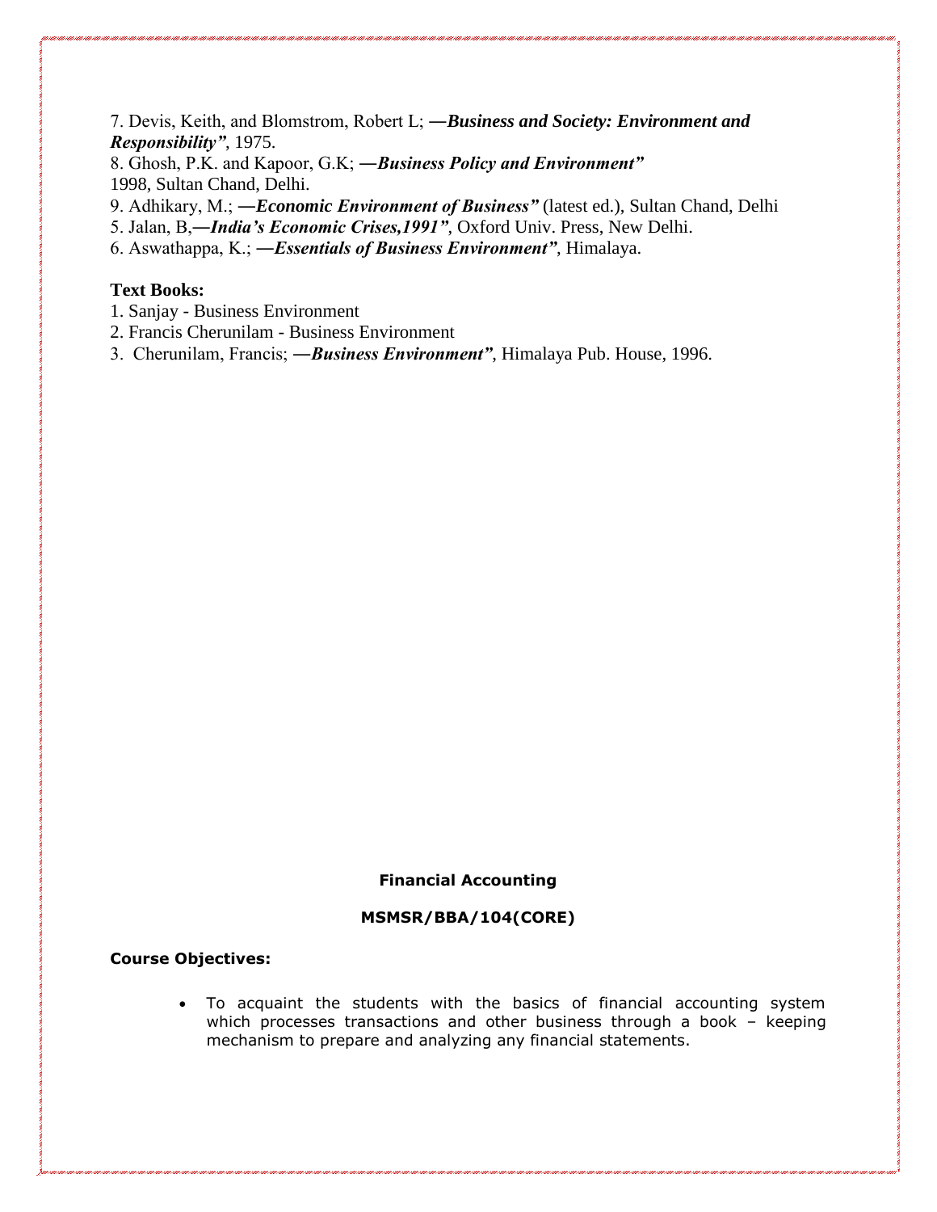7. Devis, Keith, and Blomstrom, Robert L; —***Business and Society: Environment and Responsibility"***, 1975.
8. Ghosh, P.K. and Kapoor, G.K; —***Business Policy and Environment"***
1998, Sultan Chand, Delhi.
9. Adhikary, M.; —***Economic Environment of Business"*** (latest ed.), Sultan Chand, Delhi
5. Jalan, B,—***India's Economic Crises,1991"***, Oxford Univ. Press, New Delhi.
6. Aswathappa, K.; —***Essentials of Business Environment"***, Himalaya.

**Text Books:**

1. Sanjay - Business Environment
2. Francis Cherunilam - Business Environment
3. Cherunilam, Francis; —***Business Environment"***, Himalaya Pub. House, 1996.

## Financial Accounting

### MSMSR/BBA/104(CORE)

**Course Objectives:**

- To acquaint the students with the basics of financial accounting system which processes transactions and other business through a book – keeping mechanism to prepare and analyzing any financial statements.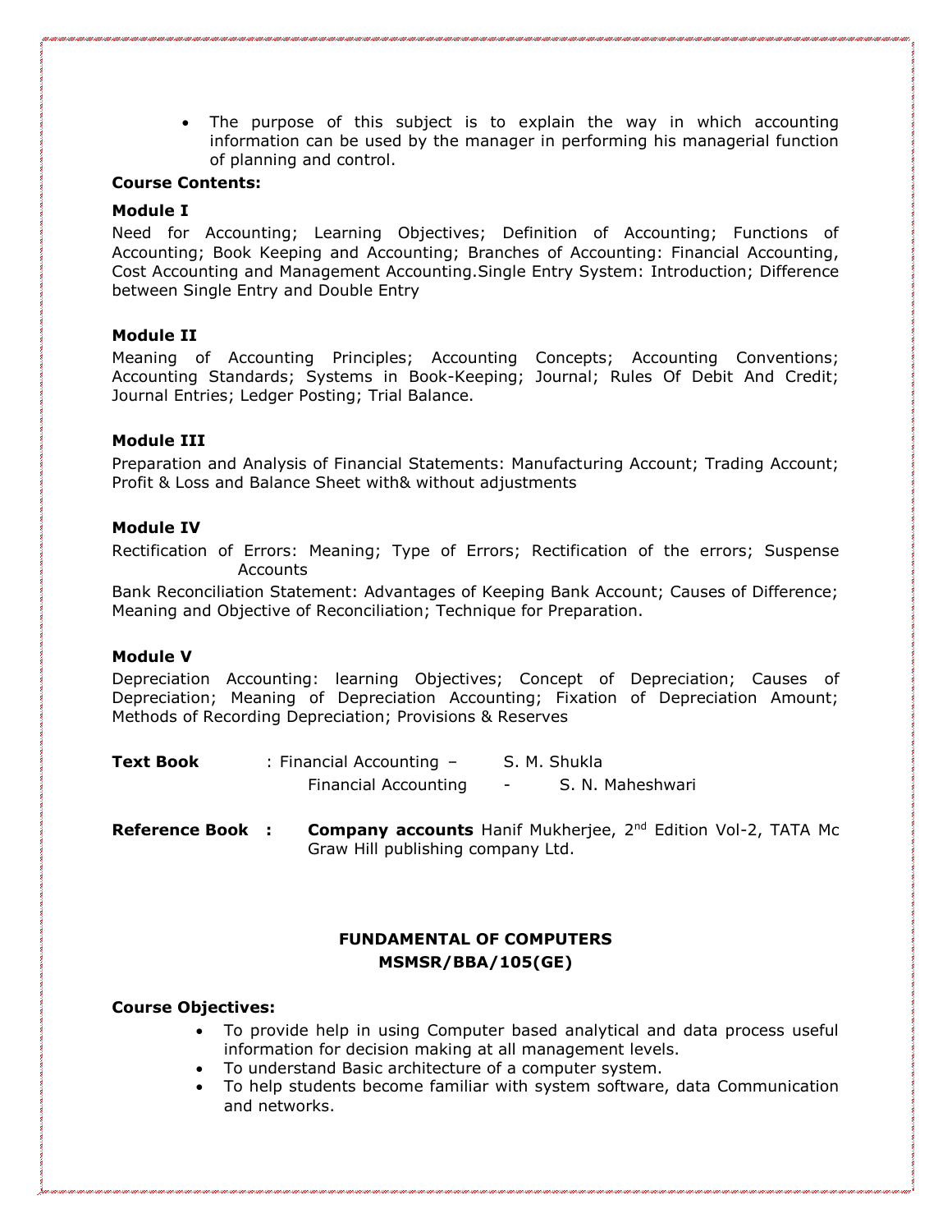- The purpose of this subject is to explain the way in which accounting information can be used by the manager in performing his managerial function of planning and control.

**Course Contents:**

**Module I**

Need for Accounting; Learning Objectives; Definition of Accounting; Functions of Accounting; Book Keeping and Accounting; Branches of Accounting: Financial Accounting, Cost Accounting and Management Accounting.Single Entry System: Introduction; Difference between Single Entry and Double Entry

**Module II**

Meaning of Accounting Principles; Accounting Concepts; Accounting Conventions; Accounting Standards; Systems in Book-Keeping; Journal; Rules Of Debit And Credit; Journal Entries; Ledger Posting; Trial Balance.

**Module III**

Preparation and Analysis of Financial Statements: Manufacturing Account; Trading Account; Profit & Loss and Balance Sheet with& without adjustments

**Module IV**

Rectification of Errors: Meaning; Type of Errors; Rectification of the errors; Suspense Accounts

Bank Reconciliation Statement: Advantages of Keeping Bank Account; Causes of Difference; Meaning and Objective of Reconciliation; Technique for Preparation.

**Module V**

Depreciation Accounting: learning Objectives; Concept of Depreciation; Causes of Depreciation; Meaning of Depreciation Accounting; Fixation of Depreciation Amount; Methods of Recording Depreciation; Provisions & Reserves

**Text Book** : Financial Accounting – S. M. Shukla
Financial Accounting - S. N. Maheshwari

**Reference Book :** **Company accounts** Hanif Mukherjee, 2nd Edition Vol-2, TATA Mc Graw Hill publishing company Ltd.

## FUNDAMENTAL OF COMPUTERS
## MSMSR/BBA/105(GE)

**Course Objectives:**

- To provide help in using Computer based analytical and data process useful information for decision making at all management levels.
- To understand Basic architecture of a computer system.
- To help students become familiar with system software, data Communication and networks.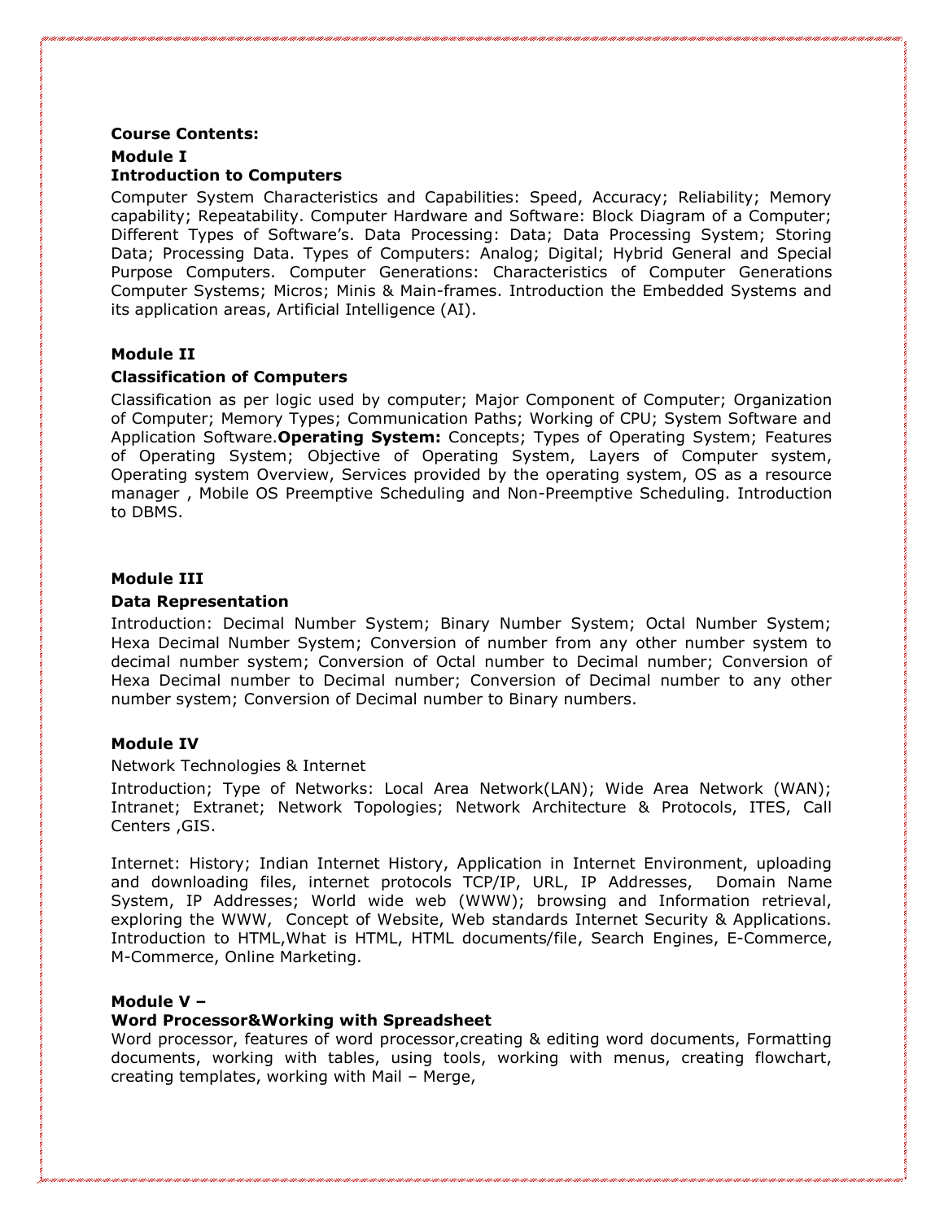**Course Contents:**

**Module I**

**Introduction to Computers**

Computer System Characteristics and Capabilities: Speed, Accuracy; Reliability; Memory capability; Repeatability. Computer Hardware and Software: Block Diagram of a Computer; Different Types of Software's. Data Processing: Data; Data Processing System; Storing Data; Processing Data. Types of Computers: Analog; Digital; Hybrid General and Special Purpose Computers. Computer Generations: Characteristics of Computer Generations Computer Systems; Micros; Minis & Main-frames. Introduction the Embedded Systems and its application areas, Artificial Intelligence (AI).

**Module II**

**Classification of Computers**

Classification as per logic used by computer; Major Component of Computer; Organization of Computer; Memory Types; Communication Paths; Working of CPU; System Software and Application Software.**Operating System:** Concepts; Types of Operating System; Features of Operating System; Objective of Operating System, Layers of Computer system, Operating system Overview, Services provided by the operating system, OS as a resource manager , Mobile OS Preemptive Scheduling and Non-Preemptive Scheduling. Introduction to DBMS.

**Module III**

**Data Representation**

Introduction: Decimal Number System; Binary Number System; Octal Number System; Hexa Decimal Number System; Conversion of number from any other number system to decimal number system; Conversion of Octal number to Decimal number; Conversion of Hexa Decimal number to Decimal number; Conversion of Decimal number to any other number system; Conversion of Decimal number to Binary numbers.

**Module IV**

Network Technologies & Internet

Introduction; Type of Networks: Local Area Network(LAN); Wide Area Network (WAN); Intranet; Extranet; Network Topologies; Network Architecture & Protocols, ITES, Call Centers ,GIS.

Internet: History; Indian Internet History, Application in Internet Environment, uploading and downloading files, internet protocols TCP/IP, URL, IP Addresses, Domain Name System, IP Addresses; World wide web (WWW); browsing and Information retrieval, exploring the WWW, Concept of Website, Web standards Internet Security & Applications. Introduction to HTML,What is HTML, HTML documents/file, Search Engines, E-Commerce, M-Commerce, Online Marketing.

**Module V –**

**Word Processor&Working with Spreadsheet**

Word processor, features of word processor,creating & editing word documents, Formatting documents, working with tables, using tools, working with menus, creating flowchart, creating templates, working with Mail – Merge,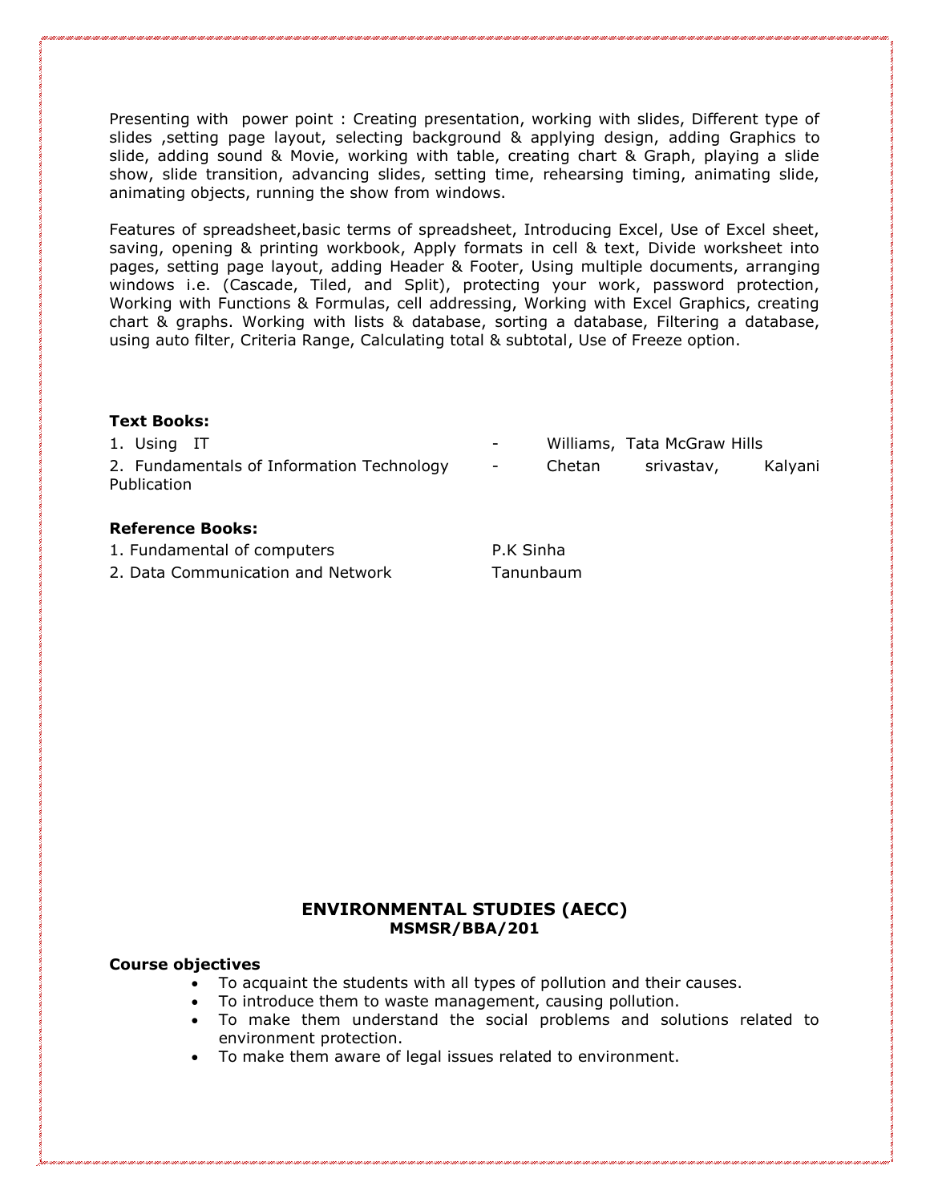Presenting with power point : Creating presentation, working with slides, Different type of slides ,setting page layout, selecting background & applying design, adding Graphics to slide, adding sound & Movie, working with table, creating chart & Graph, playing a slide show, slide transition, advancing slides, setting time, rehearsing timing, animating slide, animating objects, running the show from windows.

Features of spreadsheet,basic terms of spreadsheet, Introducing Excel, Use of Excel sheet, saving, opening & printing workbook, Apply formats in cell & text, Divide worksheet into pages, setting page layout, adding Header & Footer, Using multiple documents, arranging windows i.e. (Cascade, Tiled, and Split), protecting your work, password protection, Working with Functions & Formulas, cell addressing, Working with Excel Graphics, creating chart & graphs. Working with lists & database, sorting a database, Filtering a database, using auto filter, Criteria Range, Calculating total & subtotal, Use of Freeze option.

**Text Books:**

1. Using IT - Williams, Tata McGraw Hills
2. Fundamentals of Information Technology - Chetan srivastav, Kalyani Publication

**Reference Books:**

1. Fundamental of computers P.K Sinha
2. Data Communication and Network Tanunbaum

## ENVIRONMENTAL STUDIES (AECC)
### MSMSR/BBA/201

**Course objectives**

- To acquaint the students with all types of pollution and their causes.
- To introduce them to waste management, causing pollution.
- To make them understand the social problems and solutions related to environment protection.
- To make them aware of legal issues related to environment.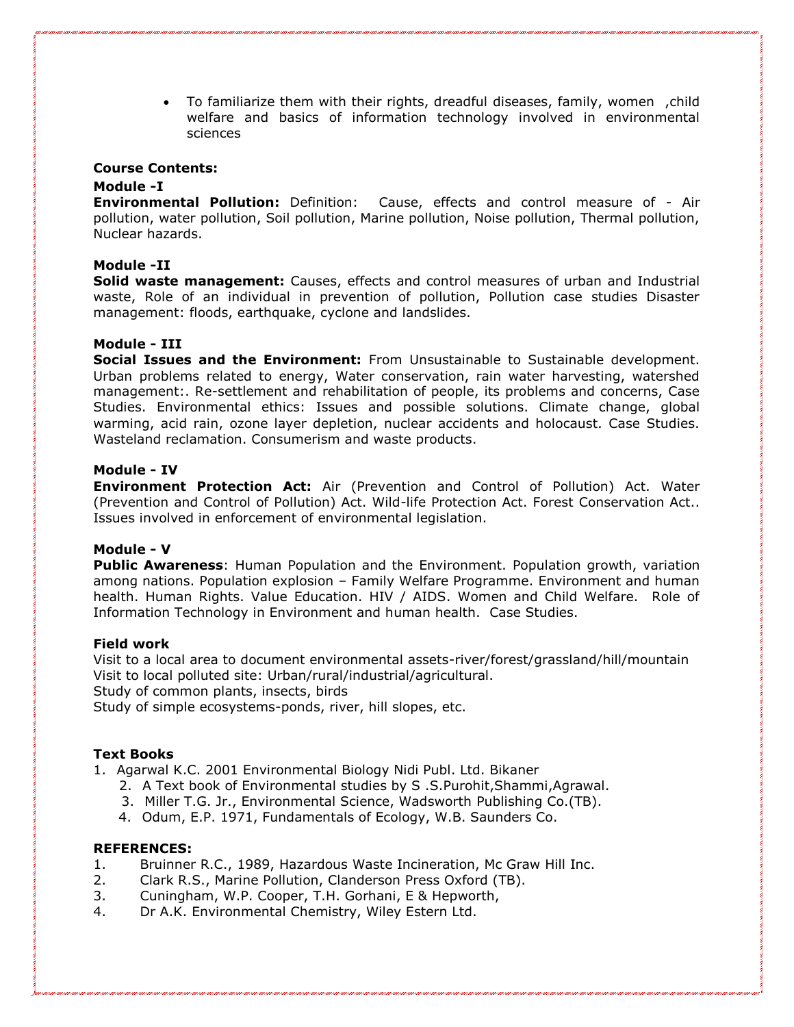- To familiarize them with their rights, dreadful diseases, family, women ,child welfare and basics of information technology involved in environmental sciences

**Course Contents:**

**Module -I**

**Environmental Pollution:** Definition: Cause, effects and control measure of - Air pollution, water pollution, Soil pollution, Marine pollution, Noise pollution, Thermal pollution, Nuclear hazards.

**Module -II**

**Solid waste management:** Causes, effects and control measures of urban and Industrial waste, Role of an individual in prevention of pollution, Pollution case studies Disaster management: floods, earthquake, cyclone and landslides.

**Module - III**

**Social Issues and the Environment:** From Unsustainable to Sustainable development. Urban problems related to energy, Water conservation, rain water harvesting, watershed management:. Re-settlement and rehabilitation of people, its problems and concerns, Case Studies. Environmental ethics: Issues and possible solutions. Climate change, global warming, acid rain, ozone layer depletion, nuclear accidents and holocaust. Case Studies. Wasteland reclamation. Consumerism and waste products.

**Module - IV**

**Environment Protection Act:** Air (Prevention and Control of Pollution) Act. Water (Prevention and Control of Pollution) Act. Wild-life Protection Act. Forest Conservation Act.. Issues involved in enforcement of environmental legislation.

**Module - V**

**Public Awareness**: Human Population and the Environment. Population growth, variation among nations. Population explosion – Family Welfare Programme. Environment and human health. Human Rights. Value Education. HIV / AIDS. Women and Child Welfare. Role of Information Technology in Environment and human health. Case Studies.

**Field work**

Visit to a local area to document environmental assets-river/forest/grassland/hill/mountain
Visit to local polluted site: Urban/rural/industrial/agricultural.
Study of common plants, insects, birds
Study of simple ecosystems-ponds, river, hill slopes, etc.

**Text Books**

1. Agarwal K.C. 2001 Environmental Biology Nidi Publ. Ltd. Bikaner
2. A Text book of Environmental studies by S .S.Purohit,Shammi,Agrawal.
3. Miller T.G. Jr., Environmental Science, Wadsworth Publishing Co.(TB).
4. Odum, E.P. 1971, Fundamentals of Ecology, W.B. Saunders Co.

**REFERENCES:**

1. Bruinner R.C., 1989, Hazardous Waste Incineration, Mc Graw Hill Inc.
2. Clark R.S., Marine Pollution, Clanderson Press Oxford (TB).
3. Cuningham, W.P. Cooper, T.H. Gorhani, E & Hepworth,
4. Dr A.K. Environmental Chemistry, Wiley Estern Ltd.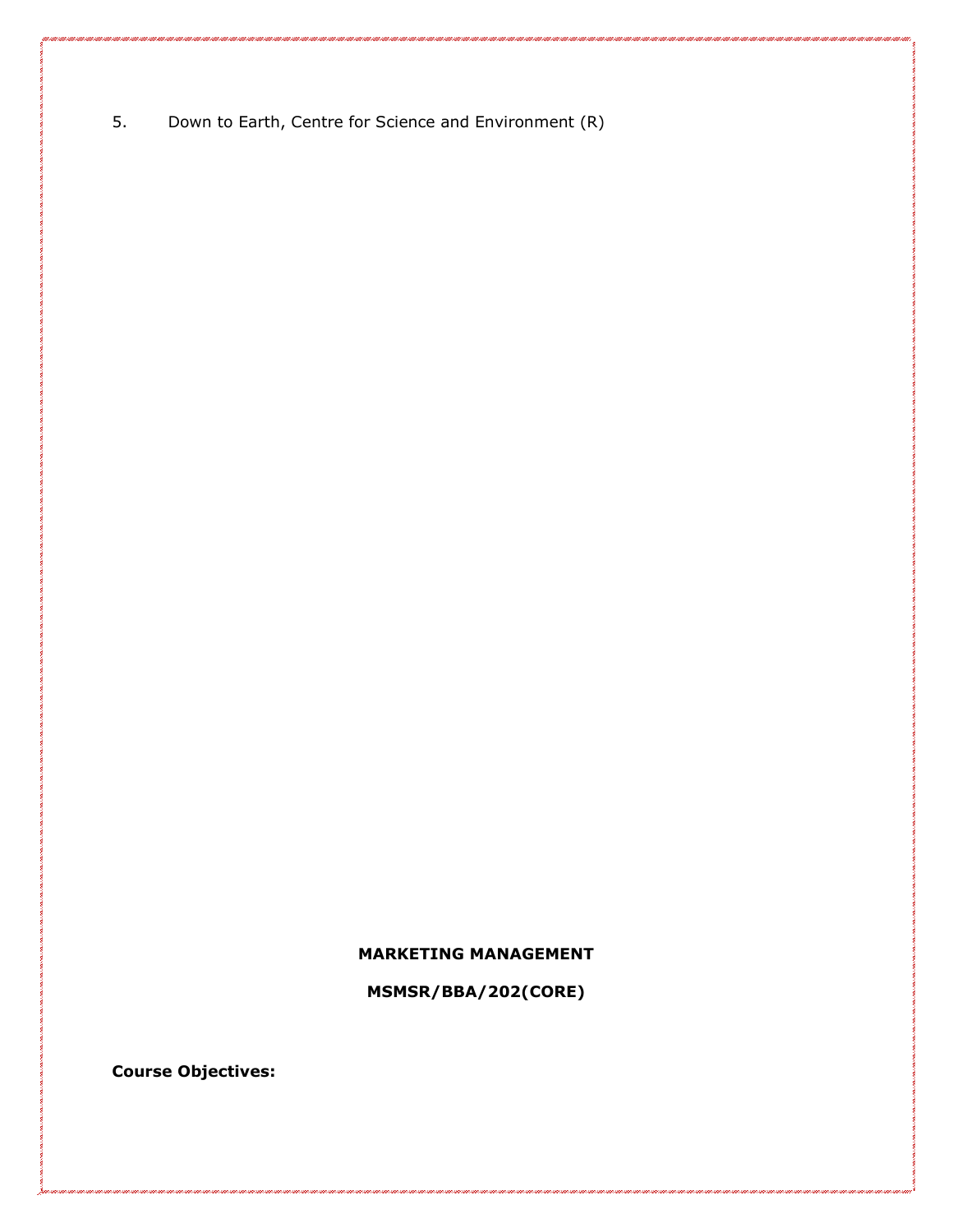5. Down to Earth, Centre for Science and Environment (R)

**MARKETING MANAGEMENT**

**MSMSR/BBA/202(CORE)**

**Course Objectives:**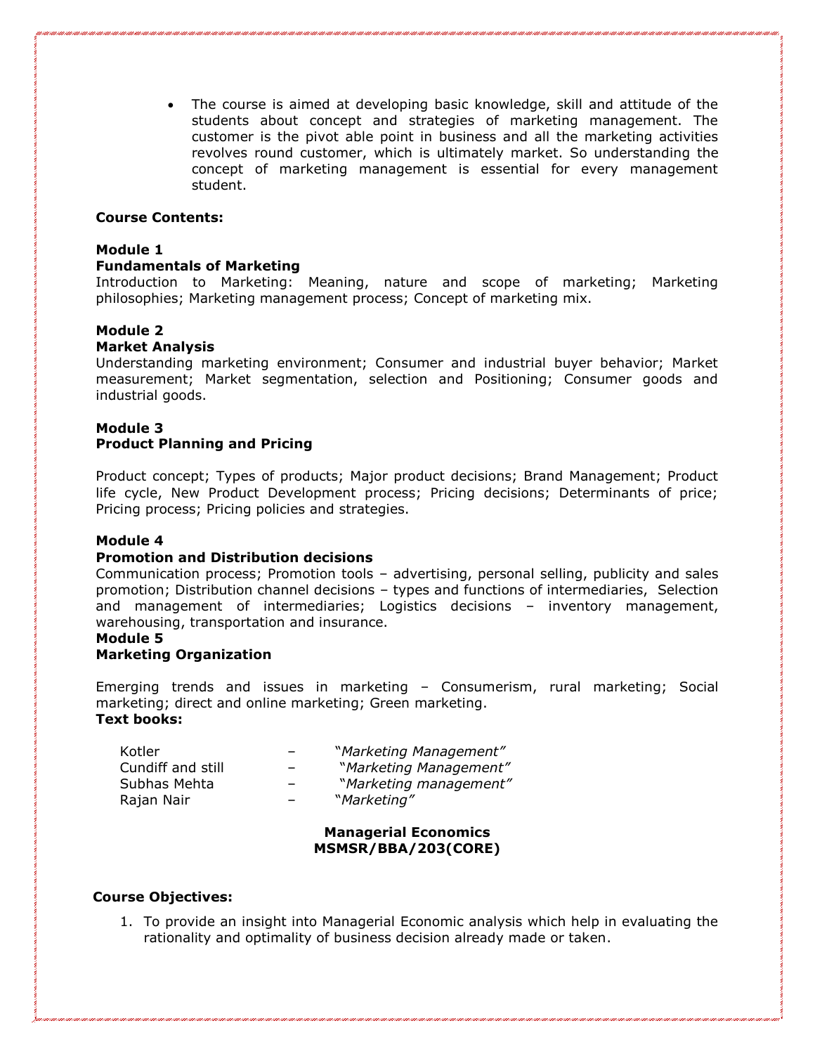- The course is aimed at developing basic knowledge, skill and attitude of the students about concept and strategies of marketing management. The customer is the pivot able point in business and all the marketing activities revolves round customer, which is ultimately market. So understanding the concept of marketing management is essential for every management student.

**Course Contents:**

**Module 1**
**Fundamentals of Marketing**
Introduction to Marketing: Meaning, nature and scope of marketing; Marketing philosophies; Marketing management process; Concept of marketing mix.

**Module 2**
**Market Analysis**
Understanding marketing environment; Consumer and industrial buyer behavior; Market measurement; Market segmentation, selection and Positioning; Consumer goods and industrial goods.

**Module 3**
**Product Planning and Pricing**

Product concept; Types of products; Major product decisions; Brand Management; Product life cycle, New Product Development process; Pricing decisions; Determinants of price; Pricing process; Pricing policies and strategies.

**Module 4**
**Promotion and Distribution decisions**
Communication process; Promotion tools – advertising, personal selling, publicity and sales promotion; Distribution channel decisions – types and functions of intermediaries, Selection and management of intermediaries; Logistics decisions – inventory management, warehousing, transportation and insurance.

**Module 5**
**Marketing Organization**

Emerging trends and issues in marketing – Consumerism, rural marketing; Social marketing; direct and online marketing; Green marketing.

**Text books:**

| | | |
|---|---|---|
| Kotler | – | "*Marketing Management*" |
| Cundiff and still | – | "*Marketing Management*" |
| Subhas Mehta | – | "*Marketing management*" |
| Rajan Nair | – | "*Marketing*" |

## Managerial Economics
## MSMSR/BBA/203(CORE)

**Course Objectives:**

1. To provide an insight into Managerial Economic analysis which help in evaluating the rationality and optimality of business decision already made or taken.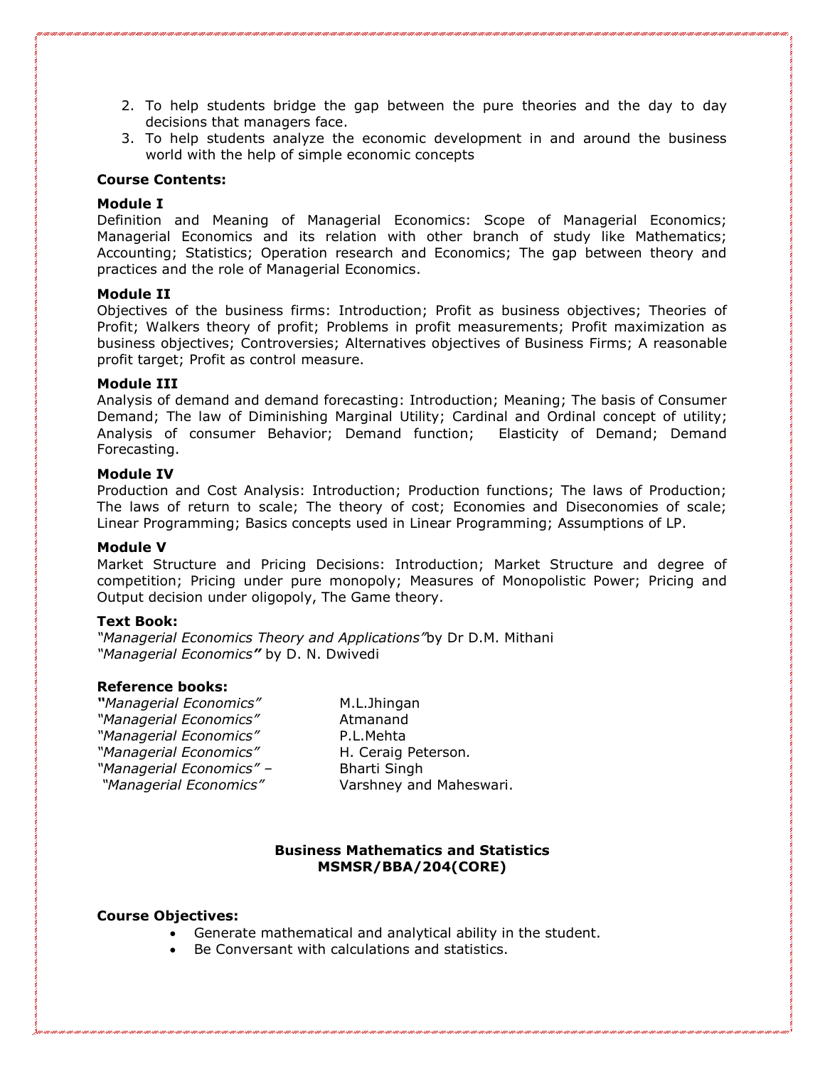2. To help students bridge the gap between the pure theories and the day to day decisions that managers face.
3. To help students analyze the economic development in and around the business world with the help of simple economic concepts

**Course Contents:**

**Module I**
Definition and Meaning of Managerial Economics: Scope of Managerial Economics; Managerial Economics and its relation with other branch of study like Mathematics; Accounting; Statistics; Operation research and Economics; The gap between theory and practices and the role of Managerial Economics.

**Module II**
Objectives of the business firms: Introduction; Profit as business objectives; Theories of Profit; Walkers theory of profit; Problems in profit measurements; Profit maximization as business objectives; Controversies; Alternatives objectives of Business Firms; A reasonable profit target; Profit as control measure.

**Module III**
Analysis of demand and demand forecasting: Introduction; Meaning; The basis of Consumer Demand; The law of Diminishing Marginal Utility; Cardinal and Ordinal concept of utility; Analysis of consumer Behavior; Demand function; Elasticity of Demand; Demand Forecasting.

**Module IV**
Production and Cost Analysis: Introduction; Production functions; The laws of Production; The laws of return to scale; The theory of cost; Economies and Diseconomies of scale; Linear Programming; Basics concepts used in Linear Programming; Assumptions of LP.

**Module V**
Market Structure and Pricing Decisions: Introduction; Market Structure and degree of competition; Pricing under pure monopoly; Measures of Monopolistic Power; Pricing and Output decision under oligopoly, The Game theory.

**Text Book:**
*"Managerial Economics Theory and Applications"* by Dr D.M. Mithani
*"Managerial Economics"* by D. N. Dwivedi

**Reference books:**

| | |
|---|---|
| *"Managerial Economics"* | M.L.Jhingan |
| *"Managerial Economics"* | Atmanand |
| *"Managerial Economics"* | P.L.Mehta |
| *"Managerial Economics"* | H. Ceraig Peterson. |
| *"Managerial Economics"* – | Bharti Singh |
| *"Managerial Economics"* | Varshney and Maheswari. |

**Business Mathematics and Statistics**
**MSMSR/BBA/204(CORE)**

**Course Objectives:**

- Generate mathematical and analytical ability in the student.
- Be Conversant with calculations and statistics.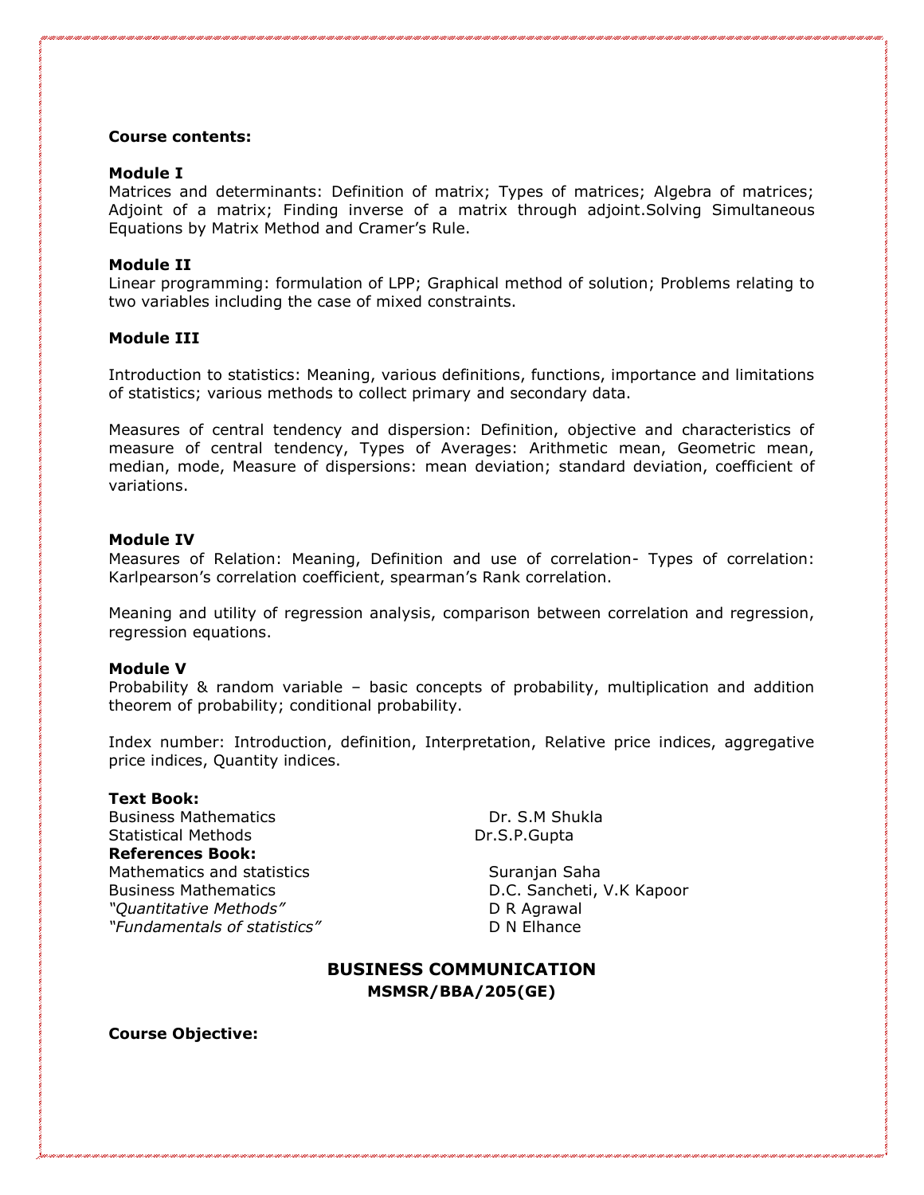**Course contents:**

**Module I**

Matrices and determinants: Definition of matrix; Types of matrices; Algebra of matrices; Adjoint of a matrix; Finding inverse of a matrix through adjoint.Solving Simultaneous Equations by Matrix Method and Cramer's Rule.

**Module II**

Linear programming: formulation of LPP; Graphical method of solution; Problems relating to two variables including the case of mixed constraints.

**Module III**

Introduction to statistics: Meaning, various definitions, functions, importance and limitations of statistics; various methods to collect primary and secondary data.

Measures of central tendency and dispersion: Definition, objective and characteristics of measure of central tendency, Types of Averages: Arithmetic mean, Geometric mean, median, mode, Measure of dispersions: mean deviation; standard deviation, coefficient of variations.

**Module IV**

Measures of Relation: Meaning, Definition and use of correlation- Types of correlation: Karlpearson's correlation coefficient, spearman's Rank correlation.

Meaning and utility of regression analysis, comparison between correlation and regression, regression equations.

**Module V**

Probability & random variable – basic concepts of probability, multiplication and addition theorem of probability; conditional probability.

Index number: Introduction, definition, Interpretation, Relative price indices, aggregative price indices, Quantity indices.

**Text Book:**

| | |
|---|---|
| Business Mathematics | Dr. S.M Shukla |
| Statistical Methods | Dr.S.P.Gupta |

**References Book:**

| | |
|---|---|
| Mathematics and statistics | Suranjan Saha |
| Business Mathematics | D.C. Sancheti, V.K Kapoor |
| *"Quantitative Methods"* | D R Agrawal |
| *"Fundamentals of statistics"* | D N Elhance |

## BUSINESS COMMUNICATION

**MSMSR/BBA/205(GE)**

**Course Objective:**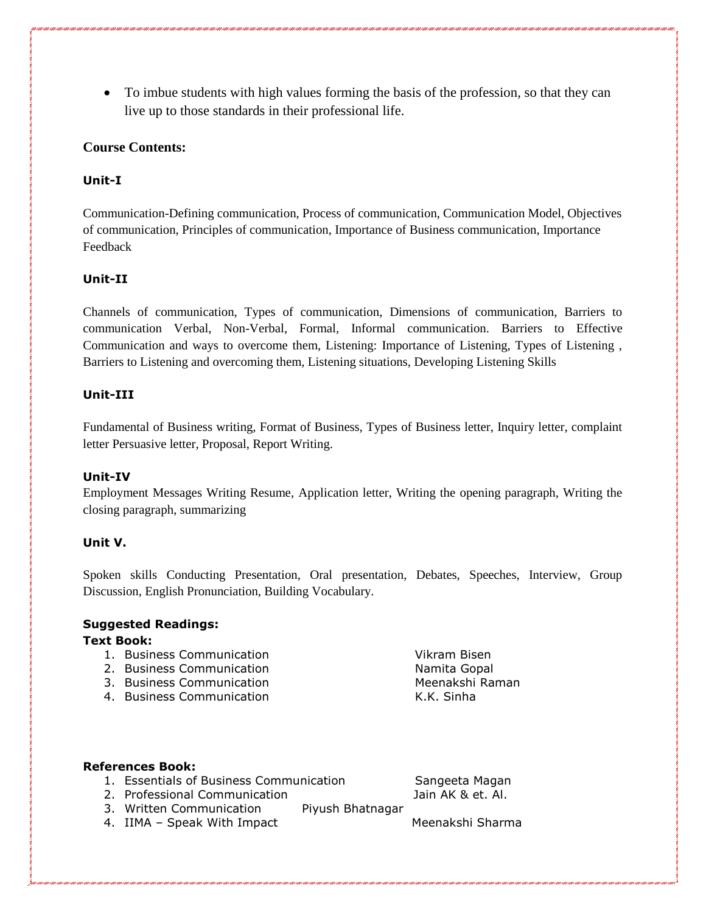- To imbue students with high values forming the basis of the profession, so that they can live up to those standards in their professional life.

**Course Contents:**

**Unit-I**

Communication-Defining communication, Process of communication, Communication Model, Objectives of communication, Principles of communication, Importance of Business communication, Importance Feedback

**Unit-II**

Channels of communication, Types of communication, Dimensions of communication, Barriers to communication Verbal, Non-Verbal, Formal, Informal communication. Barriers to Effective Communication and ways to overcome them, Listening: Importance of Listening, Types of Listening , Barriers to Listening and overcoming them, Listening situations, Developing Listening Skills

**Unit-III**

Fundamental of Business writing, Format of Business, Types of Business letter, Inquiry letter, complaint letter Persuasive letter, Proposal, Report Writing.

**Unit-IV**

Employment Messages Writing Resume, Application letter, Writing the opening paragraph, Writing the closing paragraph, summarizing

**Unit V.**

Spoken skills Conducting Presentation, Oral presentation, Debates, Speeches, Interview, Group Discussion, English Pronunciation, Building Vocabulary.

**Suggested Readings:**

**Text Book:**

1. Business Communication — Vikram Bisen
2. Business Communication — Namita Gopal
3. Business Communication — Meenakshi Raman
4. Business Communication — K.K. Sinha

**References Book:**

1. Essentials of Business Communication — Sangeeta Magan
2. Professional Communication — Jain AK & et. Al.
3. Written Communication — Piyush Bhatnagar
4. IIMA – Speak With Impact — Meenakshi Sharma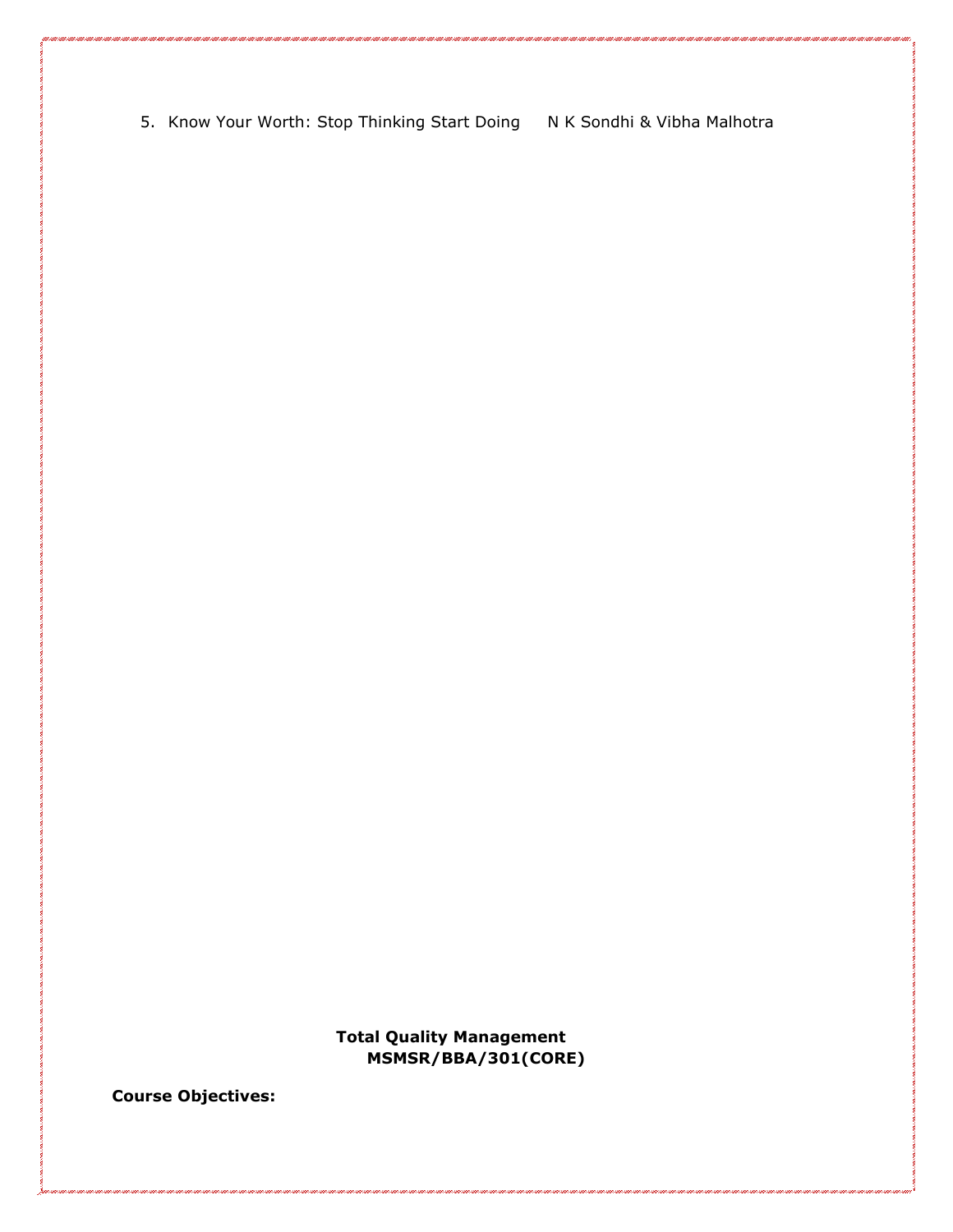5. Know Your Worth: Stop Thinking Start Doing N K Sondhi & Vibha Malhotra

**Total Quality Management**
**MSMSR/BBA/301(CORE)**

**Course Objectives:**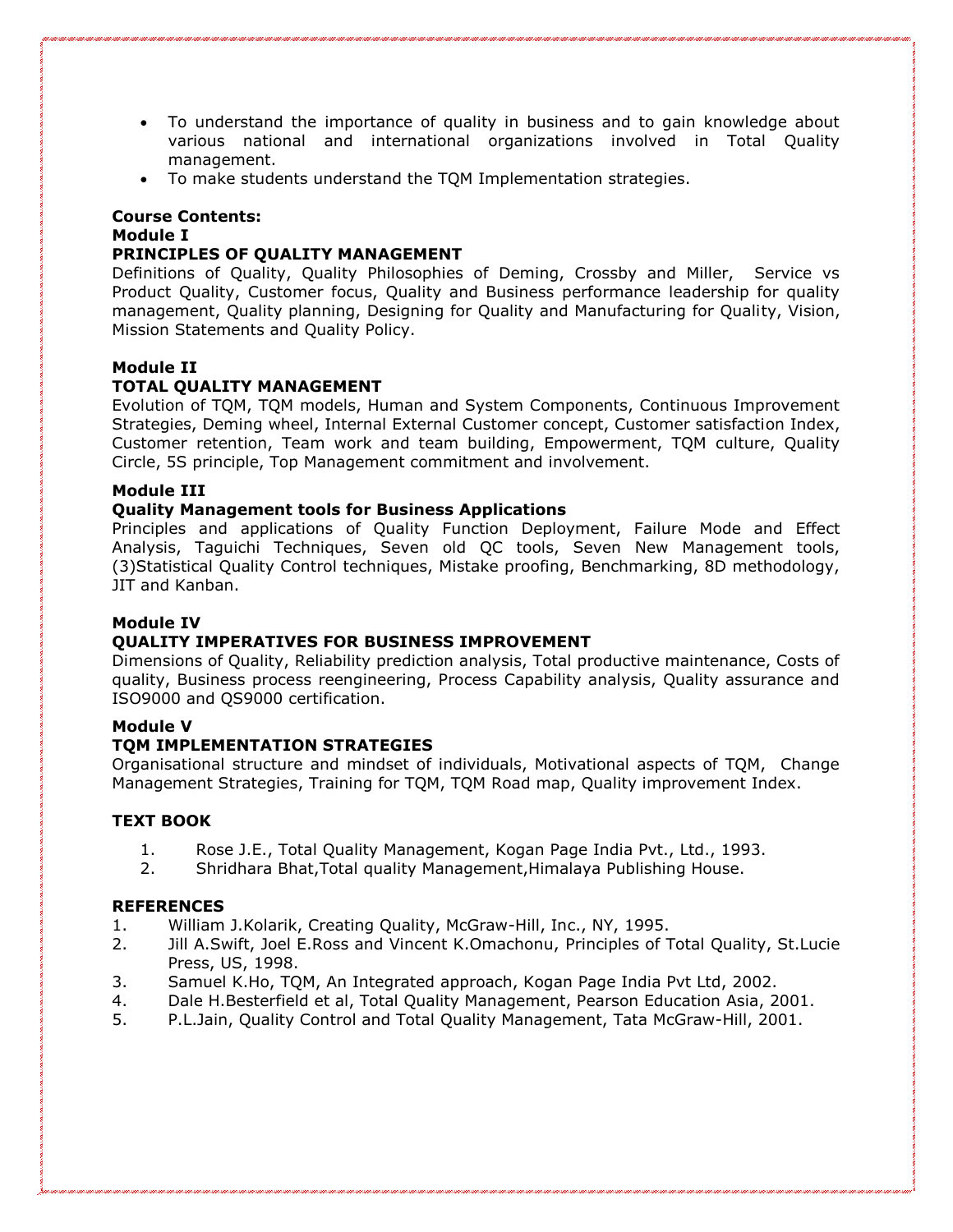- To understand the importance of quality in business and to gain knowledge about various national and international organizations involved in Total Quality management.
- To make students understand the TQM Implementation strategies.

**Course Contents:**

**Module I**

**PRINCIPLES OF QUALITY MANAGEMENT**

Definitions of Quality, Quality Philosophies of Deming, Crossby and Miller, Service vs Product Quality, Customer focus, Quality and Business performance leadership for quality management, Quality planning, Designing for Quality and Manufacturing for Quality, Vision, Mission Statements and Quality Policy.

**Module II**

**TOTAL QUALITY MANAGEMENT**

Evolution of TQM, TQM models, Human and System Components, Continuous Improvement Strategies, Deming wheel, Internal External Customer concept, Customer satisfaction Index, Customer retention, Team work and team building, Empowerment, TQM culture, Quality Circle, 5S principle, Top Management commitment and involvement.

**Module III**

**Quality Management tools for Business Applications**

Principles and applications of Quality Function Deployment, Failure Mode and Effect Analysis, Taguichi Techniques, Seven old QC tools, Seven New Management tools, (3)Statistical Quality Control techniques, Mistake proofing, Benchmarking, 8D methodology, JIT and Kanban.

**Module IV**

**QUALITY IMPERATIVES FOR BUSINESS IMPROVEMENT**

Dimensions of Quality, Reliability prediction analysis, Total productive maintenance, Costs of quality, Business process reengineering, Process Capability analysis, Quality assurance and ISO9000 and QS9000 certification.

**Module V**

**TQM IMPLEMENTATION STRATEGIES**

Organisational structure and mindset of individuals, Motivational aspects of TQM, Change Management Strategies, Training for TQM, TQM Road map, Quality improvement Index.

**TEXT BOOK**

1. Rose J.E., Total Quality Management, Kogan Page India Pvt., Ltd., 1993.
2. Shridhara Bhat,Total quality Management,Himalaya Publishing House.

**REFERENCES**

1. William J.Kolarik, Creating Quality, McGraw-Hill, Inc., NY, 1995.
2. Jill A.Swift, Joel E.Ross and Vincent K.Omachonu, Principles of Total Quality, St.Lucie Press, US, 1998.
3. Samuel K.Ho, TQM, An Integrated approach, Kogan Page India Pvt Ltd, 2002.
4. Dale H.Besterfield et al, Total Quality Management, Pearson Education Asia, 2001.
5. P.L.Jain, Quality Control and Total Quality Management, Tata McGraw-Hill, 2001.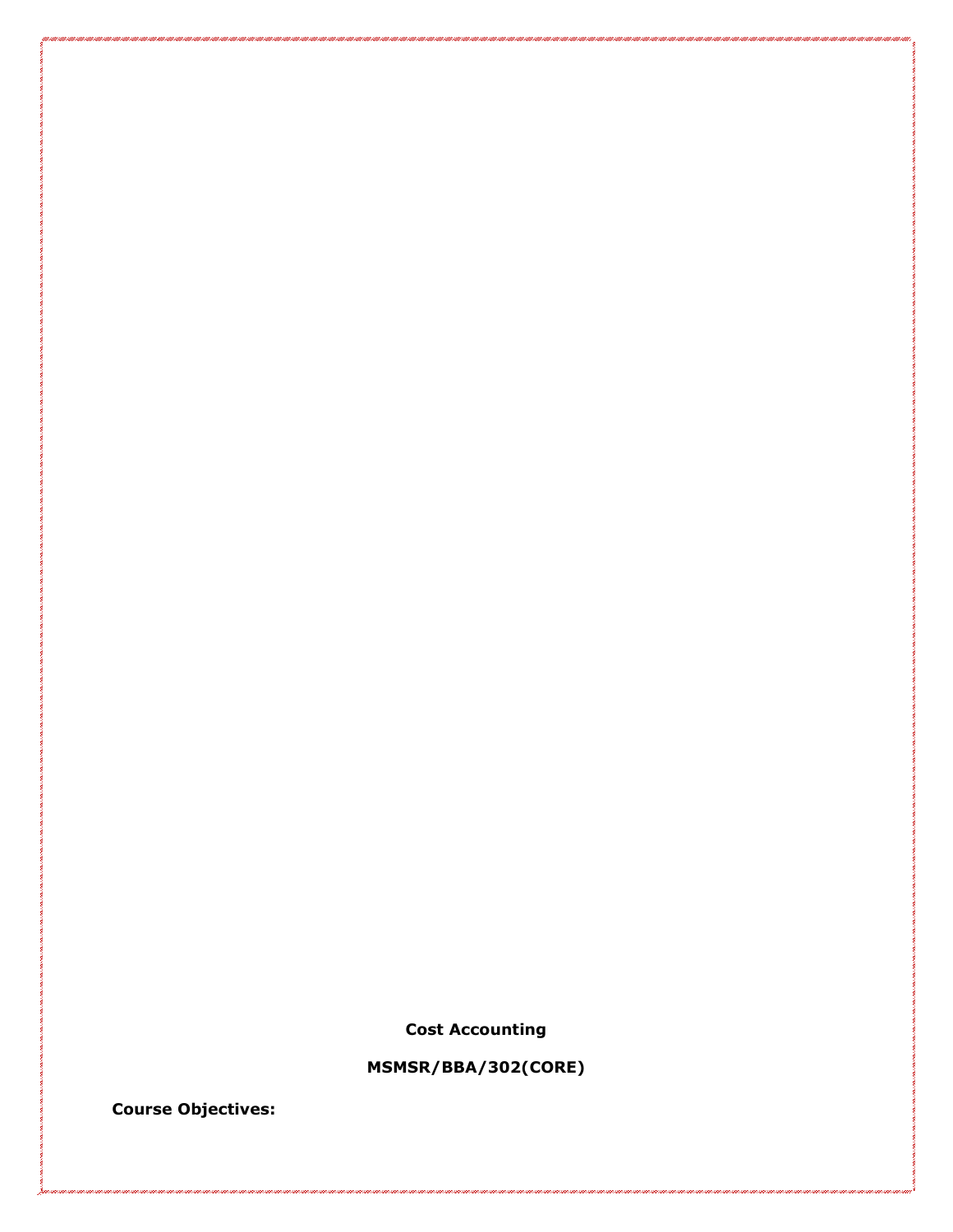**Cost Accounting**

**MSMSR/BBA/302(CORE)**

**Course Objectives:**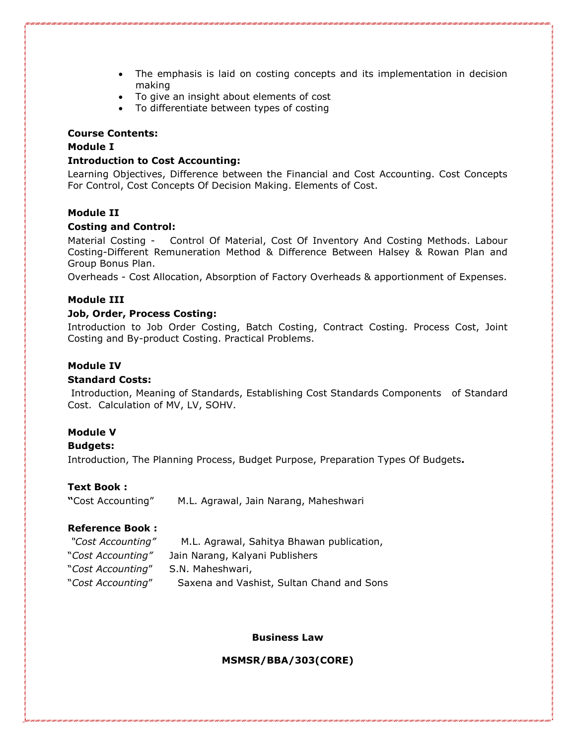- The emphasis is laid on costing concepts and its implementation in decision making
- To give an insight about elements of cost
- To differentiate between types of costing

**Course Contents:**

**Module I**

**Introduction to Cost Accounting:**

Learning Objectives, Difference between the Financial and Cost Accounting. Cost Concepts For Control, Cost Concepts Of Decision Making. Elements of Cost.

**Module II**

**Costing and Control:**

Material Costing - Control Of Material, Cost Of Inventory And Costing Methods. Labour Costing-Different Remuneration Method & Difference Between Halsey & Rowan Plan and Group Bonus Plan.

Overheads - Cost Allocation, Absorption of Factory Overheads & apportionment of Expenses.

**Module III**

**Job, Order, Process Costing:**

Introduction to Job Order Costing, Batch Costing, Contract Costing. Process Cost, Joint Costing and By-product Costing. Practical Problems.

**Module IV**

**Standard Costs:**

Introduction, Meaning of Standards, Establishing Cost Standards Components of Standard Cost. Calculation of MV, LV, SOHV.

**Module V**

**Budgets:**

Introduction, The Planning Process, Budget Purpose, Preparation Types Of Budgets**.**

**Text Book :**

**"**Cost Accounting" M.L. Agrawal, Jain Narang, Maheshwari

**Reference Book :**

*"Cost Accounting"* M.L. Agrawal, Sahitya Bhawan publication,
"*Cost Accounting"* Jain Narang, Kalyani Publishers
"*Cost Accounting*" S.N. Maheshwari,
"*Cost Accounting*" Saxena and Vashist, Sultan Chand and Sons

**Business Law**

**MSMSR/BBA/303(CORE)**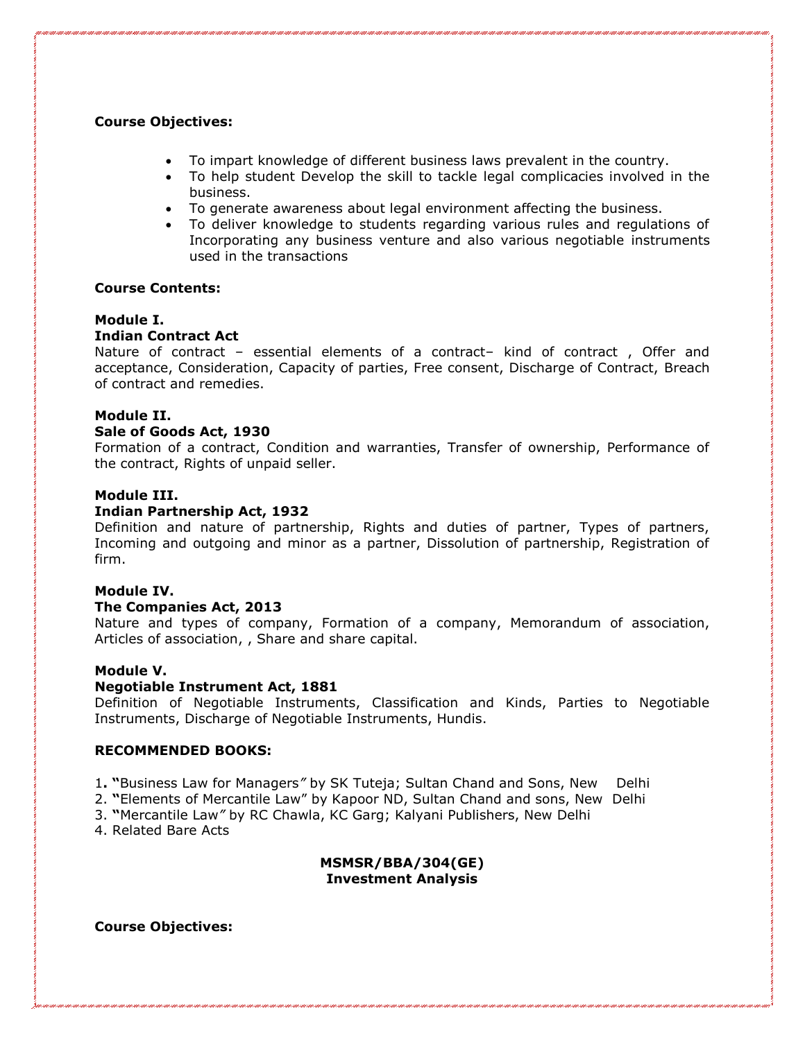**Course Objectives:**

- To impart knowledge of different business laws prevalent in the country.
- To help student Develop the skill to tackle legal complicacies involved in the business.
- To generate awareness about legal environment affecting the business.
- To deliver knowledge to students regarding various rules and regulations of Incorporating any business venture and also various negotiable instruments used in the transactions

**Course Contents:**

**Module I.**
**Indian Contract Act**
Nature of contract – essential elements of a contract– kind of contract , Offer and acceptance, Consideration, Capacity of parties, Free consent, Discharge of Contract, Breach of contract and remedies.

**Module II.**
**Sale of Goods Act, 1930**
Formation of a contract, Condition and warranties, Transfer of ownership, Performance of the contract, Rights of unpaid seller.

**Module III.**
**Indian Partnership Act, 1932**
Definition and nature of partnership, Rights and duties of partner, Types of partners, Incoming and outgoing and minor as a partner, Dissolution of partnership, Registration of firm.

**Module IV.**
**The Companies Act, 2013**
Nature and types of company, Formation of a company, Memorandum of association, Articles of association, , Share and share capital.

**Module V.**
**Negotiable Instrument Act, 1881**
Definition of Negotiable Instruments, Classification and Kinds, Parties to Negotiable Instruments, Discharge of Negotiable Instruments, Hundis.

**RECOMMENDED BOOKS:**

1. "Business Law for Managers" by SK Tuteja; Sultan Chand and Sons, New Delhi
2. "Elements of Mercantile Law" by Kapoor ND, Sultan Chand and sons, New Delhi
3. "Mercantile Law" by RC Chawla, KC Garg; Kalyani Publishers, New Delhi
4. Related Bare Acts

**MSMSR/BBA/304(GE)**
**Investment Analysis**

**Course Objectives:**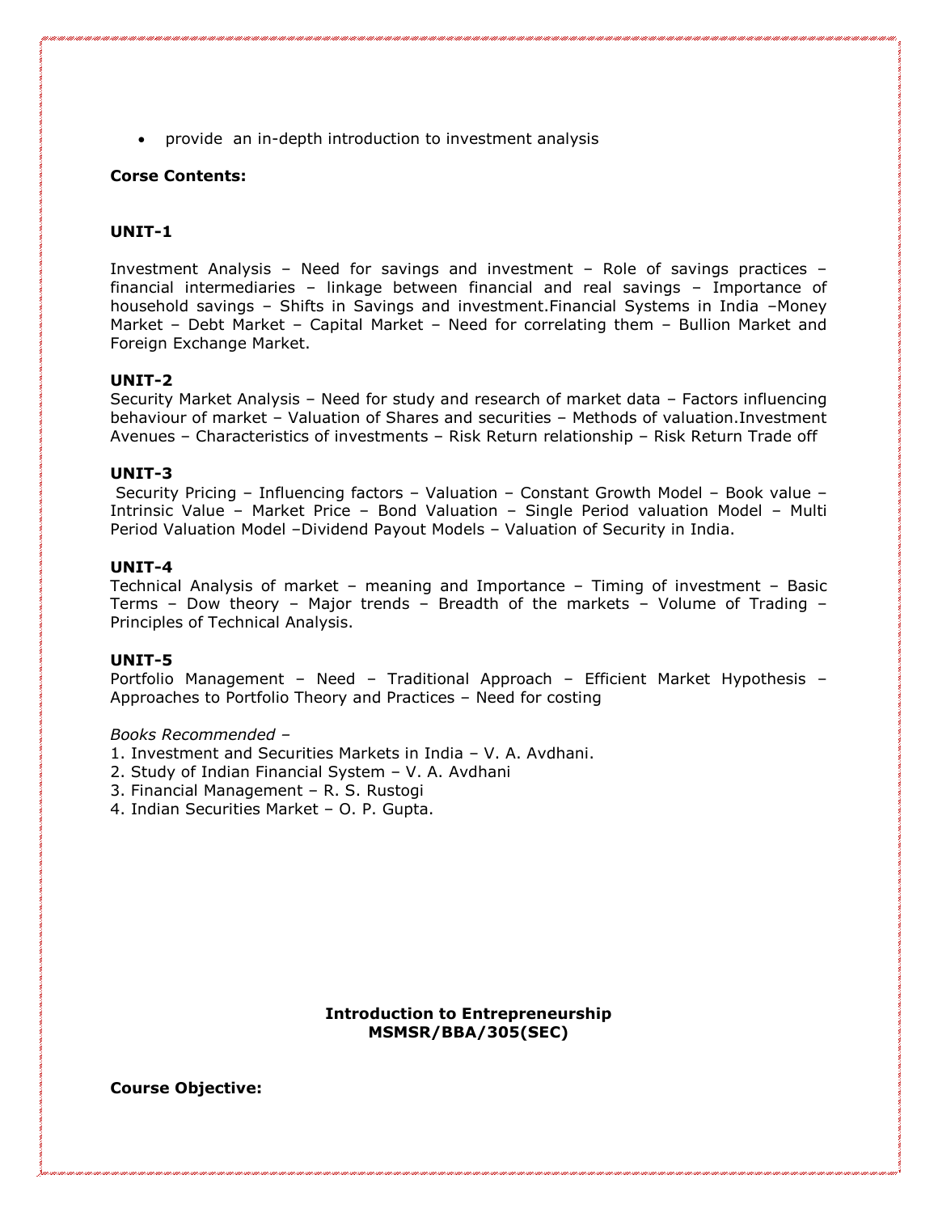- provide an in-depth introduction to investment analysis

**Corse Contents:**

**UNIT-1**

Investment Analysis – Need for savings and investment – Role of savings practices – financial intermediaries – linkage between financial and real savings – Importance of household savings – Shifts in Savings and investment.Financial Systems in India –Money Market – Debt Market – Capital Market – Need for correlating them – Bullion Market and Foreign Exchange Market.

**UNIT-2**

Security Market Analysis – Need for study and research of market data – Factors influencing behaviour of market – Valuation of Shares and securities – Methods of valuation.Investment Avenues – Characteristics of investments – Risk Return relationship – Risk Return Trade off

**UNIT-3**

Security Pricing – Influencing factors – Valuation – Constant Growth Model – Book value – Intrinsic Value – Market Price – Bond Valuation – Single Period valuation Model – Multi Period Valuation Model –Dividend Payout Models – Valuation of Security in India.

**UNIT-4**

Technical Analysis of market – meaning and Importance – Timing of investment – Basic Terms – Dow theory – Major trends – Breadth of the markets – Volume of Trading – Principles of Technical Analysis.

**UNIT-5**

Portfolio Management – Need – Traditional Approach – Efficient Market Hypothesis – Approaches to Portfolio Theory and Practices – Need for costing

*Books Recommended –*

1. Investment and Securities Markets in India – V. A. Avdhani.
2. Study of Indian Financial System – V. A. Avdhani
3. Financial Management – R. S. Rustogi
4. Indian Securities Market – O. P. Gupta.

**Introduction to Entrepreneurship**
**MSMSR/BBA/305(SEC)**

**Course Objective:**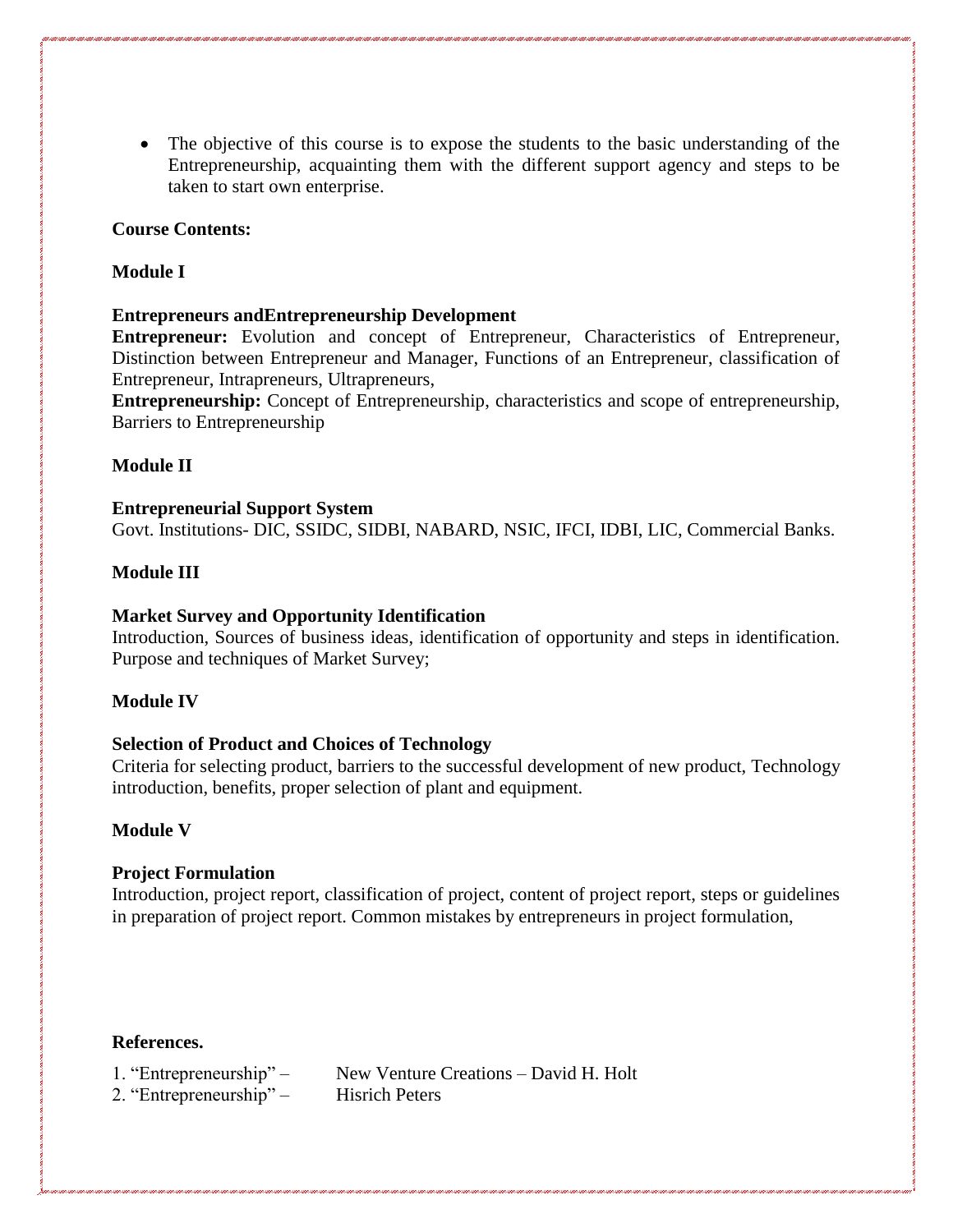- The objective of this course is to expose the students to the basic understanding of the Entrepreneurship, acquainting them with the different support agency and steps to be taken to start own enterprise.

**Course Contents:**

**Module I**

**Entrepreneurs andEntrepreneurship Development**

**Entrepreneur:** Evolution and concept of Entrepreneur, Characteristics of Entrepreneur, Distinction between Entrepreneur and Manager, Functions of an Entrepreneur, classification of Entrepreneur, Intrapreneurs, Ultrapreneurs,

**Entrepreneurship:** Concept of Entrepreneurship, characteristics and scope of entrepreneurship, Barriers to Entrepreneurship

**Module II**

**Entrepreneurial Support System**

Govt. Institutions- DIC, SSIDC, SIDBI, NABARD, NSIC, IFCI, IDBI, LIC, Commercial Banks.

**Module III**

**Market Survey and Opportunity Identification**

Introduction, Sources of business ideas, identification of opportunity and steps in identification. Purpose and techniques of Market Survey;

**Module IV**

**Selection of Product and Choices of Technology**

Criteria for selecting product, barriers to the successful development of new product, Technology introduction, benefits, proper selection of plant and equipment.

**Module V**

**Project Formulation**

Introduction, project report, classification of project, content of project report, steps or guidelines in preparation of project report. Common mistakes by entrepreneurs in project formulation,

**References.**

1. "Entrepreneurship" – New Venture Creations – David H. Holt
2. "Entrepreneurship" – Hisrich Peters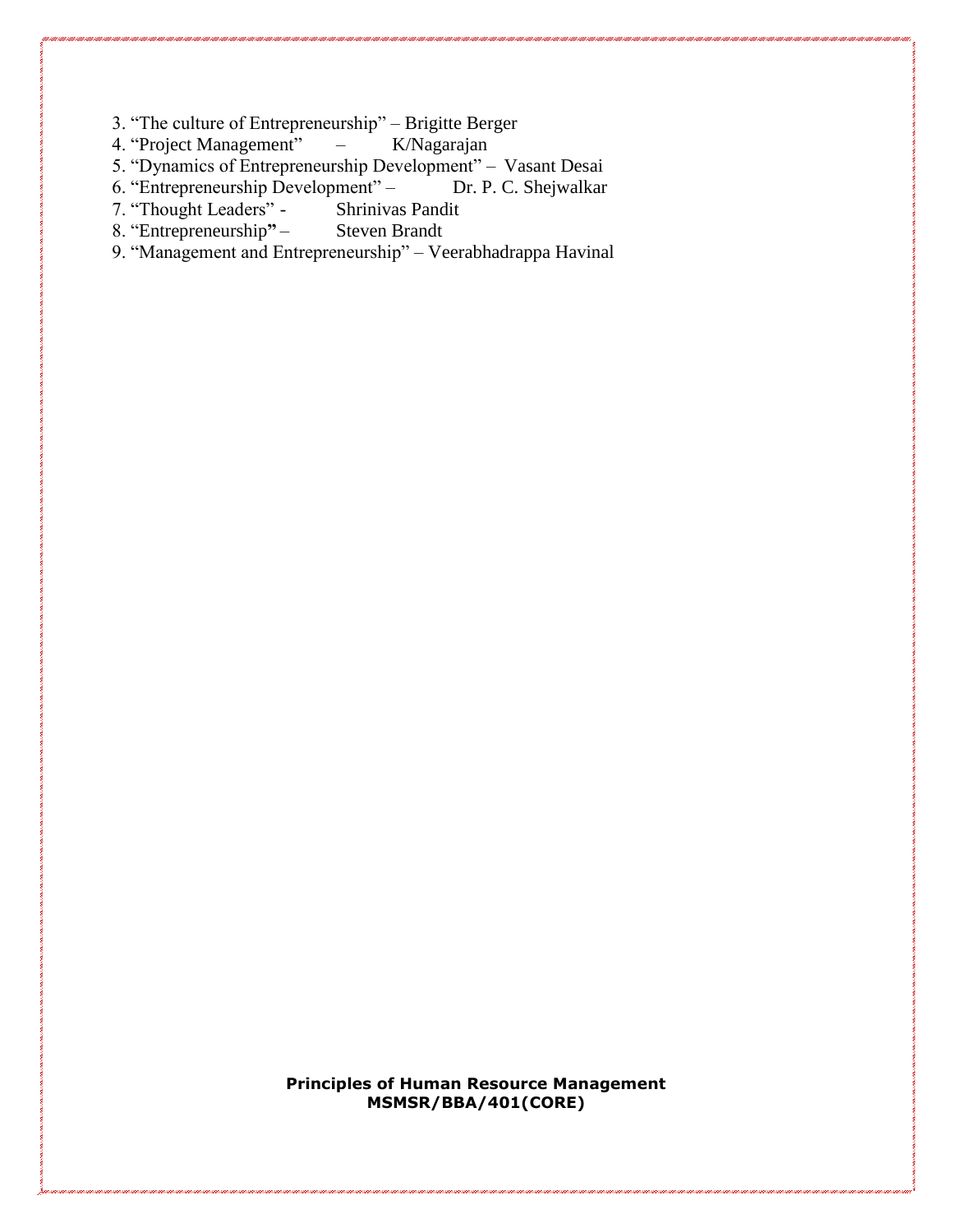3. "The culture of Entrepreneurship" – Brigitte Berger
4. "Project Management" – K/Nagarajan
5. "Dynamics of Entrepreneurship Development" – Vasant Desai
6. "Entrepreneurship Development" – Dr. P. C. Shejwalkar
7. "Thought Leaders" - Shrinivas Pandit
8. "Entrepreneurship" – Steven Brandt
9. "Management and Entrepreneurship" – Veerabhadrappa Havinal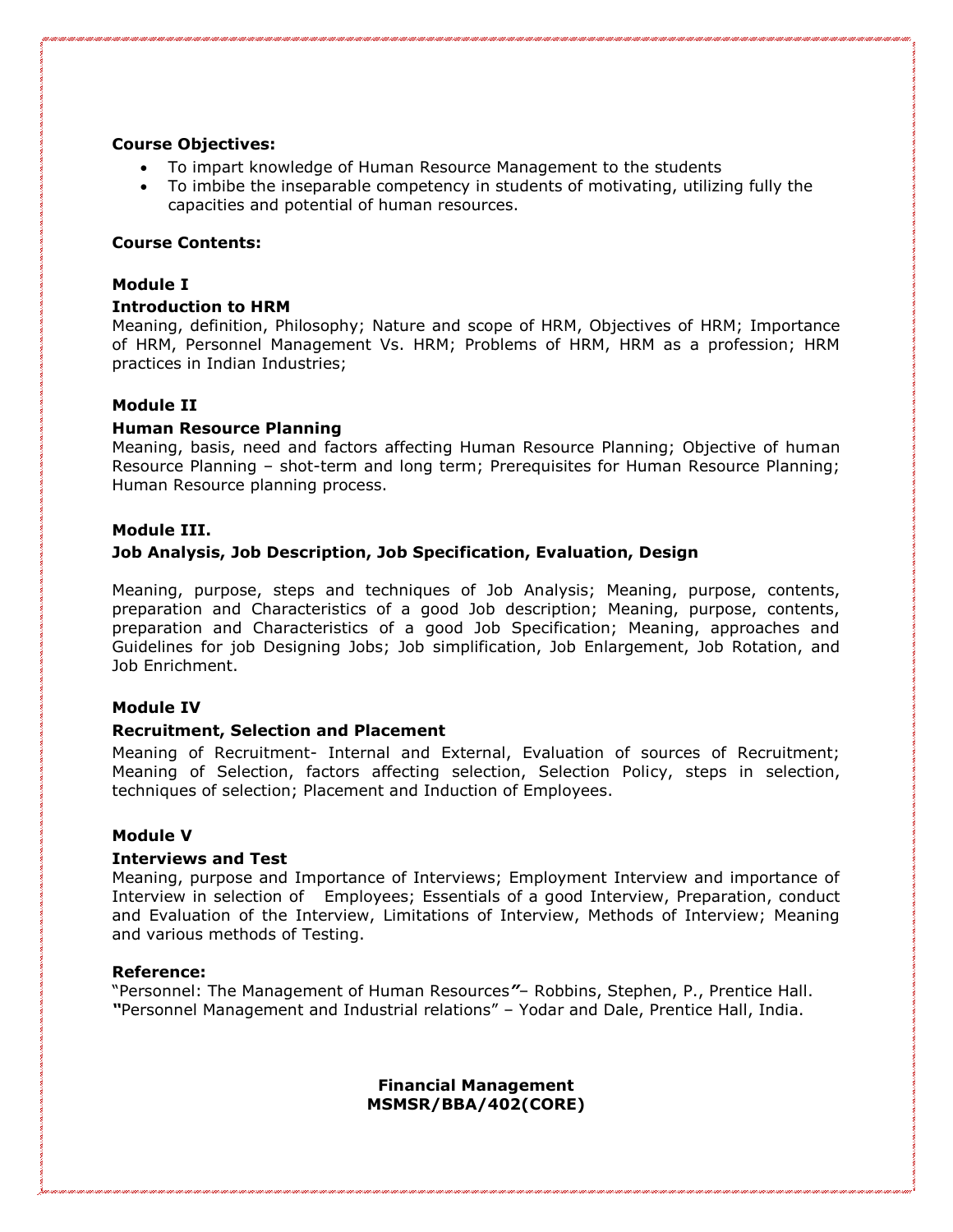**Course Objectives:**

- To impart knowledge of Human Resource Management to the students
- To imbibe the inseparable competency in students of motivating, utilizing fully the capacities and potential of human resources.

**Course Contents:**

**Module I**

**Introduction to HRM**

Meaning, definition, Philosophy; Nature and scope of HRM, Objectives of HRM; Importance of HRM, Personnel Management Vs. HRM; Problems of HRM, HRM as a profession; HRM practices in Indian Industries;

**Module II**

**Human Resource Planning**

Meaning, basis, need and factors affecting Human Resource Planning; Objective of human Resource Planning – shot-term and long term; Prerequisites for Human Resource Planning; Human Resource planning process.

**Module III.**

**Job Analysis, Job Description, Job Specification, Evaluation, Design**

Meaning, purpose, steps and techniques of Job Analysis; Meaning, purpose, contents, preparation and Characteristics of a good Job description; Meaning, purpose, contents, preparation and Characteristics of a good Job Specification; Meaning, approaches and Guidelines for job Designing Jobs; Job simplification, Job Enlargement, Job Rotation, and Job Enrichment.

**Module IV**

**Recruitment, Selection and Placement**

Meaning of Recruitment- Internal and External, Evaluation of sources of Recruitment; Meaning of Selection, factors affecting selection, Selection Policy, steps in selection, techniques of selection; Placement and Induction of Employees.

**Module V**

**Interviews and Test**

Meaning, purpose and Importance of Interviews; Employment Interview and importance of Interview in selection of Employees; Essentials of a good Interview, Preparation, conduct and Evaluation of the Interview, Limitations of Interview, Methods of Interview; Meaning and various methods of Testing.

**Reference:**

"Personnel: The Management of Human Resources"– Robbins, Stephen, P., Prentice Hall.
"Personnel Management and Industrial relations" – Yodar and Dale, Prentice Hall, India.

**Financial Management**
**MSMSR/BBA/402(CORE)**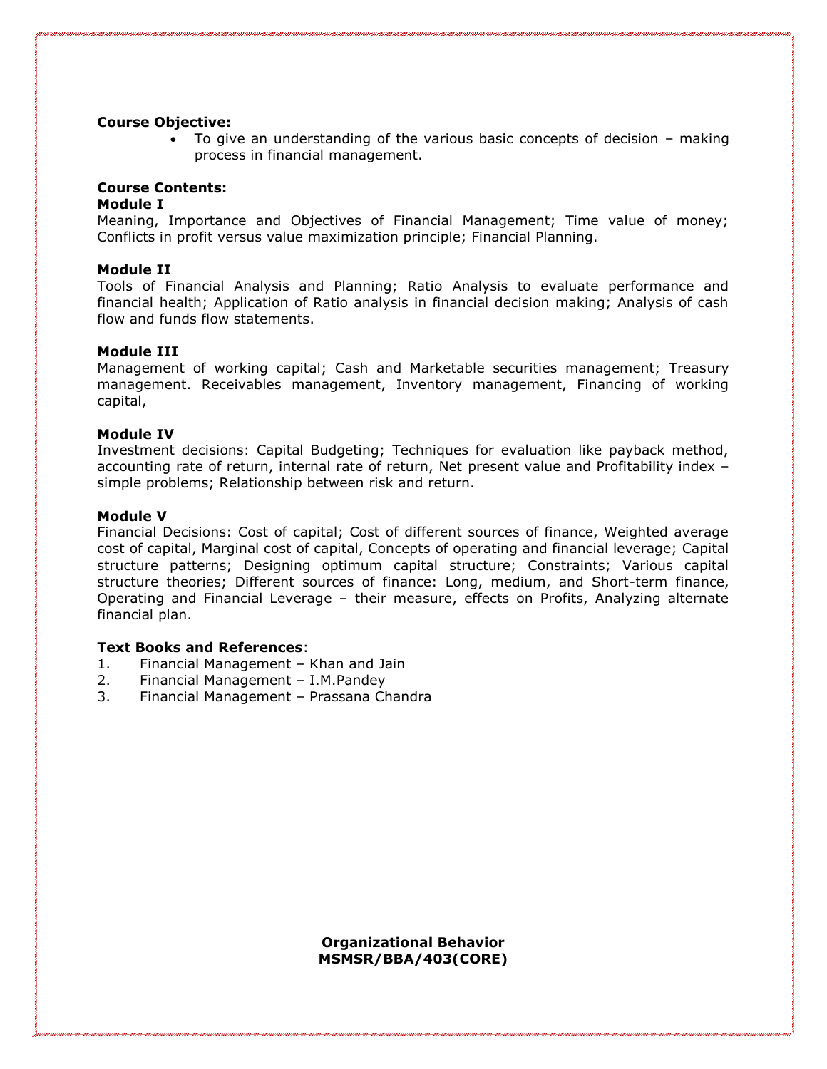**Course Objective:**

- To give an understanding of the various basic concepts of decision – making process in financial management.

**Course Contents:**

**Module I**

Meaning, Importance and Objectives of Financial Management; Time value of money; Conflicts in profit versus value maximization principle; Financial Planning.

**Module II**

Tools of Financial Analysis and Planning; Ratio Analysis to evaluate performance and financial health; Application of Ratio analysis in financial decision making; Analysis of cash flow and funds flow statements.

**Module III**

Management of working capital; Cash and Marketable securities management; Treasury management. Receivables management, Inventory management, Financing of working capital,

**Module IV**

Investment decisions: Capital Budgeting; Techniques for evaluation like payback method, accounting rate of return, internal rate of return, Net present value and Profitability index – simple problems; Relationship between risk and return.

**Module V**

Financial Decisions: Cost of capital; Cost of different sources of finance, Weighted average cost of capital, Marginal cost of capital, Concepts of operating and financial leverage; Capital structure patterns; Designing optimum capital structure; Constraints; Various capital structure theories; Different sources of finance: Long, medium, and Short-term finance, Operating and Financial Leverage – their measure, effects on Profits, Analyzing alternate financial plan.

**Text Books and References**:

1. Financial Management – Khan and Jain
2. Financial Management – I.M.Pandey
3. Financial Management – Prassana Chandra

**Organizational Behavior**
**MSMSR/BBA/403(CORE)**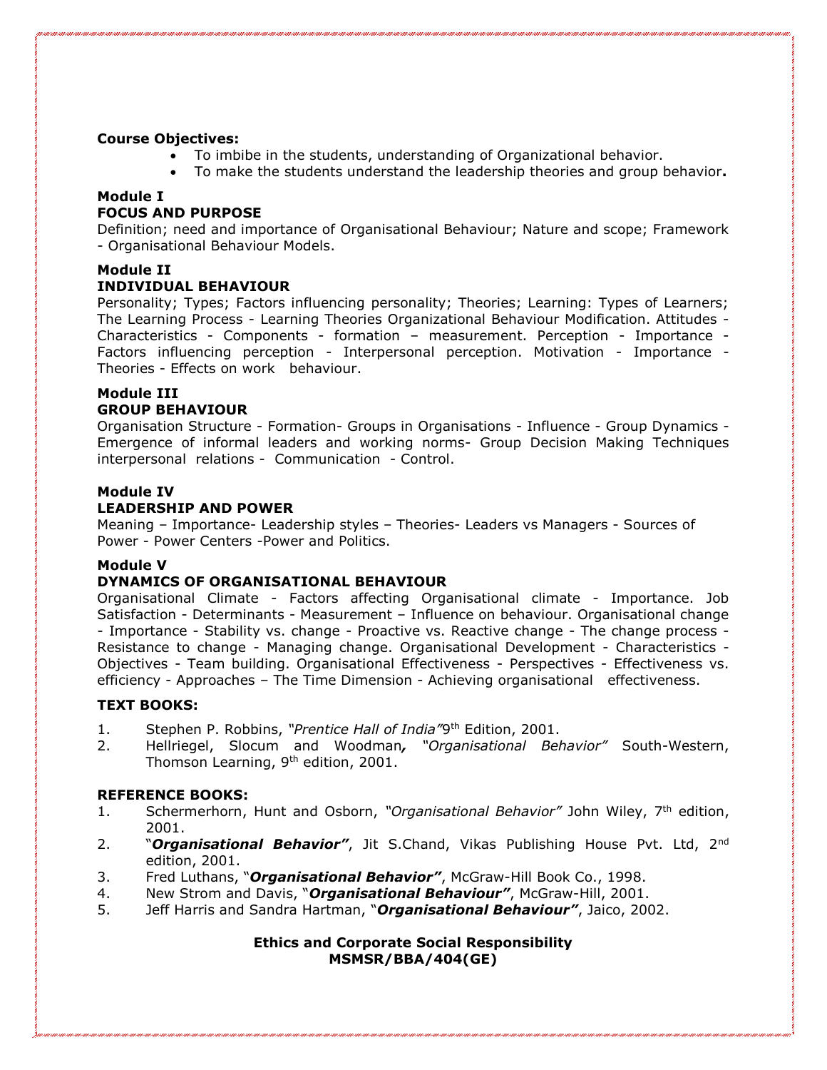**Course Objectives:**

- To imbibe in the students, understanding of Organizational behavior.
- To make the students understand the leadership theories and group behavior**.**

**Module I**

**FOCUS AND PURPOSE**

Definition; need and importance of Organisational Behaviour; Nature and scope; Framework - Organisational Behaviour Models.

**Module II**

**INDIVIDUAL BEHAVIOUR**

Personality; Types; Factors influencing personality; Theories; Learning: Types of Learners; The Learning Process - Learning Theories Organizational Behaviour Modification. Attitudes - Characteristics - Components - formation – measurement. Perception - Importance - Factors influencing perception - Interpersonal perception. Motivation - Importance - Theories - Effects on work behaviour.

**Module III**

**GROUP BEHAVIOUR**

Organisation Structure - Formation- Groups in Organisations - Influence - Group Dynamics - Emergence of informal leaders and working norms- Group Decision Making Techniques interpersonal relations - Communication - Control.

**Module IV**

**LEADERSHIP AND POWER**

Meaning – Importance- Leadership styles – Theories- Leaders vs Managers - Sources of Power - Power Centers -Power and Politics.

**Module V**

**DYNAMICS OF ORGANISATIONAL BEHAVIOUR**

Organisational Climate - Factors affecting Organisational climate - Importance. Job Satisfaction - Determinants - Measurement – Influence on behaviour. Organisational change - Importance - Stability vs. change - Proactive vs. Reactive change - The change process - Resistance to change - Managing change. Organisational Development - Characteristics - Objectives - Team building. Organisational Effectiveness - Perspectives - Effectiveness vs. efficiency - Approaches – The Time Dimension - Achieving organisational effectiveness.

**TEXT BOOKS:**

1. Stephen P. Robbins, *"Prentice Hall of India"* 9th Edition, 2001.
2. Hellriegel, Slocum and Woodman***,*** *"Organisational Behavior"* South-Western, Thomson Learning, 9th edition, 2001.

**REFERENCE BOOKS:**

1. Schermerhorn, Hunt and Osborn, *"Organisational Behavior"* John Wiley, 7th edition, 2001.
2. "***Organisational Behavior"***, Jit S.Chand, Vikas Publishing House Pvt. Ltd, 2nd edition, 2001.
3. Fred Luthans, "***Organisational Behavior"***, McGraw-Hill Book Co., 1998.
4. New Strom and Davis, "***Organisational Behaviour"***, McGraw-Hill, 2001.
5. Jeff Harris and Sandra Hartman, "***Organisational Behaviour"***, Jaico, 2002.

**Ethics and Corporate Social Responsibility**
**MSMSR/BBA/404(GE)**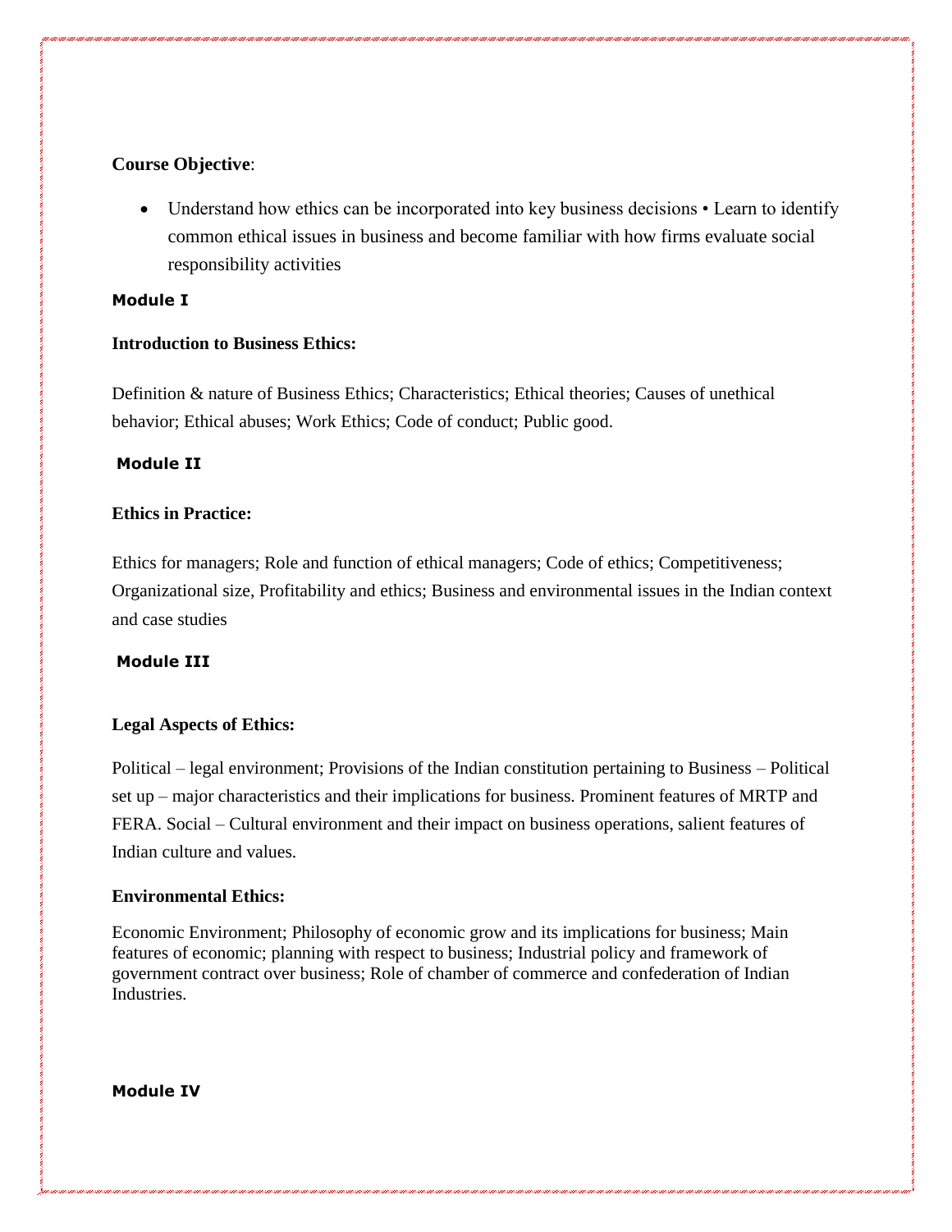**Course Objective**:

- Understand how ethics can be incorporated into key business decisions • Learn to identify common ethical issues in business and become familiar with how firms evaluate social responsibility activities

**Module I**

**Introduction to Business Ethics:**

Definition & nature of Business Ethics; Characteristics; Ethical theories; Causes of unethical behavior; Ethical abuses; Work Ethics; Code of conduct; Public good.

**Module II**

**Ethics in Practice:**

Ethics for managers; Role and function of ethical managers; Code of ethics; Competitiveness; Organizational size, Profitability and ethics; Business and environmental issues in the Indian context and case studies

**Module III**

**Legal Aspects of Ethics:**

Political – legal environment; Provisions of the Indian constitution pertaining to Business – Political set up – major characteristics and their implications for business. Prominent features of MRTP and FERA. Social – Cultural environment and their impact on business operations, salient features of Indian culture and values.

**Environmental Ethics:**

Economic Environment; Philosophy of economic grow and its implications for business; Main features of economic; planning with respect to business; Industrial policy and framework of government contract over business; Role of chamber of commerce and confederation of Indian Industries.

**Module IV**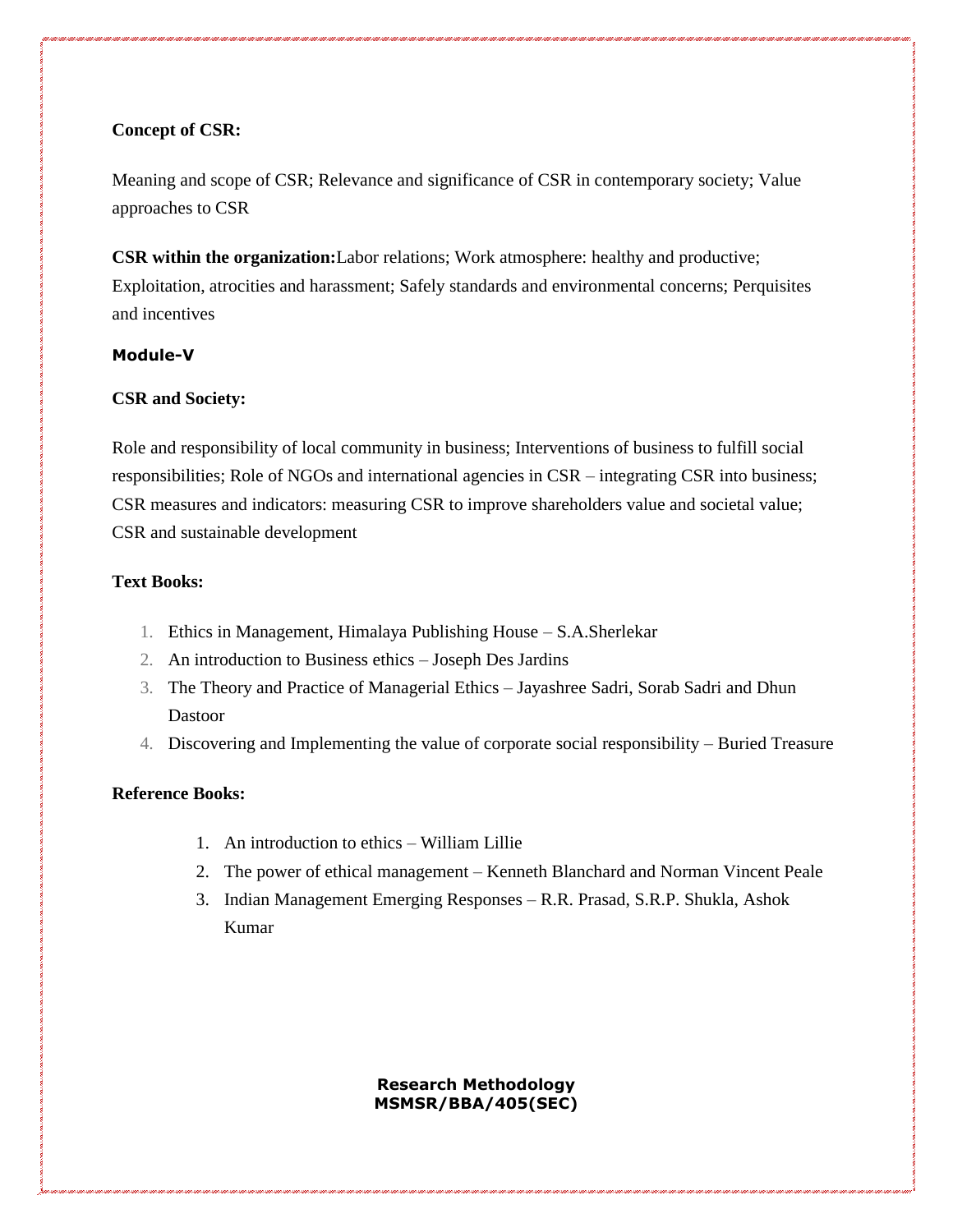**Concept of CSR:**

Meaning and scope of CSR; Relevance and significance of CSR in contemporary society; Value approaches to CSR

**CSR within the organization:**Labor relations; Work atmosphere: healthy and productive; Exploitation, atrocities and harassment; Safely standards and environmental concerns; Perquisites and incentives

**Module-V**

**CSR and Society:**

Role and responsibility of local community in business; Interventions of business to fulfill social responsibilities; Role of NGOs and international agencies in CSR – integrating CSR into business; CSR measures and indicators: measuring CSR to improve shareholders value and societal value; CSR and sustainable development

**Text Books:**

1. Ethics in Management, Himalaya Publishing House – S.A.Sherlekar
2. An introduction to Business ethics – Joseph Des Jardins
3. The Theory and Practice of Managerial Ethics – Jayashree Sadri, Sorab Sadri and Dhun Dastoor
4. Discovering and Implementing the value of corporate social responsibility – Buried Treasure

**Reference Books:**

1. An introduction to ethics – William Lillie
2. The power of ethical management – Kenneth Blanchard and Norman Vincent Peale
3. Indian Management Emerging Responses – R.R. Prasad, S.R.P. Shukla, Ashok Kumar

**Research Methodology**
**MSMSR/BBA/405(SEC)**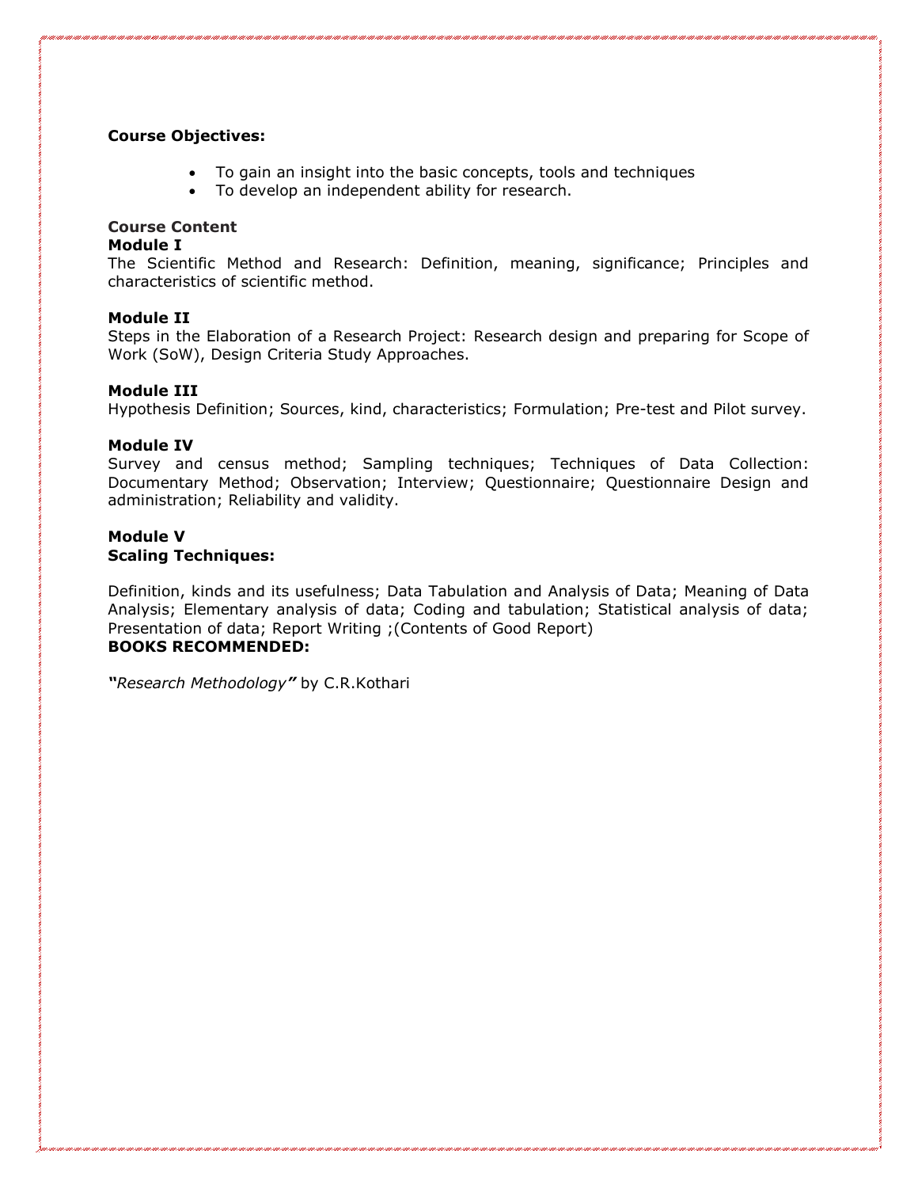**Course Objectives:**

- To gain an insight into the basic concepts, tools and techniques
- To develop an independent ability for research.

**Course Content**

**Module I**

The Scientific Method and Research: Definition, meaning, significance; Principles and characteristics of scientific method.

**Module II**

Steps in the Elaboration of a Research Project: Research design and preparing for Scope of Work (SoW), Design Criteria Study Approaches.

**Module III**

Hypothesis Definition; Sources, kind, characteristics; Formulation; Pre-test and Pilot survey.

**Module IV**

Survey and census method; Sampling techniques; Techniques of Data Collection: Documentary Method; Observation; Interview; Questionnaire; Questionnaire Design and administration; Reliability and validity.

**Module V**

**Scaling Techniques:**

Definition, kinds and its usefulness; Data Tabulation and Analysis of Data; Meaning of Data Analysis; Elementary analysis of data; Coding and tabulation; Statistical analysis of data; Presentation of data; Report Writing ;(Contents of Good Report)

**BOOKS RECOMMENDED:**

***"****Research Methodology****"*** by C.R.Kothari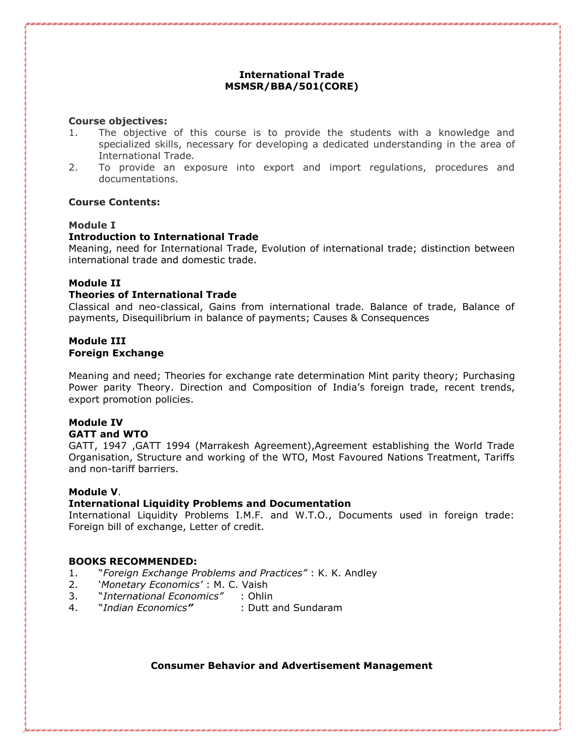## International Trade
## MSMSR/BBA/501(CORE)

**Course objectives:**

1. The objective of this course is to provide the students with a knowledge and specialized skills, necessary for developing a dedicated understanding in the area of International Trade.
2. To provide an exposure into export and import regulations, procedures and documentations.

**Course Contents:**

**Module I**

**Introduction to International Trade**

Meaning, need for International Trade, Evolution of international trade; distinction between international trade and domestic trade.

**Module II**

**Theories of International Trade**

Classical and neo-classical, Gains from international trade. Balance of trade, Balance of payments, Disequilibrium in balance of payments; Causes & Consequences

**Module III**

**Foreign Exchange**

Meaning and need; Theories for exchange rate determination Mint parity theory; Purchasing Power parity Theory. Direction and Composition of India's foreign trade, recent trends, export promotion policies.

**Module IV**

**GATT and WTO**

GATT, 1947 ,GATT 1994 (Marrakesh Agreement),Agreement establishing the World Trade Organisation, Structure and working of the WTO, Most Favoured Nations Treatment, Tariffs and non-tariff barriers.

**Module V**.

**International Liquidity Problems and Documentation**

International Liquidity Problems I.M.F. and W.T.O., Documents used in foreign trade: Foreign bill of exchange, Letter of credit.

**BOOKS RECOMMENDED:**

1. "*Foreign Exchange Problems and Practices"* : K. K. Andley
2. '*Monetary Economics'* : M. C. Vaish
3. "*International Economics"* : Ohlin
4. "*Indian Economics"* : Dutt and Sundaram

## Consumer Behavior and Advertisement Management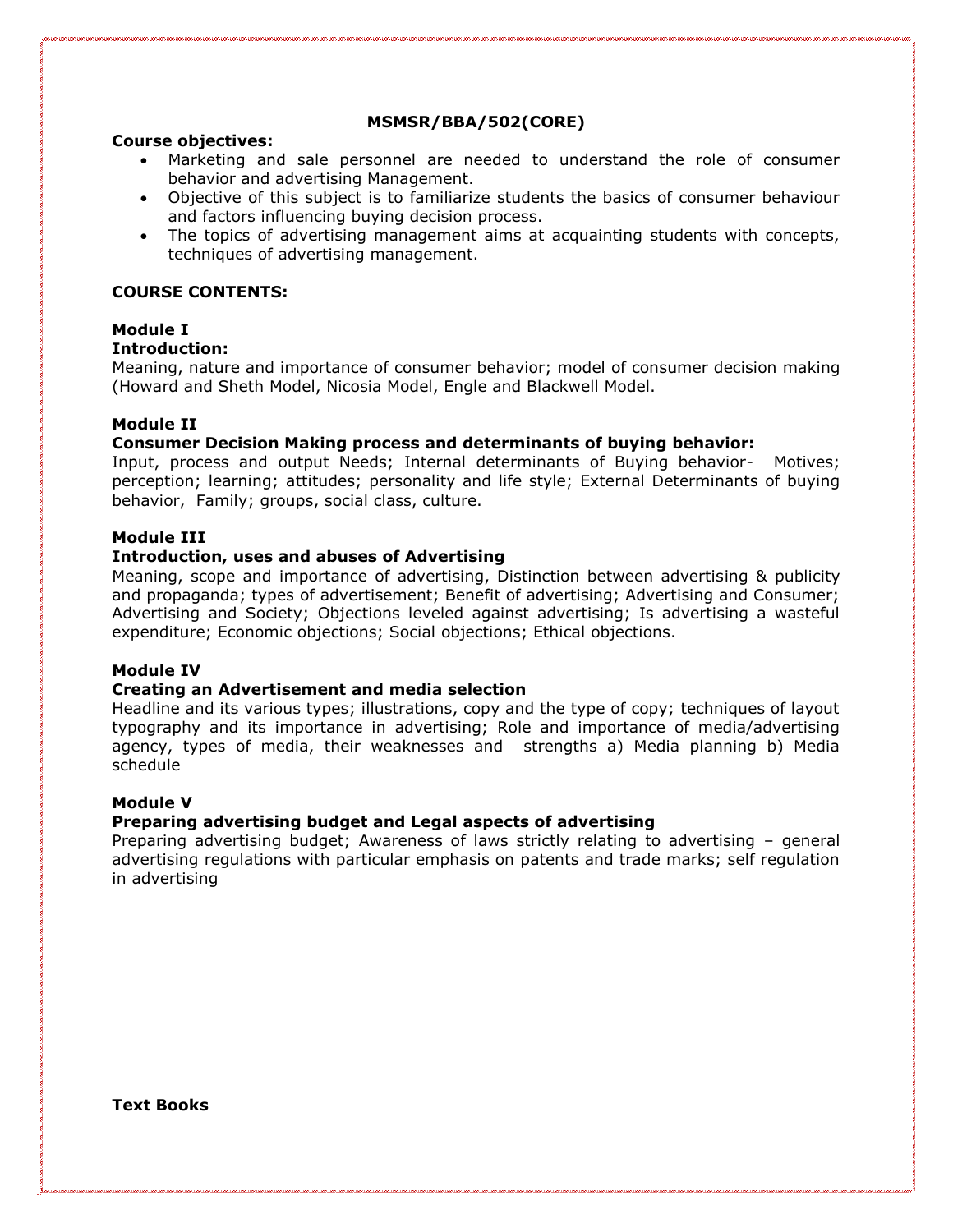**MSMSR/BBA/502(CORE)**

**Course objectives:**

- Marketing and sale personnel are needed to understand the role of consumer behavior and advertising Management.
- Objective of this subject is to familiarize students the basics of consumer behaviour and factors influencing buying decision process.
- The topics of advertising management aims at acquainting students with concepts, techniques of advertising management.

**COURSE CONTENTS:**

**Module I**

**Introduction:**

Meaning, nature and importance of consumer behavior; model of consumer decision making (Howard and Sheth Model, Nicosia Model, Engle and Blackwell Model.

**Module II**

**Consumer Decision Making process and determinants of buying behavior:**

Input, process and output Needs; Internal determinants of Buying behavior- Motives; perception; learning; attitudes; personality and life style; External Determinants of buying behavior, Family; groups, social class, culture.

**Module III**

**Introduction, uses and abuses of Advertising**

Meaning, scope and importance of advertising, Distinction between advertising & publicity and propaganda; types of advertisement; Benefit of advertising; Advertising and Consumer; Advertising and Society; Objections leveled against advertising; Is advertising a wasteful expenditure; Economic objections; Social objections; Ethical objections.

**Module IV**

**Creating an Advertisement and media selection**

Headline and its various types; illustrations, copy and the type of copy; techniques of layout typography and its importance in advertising; Role and importance of media/advertising agency, types of media, their weaknesses and strengths a) Media planning b) Media schedule

**Module V**

**Preparing advertising budget and Legal aspects of advertising**

Preparing advertising budget; Awareness of laws strictly relating to advertising – general advertising regulations with particular emphasis on patents and trade marks; self regulation in advertising

**Text Books**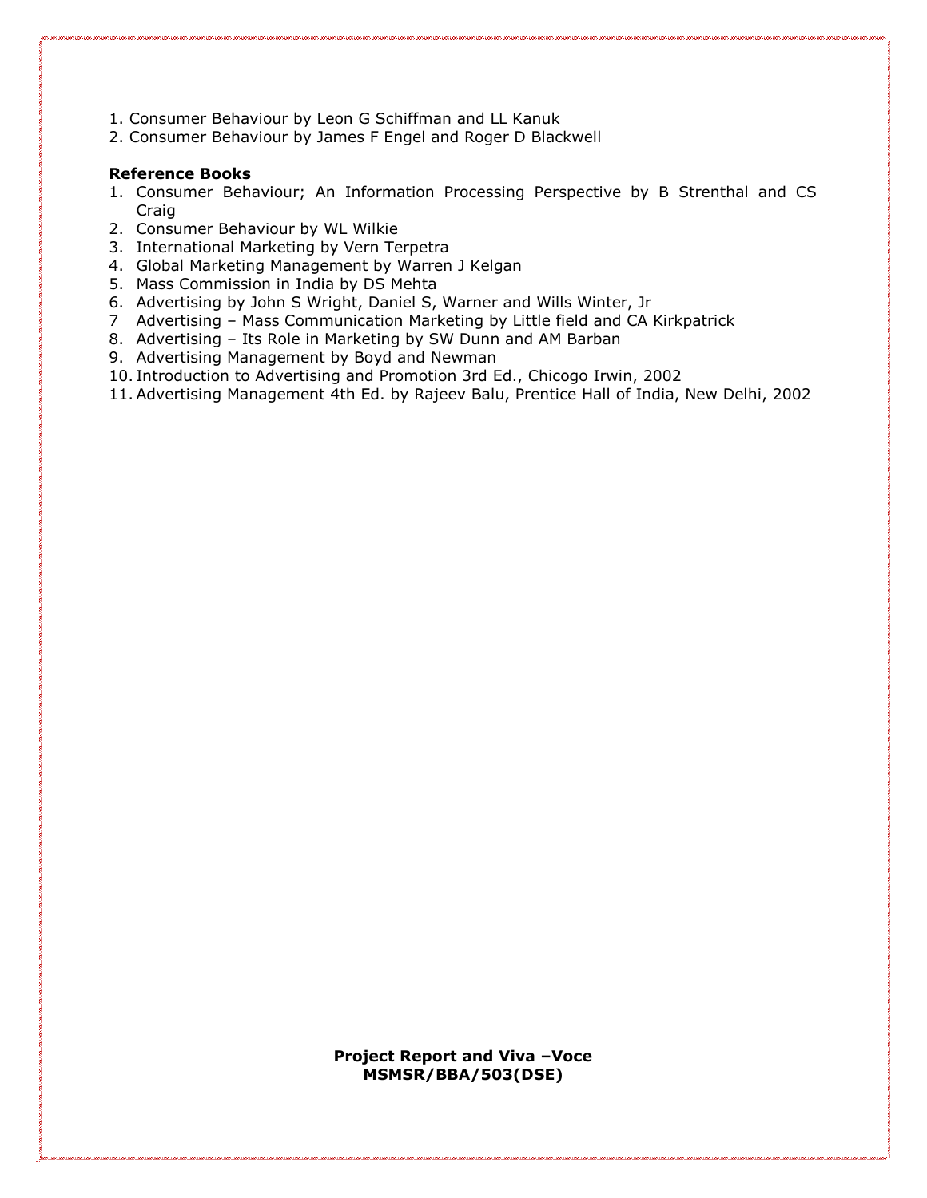1. Consumer Behaviour by Leon G Schiffman and LL Kanuk
2. Consumer Behaviour by James F Engel and Roger D Blackwell

**Reference Books**

1. Consumer Behaviour; An Information Processing Perspective by B Strenthal and CS Craig
2. Consumer Behaviour by WL Wilkie
3. International Marketing by Vern Terpetra
4. Global Marketing Management by Warren J Kelgan
5. Mass Commission in India by DS Mehta
6. Advertising by John S Wright, Daniel S, Warner and Wills Winter, Jr
7. Advertising – Mass Communication Marketing by Little field and CA Kirkpatrick
8. Advertising – Its Role in Marketing by SW Dunn and AM Barban
9. Advertising Management by Boyd and Newman
10. Introduction to Advertising and Promotion 3rd Ed., Chicogo Irwin, 2002
11. Advertising Management 4th Ed. by Rajeev Balu, Prentice Hall of India, New Delhi, 2002

**Project Report and Viva –Voce**
**MSMSR/BBA/503(DSE)**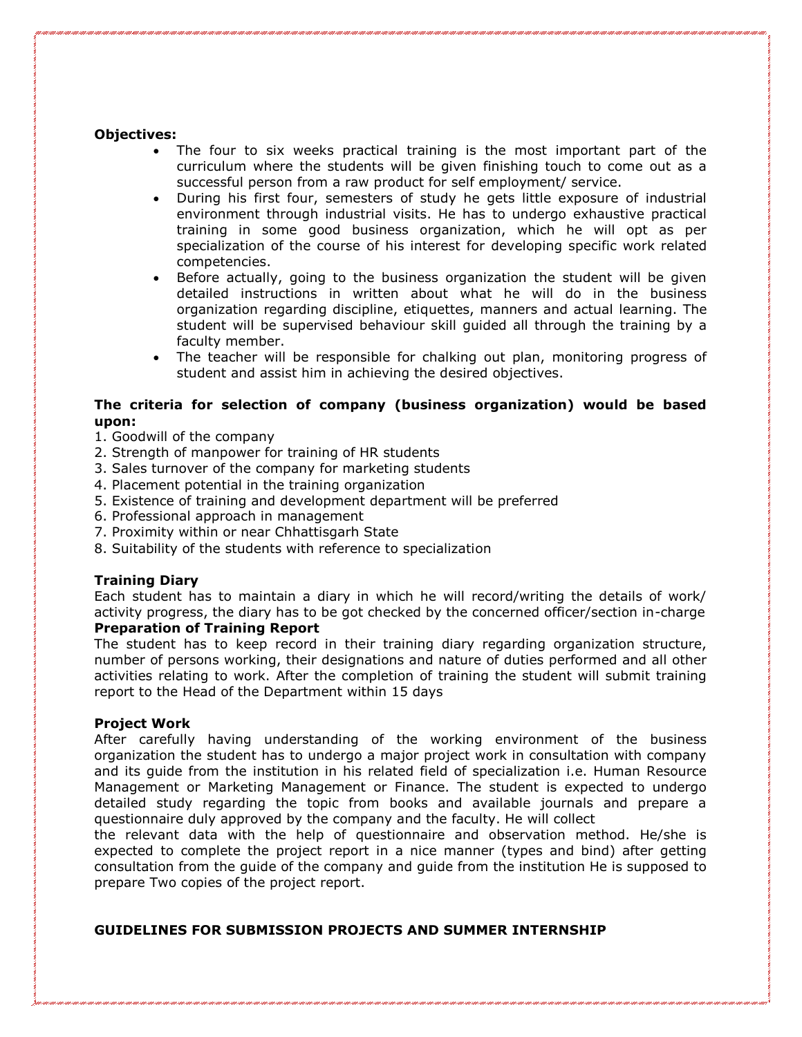**Objectives:**

- The four to six weeks practical training is the most important part of the curriculum where the students will be given finishing touch to come out as a successful person from a raw product for self employment/ service.
- During his first four, semesters of study he gets little exposure of industrial environment through industrial visits. He has to undergo exhaustive practical training in some good business organization, which he will opt as per specialization of the course of his interest for developing specific work related competencies.
- Before actually, going to the business organization the student will be given detailed instructions in written about what he will do in the business organization regarding discipline, etiquettes, manners and actual learning. The student will be supervised behaviour skill guided all through the training by a faculty member.
- The teacher will be responsible for chalking out plan, monitoring progress of student and assist him in achieving the desired objectives.

**The criteria for selection of company (business organization) would be based upon:**

1. Goodwill of the company
2. Strength of manpower for training of HR students
3. Sales turnover of the company for marketing students
4. Placement potential in the training organization
5. Existence of training and development department will be preferred
6. Professional approach in management
7. Proximity within or near Chhattisgarh State
8. Suitability of the students with reference to specialization

**Training Diary**

Each student has to maintain a diary in which he will record/writing the details of work/ activity progress, the diary has to be got checked by the concerned officer/section in-charge

**Preparation of Training Report**

The student has to keep record in their training diary regarding organization structure, number of persons working, their designations and nature of duties performed and all other activities relating to work. After the completion of training the student will submit training report to the Head of the Department within 15 days

**Project Work**

After carefully having understanding of the working environment of the business organization the student has to undergo a major project work in consultation with company and its guide from the institution in his related field of specialization i.e. Human Resource Management or Marketing Management or Finance. The student is expected to undergo detailed study regarding the topic from books and available journals and prepare a questionnaire duly approved by the company and the faculty. He will collect the relevant data with the help of questionnaire and observation method. He/she is expected to complete the project report in a nice manner (types and bind) after getting consultation from the guide of the company and guide from the institution He is supposed to prepare Two copies of the project report.

**GUIDELINES FOR SUBMISSION PROJECTS AND SUMMER INTERNSHIP**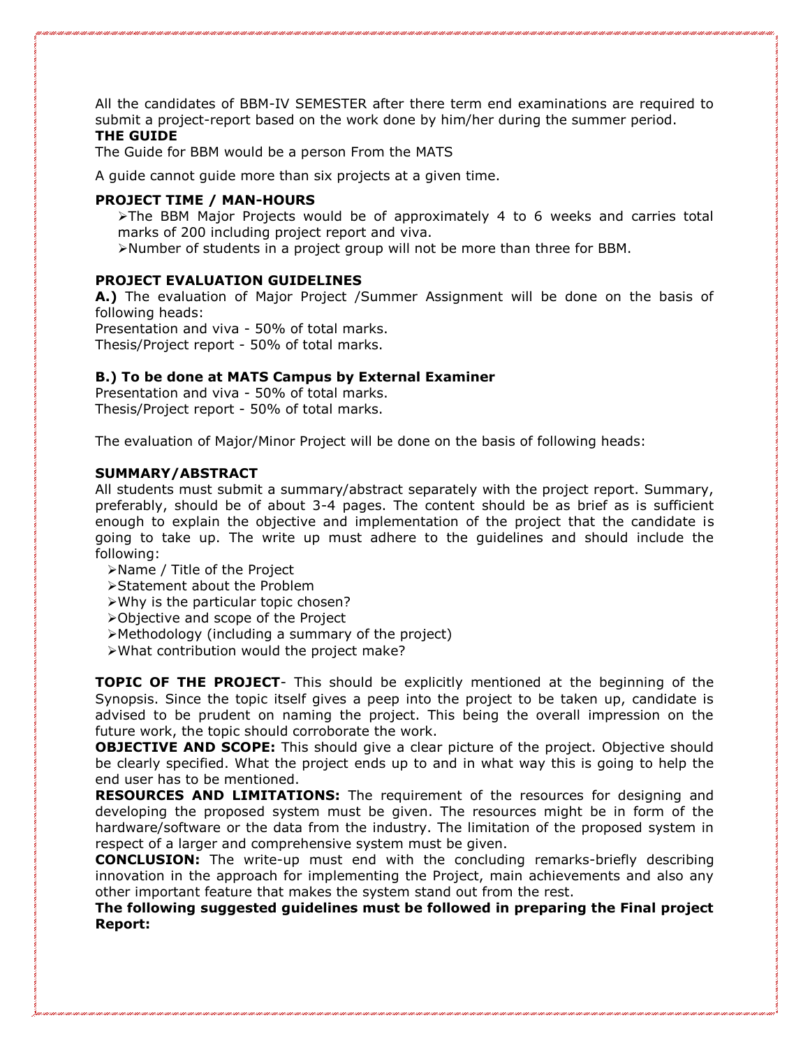All the candidates of BBM-IV SEMESTER after there term end examinations are required to submit a project-report based on the work done by him/her during the summer period.

**THE GUIDE**

The Guide for BBM would be a person From the MATS

A guide cannot guide more than six projects at a given time.

**PROJECT TIME / MAN-HOURS**

- The BBM Major Projects would be of approximately 4 to 6 weeks and carries total marks of 200 including project report and viva.
- Number of students in a project group will not be more than three for BBM.

**PROJECT EVALUATION GUIDELINES**

**A.)** The evaluation of Major Project /Summer Assignment will be done on the basis of following heads:

Presentation and viva - 50% of total marks.

Thesis/Project report - 50% of total marks.

**B.) To be done at MATS Campus by External Examiner**

Presentation and viva - 50% of total marks.

Thesis/Project report - 50% of total marks.

The evaluation of Major/Minor Project will be done on the basis of following heads:

**SUMMARY/ABSTRACT**

All students must submit a summary/abstract separately with the project report. Summary, preferably, should be of about 3-4 pages. The content should be as brief as is sufficient enough to explain the objective and implementation of the project that the candidate is going to take up. The write up must adhere to the guidelines and should include the following:

- Name / Title of the Project
- Statement about the Problem
- Why is the particular topic chosen?
- Objective and scope of the Project
- Methodology (including a summary of the project)
- What contribution would the project make?

**TOPIC OF THE PROJECT**- This should be explicitly mentioned at the beginning of the Synopsis. Since the topic itself gives a peep into the project to be taken up, candidate is advised to be prudent on naming the project. This being the overall impression on the future work, the topic should corroborate the work.

**OBJECTIVE AND SCOPE:** This should give a clear picture of the project. Objective should be clearly specified. What the project ends up to and in what way this is going to help the end user has to be mentioned.

**RESOURCES AND LIMITATIONS:** The requirement of the resources for designing and developing the proposed system must be given. The resources might be in form of the hardware/software or the data from the industry. The limitation of the proposed system in respect of a larger and comprehensive system must be given.

**CONCLUSION:** The write-up must end with the concluding remarks-briefly describing innovation in the approach for implementing the Project, main achievements and also any other important feature that makes the system stand out from the rest.

**The following suggested guidelines must be followed in preparing the Final project Report:**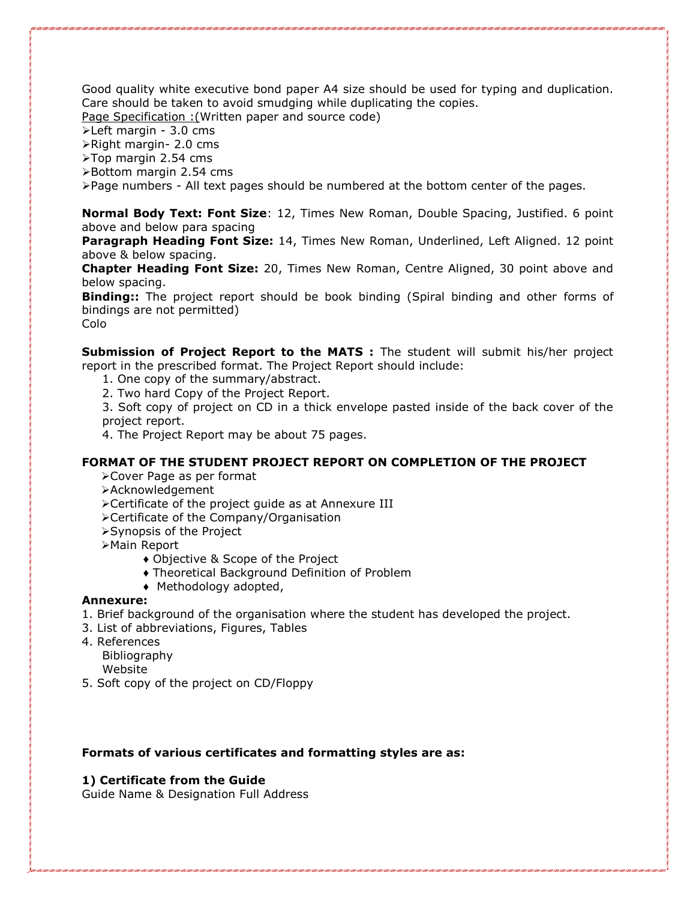Good quality white executive bond paper A4 size should be used for typing and duplication. Care should be taken to avoid smudging while duplicating the copies.

Page Specification :(Written paper and source code)

- ➢Left margin - 3.0 cms
- ➢Right margin- 2.0 cms
- ➢Top margin 2.54 cms
- ➢Bottom margin 2.54 cms
- ➢Page numbers - All text pages should be numbered at the bottom center of the pages.

**Normal Body Text: Font Size**: 12, Times New Roman, Double Spacing, Justified. 6 point above and below para spacing

**Paragraph Heading Font Size:** 14, Times New Roman, Underlined, Left Aligned. 12 point above & below spacing.

**Chapter Heading Font Size:** 20, Times New Roman, Centre Aligned, 30 point above and below spacing.

**Binding::** The project report should be book binding (Spiral binding and other forms of bindings are not permitted)

Colo

**Submission of Project Report to the MATS :** The student will submit his/her project report in the prescribed format. The Project Report should include:

1. One copy of the summary/abstract.
2. Two hard Copy of the Project Report.
3. Soft copy of project on CD in a thick envelope pasted inside of the back cover of the project report.
4. The Project Report may be about 75 pages.

**FORMAT OF THE STUDENT PROJECT REPORT ON COMPLETION OF THE PROJECT**

- ➢Cover Page as per format
- ➢Acknowledgement
- ➢Certificate of the project guide as at Annexure III
- ➢Certificate of the Company/Organisation
- ➢Synopsis of the Project
- ➢Main Report
  - ♦ Objective & Scope of the Project
  - ♦ Theoretical Background Definition of Problem
  - ♦ Methodology adopted,

**Annexure:**

1. Brief background of the organisation where the student has developed the project.

3. List of abbreviations, Figures, Tables

4. References

   Bibliography

   Website

5. Soft copy of the project on CD/Floppy

**Formats of various certificates and formatting styles are as:**

**1) Certificate from the Guide**

Guide Name & Designation Full Address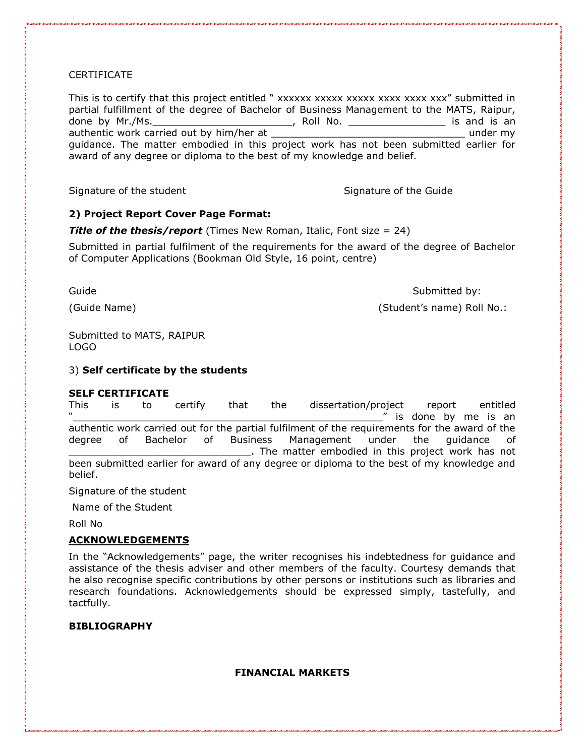CERTIFICATE

This is to certify that this project entitled " xxxxxx xxxxx xxxxx xxxx xxxx xxx" submitted in partial fulfillment of the degree of Bachelor of Business Management to the MATS, Raipur, done by Mr./Ms.________________________, Roll No. ________________ is and is an authentic work carried out by him/her at __________________________________ under my guidance. The matter embodied in this project work has not been submitted earlier for award of any degree or diploma to the best of my knowledge and belief.

Signature of the student                                        Signature of the Guide

**2) Project Report Cover Page Format:**

***Title of the thesis/report*** (Times New Roman, Italic, Font size = 24)

Submitted in partial fulfilment of the requirements for the award of the degree of Bachelor of Computer Applications (Bookman Old Style, 16 point, centre)

Guide                                                                                    Submitted by:

(Guide Name)                                                                    (Student's name) Roll No.:

Submitted to MATS, RAIPUR
LOGO

3) **Self certificate by the students**

**SELF CERTIFICATE**

This is to certify that the dissertation/project report entitled "____________________________________________________" is done by me is an authentic work carried out for the partial fulfilment of the requirements for the award of the degree of Bachelor of Business Management under the guidance of ________________________________. The matter embodied in this project work has not been submitted earlier for award of any degree or diploma to the best of my knowledge and belief.

Signature of the student

Name of the Student

Roll No

**ACKNOWLEDGEMENTS**

In the "Acknowledgements" page, the writer recognises his indebtedness for guidance and assistance of the thesis adviser and other members of the faculty. Courtesy demands that he also recognise specific contributions by other persons or institutions such as libraries and research foundations. Acknowledgements should be expressed simply, tastefully, and tactfully.

**BIBLIOGRAPHY**

**FINANCIAL MARKETS**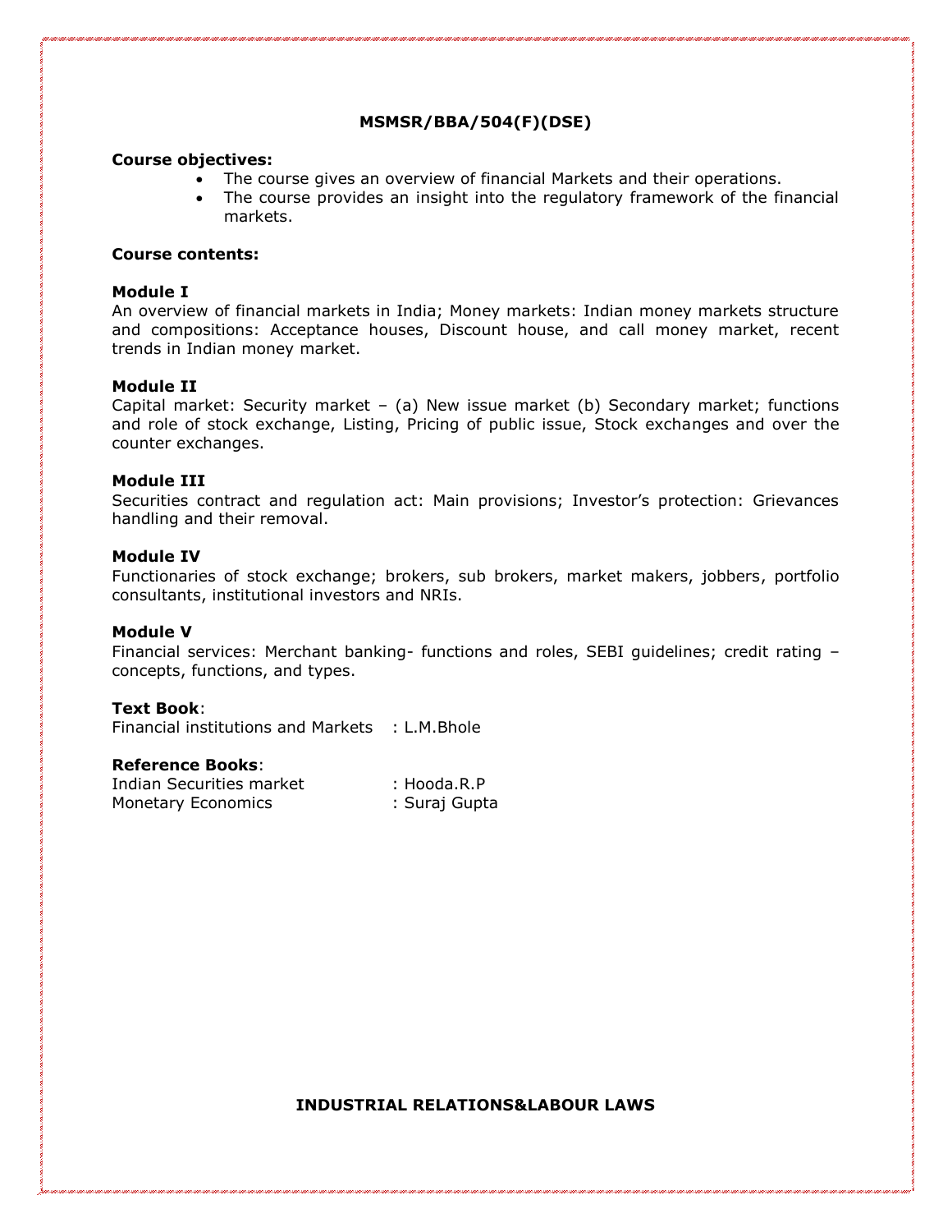**MSMSR/BBA/504(F)(DSE)**

**Course objectives:**

- The course gives an overview of financial Markets and their operations.
- The course provides an insight into the regulatory framework of the financial markets.

**Course contents:**

**Module I**

An overview of financial markets in India; Money markets: Indian money markets structure and compositions: Acceptance houses, Discount house, and call money market, recent trends in Indian money market.

**Module II**

Capital market: Security market – (a) New issue market (b) Secondary market; functions and role of stock exchange, Listing, Pricing of public issue, Stock exchanges and over the counter exchanges.

**Module III**

Securities contract and regulation act: Main provisions; Investor's protection: Grievances handling and their removal.

**Module IV**

Functionaries of stock exchange; brokers, sub brokers, market makers, jobbers, portfolio consultants, institutional investors and NRIs.

**Module V**

Financial services: Merchant banking- functions and roles, SEBI guidelines; credit rating – concepts, functions, and types.

**Text Book**:

Financial institutions and Markets : L.M.Bhole

**Reference Books**:

Indian Securities market : Hooda.R.P
Monetary Economics : Suraj Gupta

**INDUSTRIAL RELATIONS&LABOUR LAWS**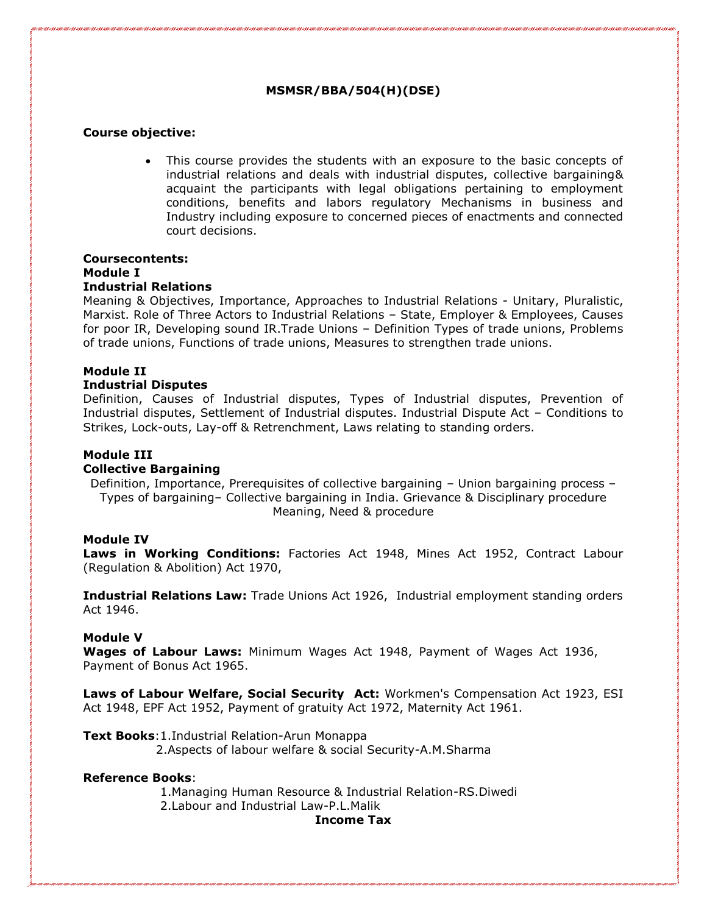**MSMSR/BBA/504(H)(DSE)**

**Course objective:**

- This course provides the students with an exposure to the basic concepts of industrial relations and deals with industrial disputes, collective bargaining& acquaint the participants with legal obligations pertaining to employment conditions, benefits and labors regulatory Mechanisms in business and Industry including exposure to concerned pieces of enactments and connected court decisions.

**Coursecontents:**

**Module I**

**Industrial Relations**

Meaning & Objectives, Importance, Approaches to Industrial Relations - Unitary, Pluralistic, Marxist. Role of Three Actors to Industrial Relations – State, Employer & Employees, Causes for poor IR, Developing sound IR.Trade Unions – Definition Types of trade unions, Problems of trade unions, Functions of trade unions, Measures to strengthen trade unions.

**Module II**

**Industrial Disputes**

Definition, Causes of Industrial disputes, Types of Industrial disputes, Prevention of Industrial disputes, Settlement of Industrial disputes. Industrial Dispute Act – Conditions to Strikes, Lock-outs, Lay-off & Retrenchment, Laws relating to standing orders.

**Module III**

**Collective Bargaining**

Definition, Importance, Prerequisites of collective bargaining – Union bargaining process – Types of bargaining– Collective bargaining in India. Grievance & Disciplinary procedure Meaning, Need & procedure

**Module IV**

**Laws in Working Conditions:** Factories Act 1948, Mines Act 1952, Contract Labour (Regulation & Abolition) Act 1970,

**Industrial Relations Law:** Trade Unions Act 1926, Industrial employment standing orders Act 1946.

**Module V**

**Wages of Labour Laws:** Minimum Wages Act 1948, Payment of Wages Act 1936, Payment of Bonus Act 1965.

**Laws of Labour Welfare, Social Security Act:** Workmen's Compensation Act 1923, ESI Act 1948, EPF Act 1952, Payment of gratuity Act 1972, Maternity Act 1961.

**Text Books**:1.Industrial Relation-Arun Monappa
2.Aspects of labour welfare & social Security-A.M.Sharma

**Reference Books**:
1.Managing Human Resource & Industrial Relation-RS.Diwedi
2.Labour and Industrial Law-P.L.Malik

**Income Tax**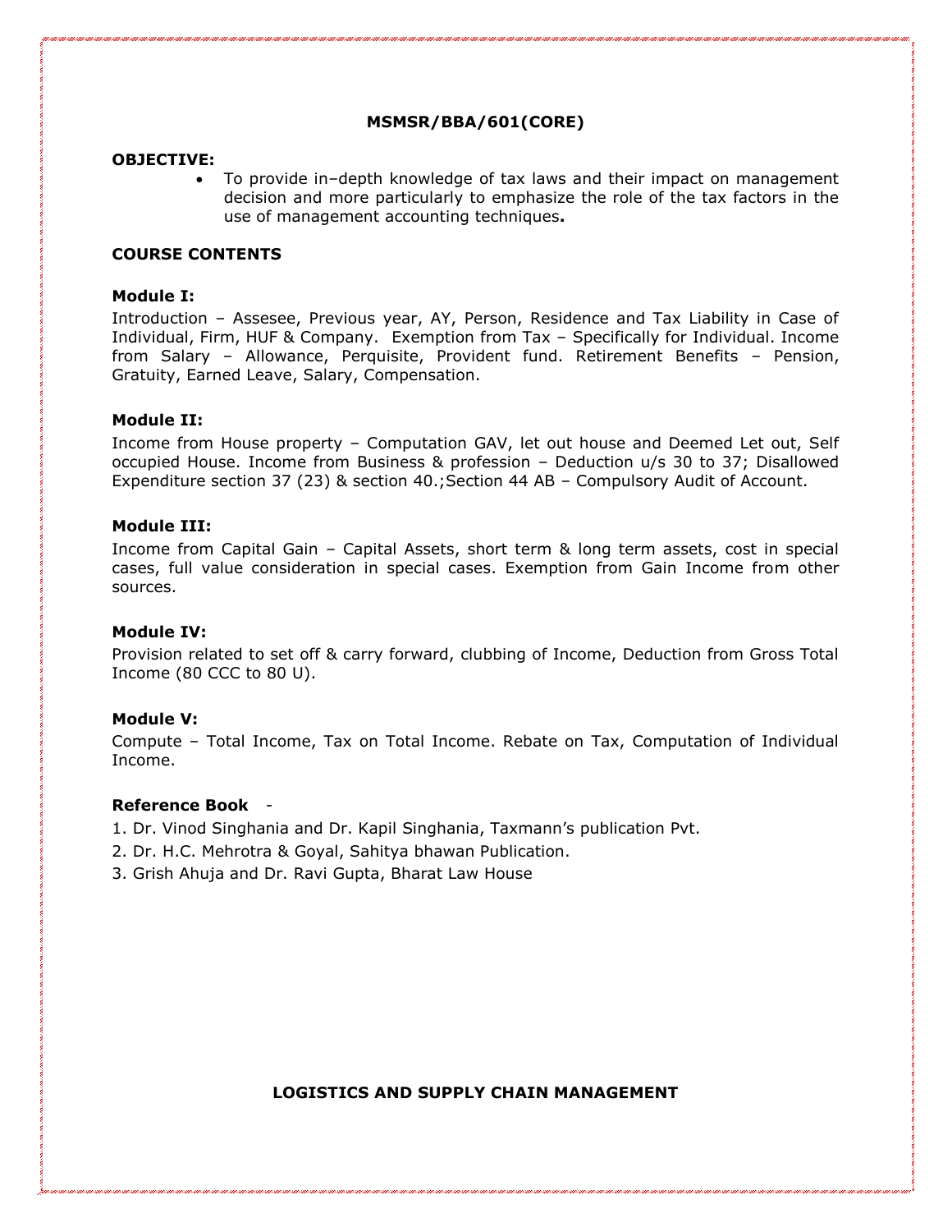**MSMSR/BBA/601(CORE)**

**OBJECTIVE:**

- To provide in–depth knowledge of tax laws and their impact on management decision and more particularly to emphasize the role of the tax factors in the use of management accounting techniques**.**

**COURSE CONTENTS**

**Module I:**

Introduction – Assesee, Previous year, AY, Person, Residence and Tax Liability in Case of Individual, Firm, HUF & Company. Exemption from Tax – Specifically for Individual. Income from Salary – Allowance, Perquisite, Provident fund. Retirement Benefits – Pension, Gratuity, Earned Leave, Salary, Compensation.

**Module II:**

Income from House property – Computation GAV, let out house and Deemed Let out, Self occupied House. Income from Business & profession – Deduction u/s 30 to 37; Disallowed Expenditure section 37 (23) & section 40.;Section 44 AB – Compulsory Audit of Account.

**Module III:**

Income from Capital Gain – Capital Assets, short term & long term assets, cost in special cases, full value consideration in special cases. Exemption from Gain Income from other sources.

**Module IV:**

Provision related to set off & carry forward, clubbing of Income, Deduction from Gross Total Income (80 CCC to 80 U).

**Module V:**

Compute – Total Income, Tax on Total Income. Rebate on Tax, Computation of Individual Income.

**Reference Book** -

1. Dr. Vinod Singhania and Dr. Kapil Singhania, Taxmann's publication Pvt.
2. Dr. H.C. Mehrotra & Goyal, Sahitya bhawan Publication.
3. Grish Ahuja and Dr. Ravi Gupta, Bharat Law House

**LOGISTICS AND SUPPLY CHAIN MANAGEMENT**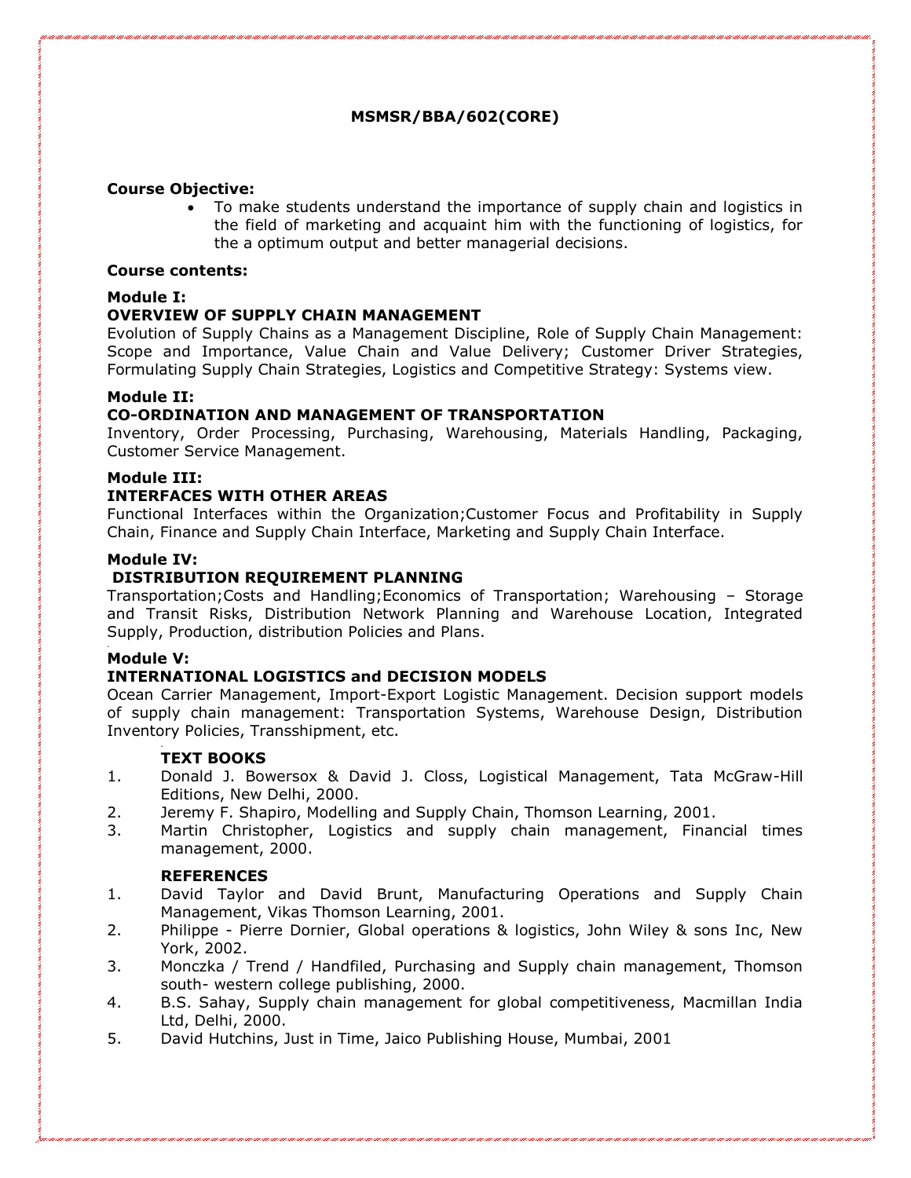**MSMSR/BBA/602(CORE)**

**Course Objective:**

- To make students understand the importance of supply chain and logistics in the field of marketing and acquaint him with the functioning of logistics, for the a optimum output and better managerial decisions.

**Course contents:**

**Module I:**

**OVERVIEW OF SUPPLY CHAIN MANAGEMENT**

Evolution of Supply Chains as a Management Discipline, Role of Supply Chain Management: Scope and Importance, Value Chain and Value Delivery; Customer Driver Strategies, Formulating Supply Chain Strategies, Logistics and Competitive Strategy: Systems view.

**Module II:**

**CO-ORDINATION AND MANAGEMENT OF TRANSPORTATION**

Inventory, Order Processing, Purchasing, Warehousing, Materials Handling, Packaging, Customer Service Management.

**Module III:**

**INTERFACES WITH OTHER AREAS**

Functional Interfaces within the Organization;Customer Focus and Profitability in Supply Chain, Finance and Supply Chain Interface, Marketing and Supply Chain Interface.

**Module IV:**

**DISTRIBUTION REQUIREMENT PLANNING**

Transportation;Costs and Handling;Economics of Transportation; Warehousing – Storage and Transit Risks, Distribution Network Planning and Warehouse Location, Integrated Supply, Production, distribution Policies and Plans.

**Module V:**

**INTERNATIONAL LOGISTICS and DECISION MODELS**

Ocean Carrier Management, Import-Export Logistic Management. Decision support models of supply chain management: Transportation Systems, Warehouse Design, Distribution Inventory Policies, Transshipment, etc.

**TEXT BOOKS**

1. Donald J. Bowersox & David J. Closs, Logistical Management, Tata McGraw-Hill Editions, New Delhi, 2000.
2. Jeremy F. Shapiro, Modelling and Supply Chain, Thomson Learning, 2001.
3. Martin Christopher, Logistics and supply chain management, Financial times management, 2000.

**REFERENCES**

1. David Taylor and David Brunt, Manufacturing Operations and Supply Chain Management, Vikas Thomson Learning, 2001.
2. Philippe - Pierre Dornier, Global operations & logistics, John Wiley & sons Inc, New York, 2002.
3. Monczka / Trend / Handfiled, Purchasing and Supply chain management, Thomson south- western college publishing, 2000.
4. B.S. Sahay, Supply chain management for global competitiveness, Macmillan India Ltd, Delhi, 2000.
5. David Hutchins, Just in Time, Jaico Publishing House, Mumbai, 2001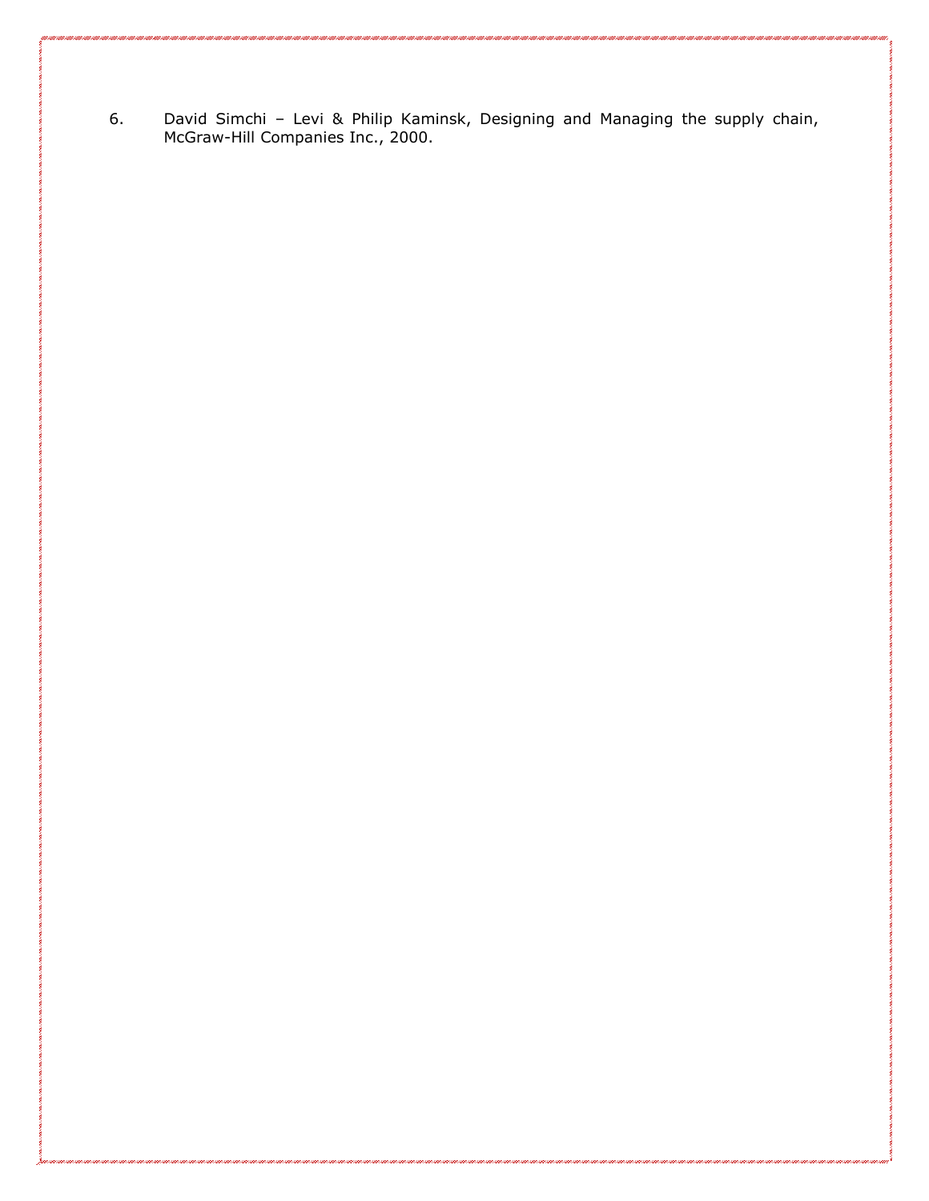6. David Simchi – Levi & Philip Kaminsk, Designing and Managing the supply chain, McGraw-Hill Companies Inc., 2000.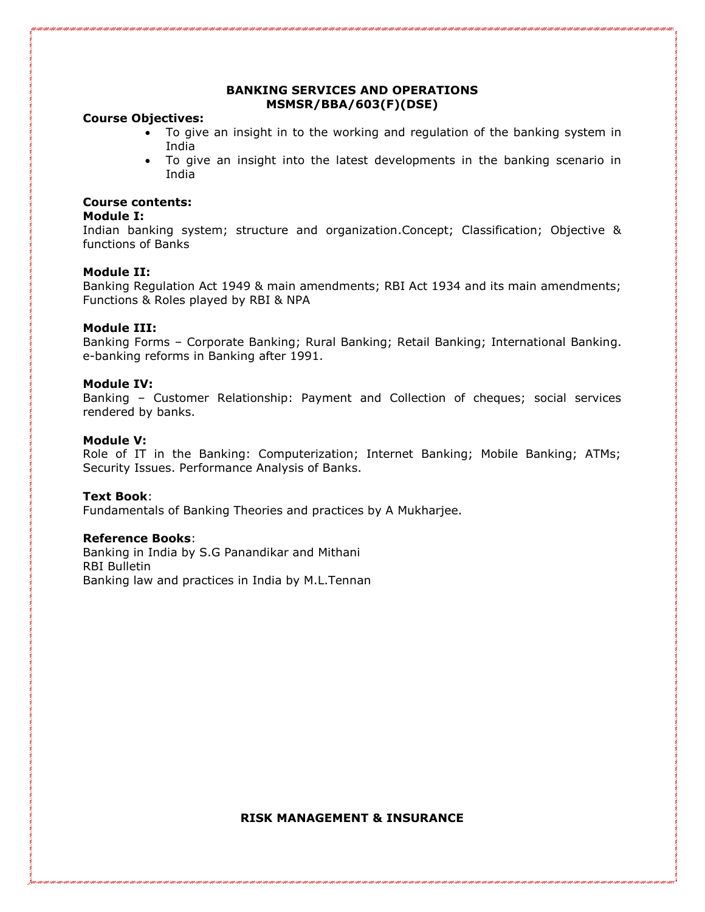## BANKING SERVICES AND OPERATIONS
## MSMSR/BBA/603(F)(DSE)

**Course Objectives:**

- To give an insight in to the working and regulation of the banking system in India
- To give an insight into the latest developments in the banking scenario in India

**Course contents:**

**Module I:**

Indian banking system; structure and organization.Concept; Classification; Objective & functions of Banks

**Module II:**

Banking Regulation Act 1949 & main amendments; RBI Act 1934 and its main amendments; Functions & Roles played by RBI & NPA

**Module III:**

Banking Forms – Corporate Banking; Rural Banking; Retail Banking; International Banking. e-banking reforms in Banking after 1991.

**Module IV:**

Banking – Customer Relationship: Payment and Collection of cheques; social services rendered by banks.

**Module V:**

Role of IT in the Banking: Computerization; Internet Banking; Mobile Banking; ATMs; Security Issues. Performance Analysis of Banks.

**Text Book**:

Fundamentals of Banking Theories and practices by A Mukharjee.

**Reference Books**:

Banking in India by S.G Panandikar and Mithani

RBI Bulletin

Banking law and practices in India by M.L.Tennan

## RISK MANAGEMENT & INSURANCE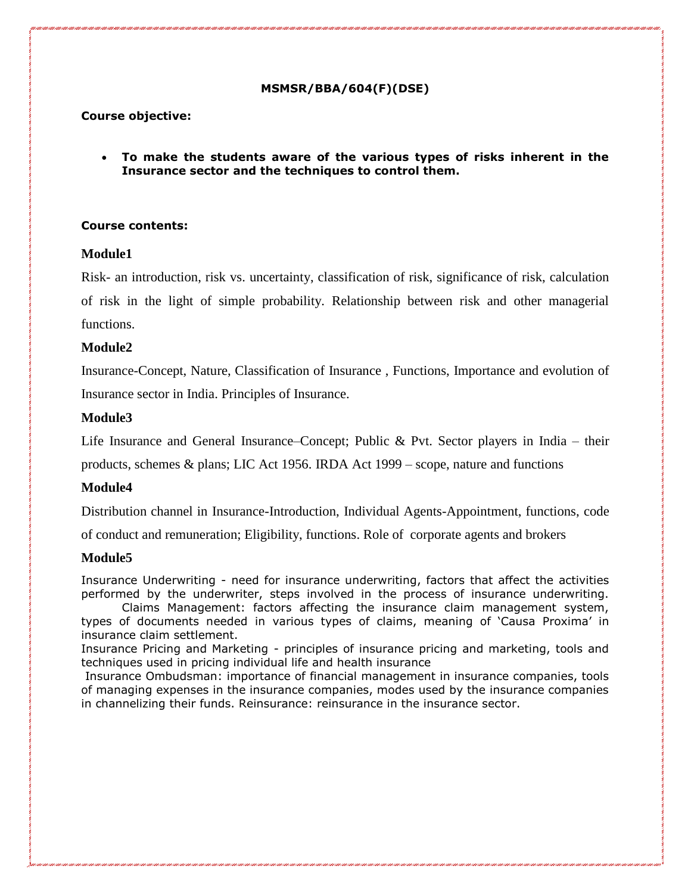**MSMSR/BBA/604(F)(DSE)**

**Course objective:**

- **To make the students aware of the various types of risks inherent in the Insurance sector and the techniques to control them.**

**Course contents:**

**Module1**

Risk- an introduction, risk vs. uncertainty, classification of risk, significance of risk, calculation of risk in the light of simple probability. Relationship between risk and other managerial functions.

**Module2**

Insurance-Concept, Nature, Classification of Insurance , Functions, Importance and evolution of Insurance sector in India. Principles of Insurance.

**Module3**

Life Insurance and General Insurance–Concept; Public & Pvt. Sector players in India – their products, schemes & plans; LIC Act 1956. IRDA Act 1999 – scope, nature and functions

**Module4**

Distribution channel in Insurance-Introduction, Individual Agents-Appointment, functions, code of conduct and remuneration; Eligibility, functions. Role of corporate agents and brokers

**Module5**

Insurance Underwriting - need for insurance underwriting, factors that affect the activities performed by the underwriter, steps involved in the process of insurance underwriting.

Claims Management: factors affecting the insurance claim management system, types of documents needed in various types of claims, meaning of 'Causa Proxima' in insurance claim settlement.

Insurance Pricing and Marketing - principles of insurance pricing and marketing, tools and techniques used in pricing individual life and health insurance

Insurance Ombudsman: importance of financial management in insurance companies, tools of managing expenses in the insurance companies, modes used by the insurance companies in channelizing their funds. Reinsurance: reinsurance in the insurance sector.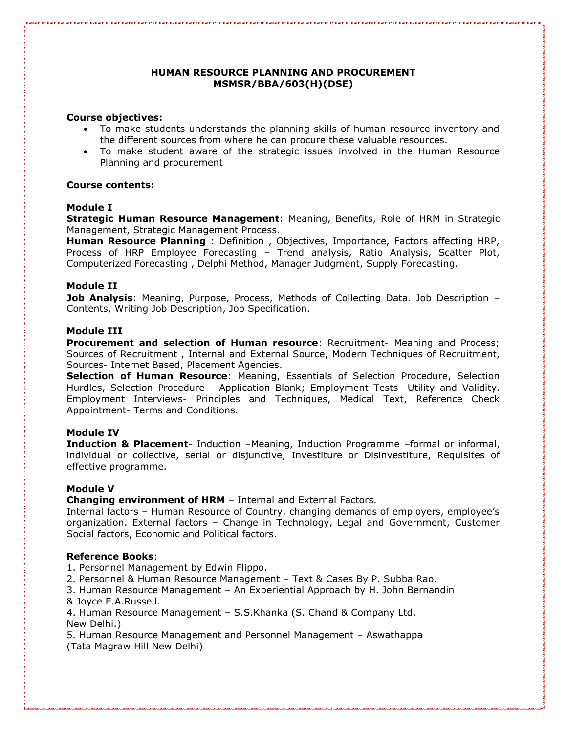# HUMAN RESOURCE PLANNING AND PROCUREMENT
## MSMSR/BBA/603(H)(DSE)

**Course objectives:**

- To make students understands the planning skills of human resource inventory and the different sources from where he can procure these valuable resources.
- To make student aware of the strategic issues involved in the Human Resource Planning and procurement

**Course contents:**

**Module I**

**Strategic Human Resource Management**: Meaning, Benefits, Role of HRM in Strategic Management, Strategic Management Process.

**Human Resource Planning** : Definition , Objectives, Importance, Factors affecting HRP, Process of HRP Employee Forecasting – Trend analysis, Ratio Analysis, Scatter Plot, Computerized Forecasting , Delphi Method, Manager Judgment, Supply Forecasting.

**Module II**

**Job Analysis**: Meaning, Purpose, Process, Methods of Collecting Data. Job Description – Contents, Writing Job Description, Job Specification.

**Module III**

**Procurement and selection of Human resource**: Recruitment- Meaning and Process; Sources of Recruitment , Internal and External Source, Modern Techniques of Recruitment, Sources- Internet Based, Placement Agencies.

**Selection of Human Resource**: Meaning, Essentials of Selection Procedure, Selection Hurdles, Selection Procedure - Application Blank; Employment Tests- Utility and Validity. Employment Interviews- Principles and Techniques, Medical Text, Reference Check Appointment- Terms and Conditions.

**Module IV**

**Induction & Placement**- Induction –Meaning, Induction Programme –formal or informal, individual or collective, serial or disjunctive, Investiture or Disinvestiture, Requisites of effective programme.

**Module V**

**Changing environment of HRM** – Internal and External Factors.

Internal factors – Human Resource of Country, changing demands of employers, employee's organization. External factors – Change in Technology, Legal and Government, Customer Social factors, Economic and Political factors.

**Reference Books**:

1. Personnel Management by Edwin Flippo.
2. Personnel & Human Resource Management – Text & Cases By P. Subba Rao.
3. Human Resource Management – An Experiential Approach by H. John Bernandin & Joyce E.A.Russell.
4. Human Resource Management – S.S.Khanka (S. Chand & Company Ltd. New Delhi.)
5. Human Resource Management and Personnel Management – Aswathappa (Tata Magraw Hill New Delhi)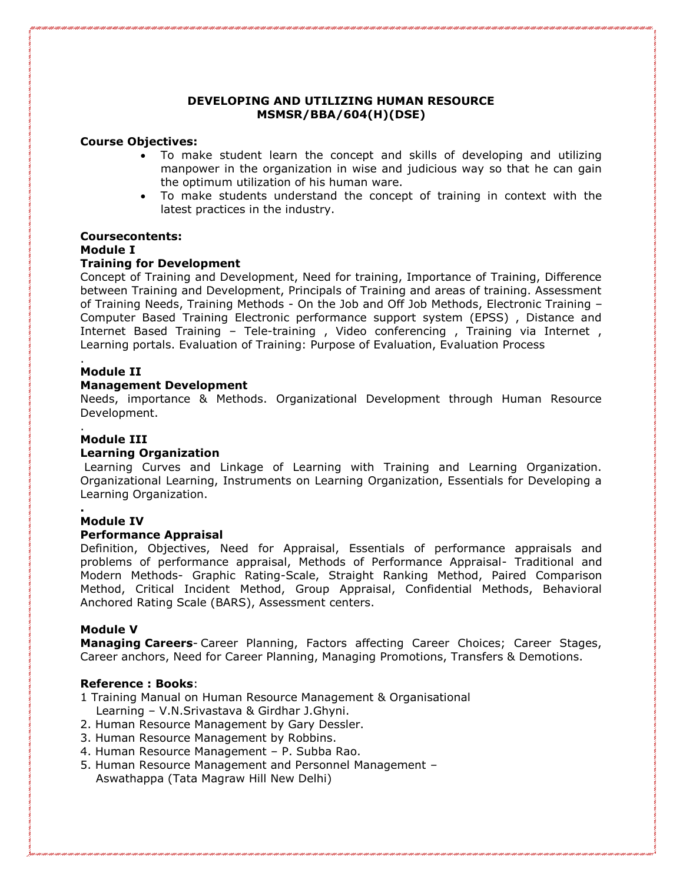**DEVELOPING AND UTILIZING HUMAN RESOURCE**
**MSMSR/BBA/604(H)(DSE)**

**Course Objectives:**

- To make student learn the concept and skills of developing and utilizing manpower in the organization in wise and judicious way so that he can gain the optimum utilization of his human ware.
- To make students understand the concept of training in context with the latest practices in the industry.

**Coursecontents:**

**Module I**

**Training for Development**

Concept of Training and Development, Need for training, Importance of Training, Difference between Training and Development, Principals of Training and areas of training. Assessment of Training Needs, Training Methods - On the Job and Off Job Methods, Electronic Training – Computer Based Training Electronic performance support system (EPSS) , Distance and Internet Based Training – Tele-training , Video conferencing , Training via Internet , Learning portals. Evaluation of Training: Purpose of Evaluation, Evaluation Process

.

**Module II**

**Management Development**

Needs, importance & Methods. Organizational Development through Human Resource Development.

.

**Module III**

**Learning Organization**

Learning Curves and Linkage of Learning with Training and Learning Organization. Organizational Learning, Instruments on Learning Organization, Essentials for Developing a Learning Organization.

.

**Module IV**

**Performance Appraisal**

Definition, Objectives, Need for Appraisal, Essentials of performance appraisals and problems of performance appraisal, Methods of Performance Appraisal- Traditional and Modern Methods- Graphic Rating-Scale, Straight Ranking Method, Paired Comparison Method, Critical Incident Method, Group Appraisal, Confidential Methods, Behavioral Anchored Rating Scale (BARS), Assessment centers.

**Module V**

**Managing Careers**- Career Planning, Factors affecting Career Choices; Career Stages, Career anchors, Need for Career Planning, Managing Promotions, Transfers & Demotions.

**Reference : Books**:

1 Training Manual on Human Resource Management & Organisational Learning – V.N.Srivastava & Girdhar J.Ghyni.
2. Human Resource Management by Gary Dessler.
3. Human Resource Management by Robbins.
4. Human Resource Management – P. Subba Rao.
5. Human Resource Management and Personnel Management – Aswathappa (Tata Magraw Hill New Delhi)